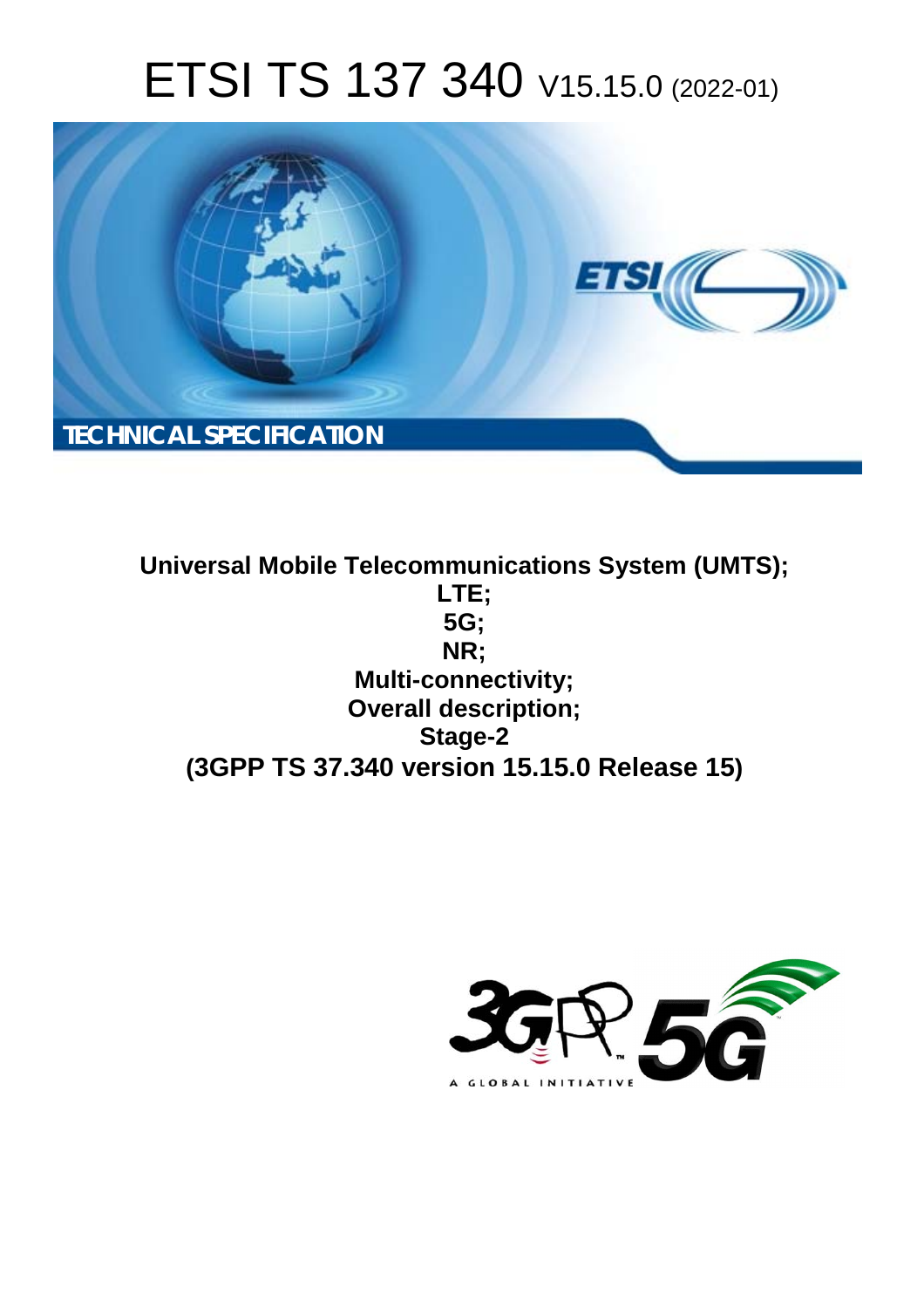# ETSI TS 137 340 V15.15.0 (2022-01)

TECHNICAL SPECIFICATION

**Universal Mobile Telecommunications System (UMTS);**
**LTE;**
**5G;**
**NR;**
**Multi-connectivity;**
**Overall description;**
**Stage-2**
**(3GPP TS 37.340 version 15.15.0 Release 15)**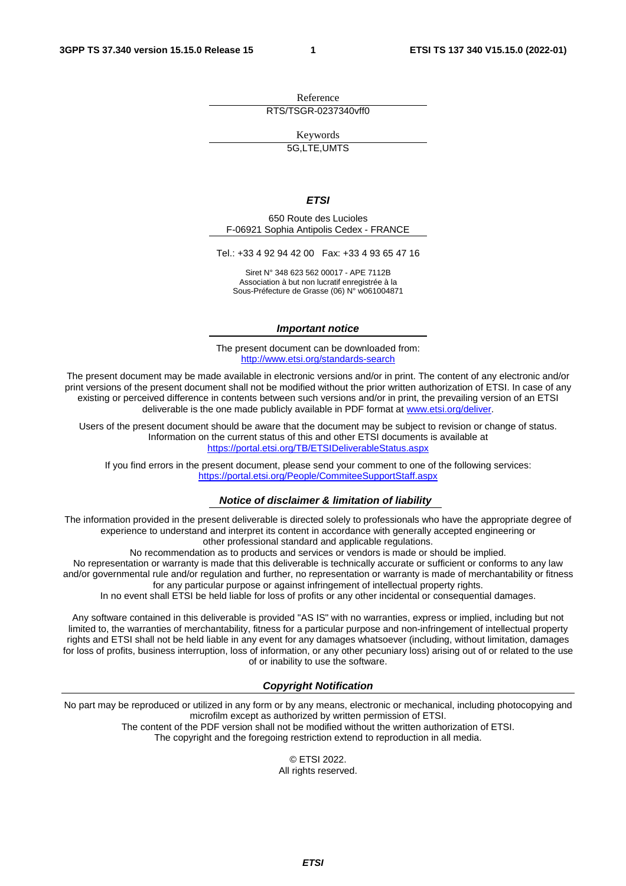Reference

RTS/TSGR-0237340vff0

Keywords

5G,LTE,UMTS

***ETSI***

650 Route des Lucioles
F-06921 Sophia Antipolis Cedex - FRANCE

Tel.: +33 4 92 94 42 00   Fax: +33 4 93 65 47 16

Siret N° 348 623 562 00017 - APE 7112B
Association à but non lucratif enregistrée à la
Sous-Préfecture de Grasse (06) N° w061004871

***Important notice***

The present document can be downloaded from:
http://www.etsi.org/standards-search

The present document may be made available in electronic versions and/or in print. The content of any electronic and/or print versions of the present document shall not be modified without the prior written authorization of ETSI. In case of any existing or perceived difference in contents between such versions and/or in print, the prevailing version of an ETSI deliverable is the one made publicly available in PDF format at www.etsi.org/deliver.

Users of the present document should be aware that the document may be subject to revision or change of status. Information on the current status of this and other ETSI documents is available at https://portal.etsi.org/TB/ETSIDeliverableStatus.aspx

If you find errors in the present document, please send your comment to one of the following services:
https://portal.etsi.org/People/CommiteeSupportStaff.aspx

***Notice of disclaimer & limitation of liability***

The information provided in the present deliverable is directed solely to professionals who have the appropriate degree of experience to understand and interpret its content in accordance with generally accepted engineering or other professional standard and applicable regulations.
No recommendation as to products and services or vendors is made or should be implied.
No representation or warranty is made that this deliverable is technically accurate or sufficient or conforms to any law and/or governmental rule and/or regulation and further, no representation or warranty is made of merchantability or fitness for any particular purpose or against infringement of intellectual property rights.
In no event shall ETSI be held liable for loss of profits or any other incidental or consequential damages.

Any software contained in this deliverable is provided "AS IS" with no warranties, express or implied, including but not limited to, the warranties of merchantability, fitness for a particular purpose and non-infringement of intellectual property rights and ETSI shall not be held liable in any event for any damages whatsoever (including, without limitation, damages for loss of profits, business interruption, loss of information, or any other pecuniary loss) arising out of or related to the use of or inability to use the software.

***Copyright Notification***

No part may be reproduced or utilized in any form or by any means, electronic or mechanical, including photocopying and microfilm except as authorized by written permission of ETSI.
The content of the PDF version shall not be modified without the written authorization of ETSI.
The copyright and the foregoing restriction extend to reproduction in all media.

© ETSI 2022.
All rights reserved.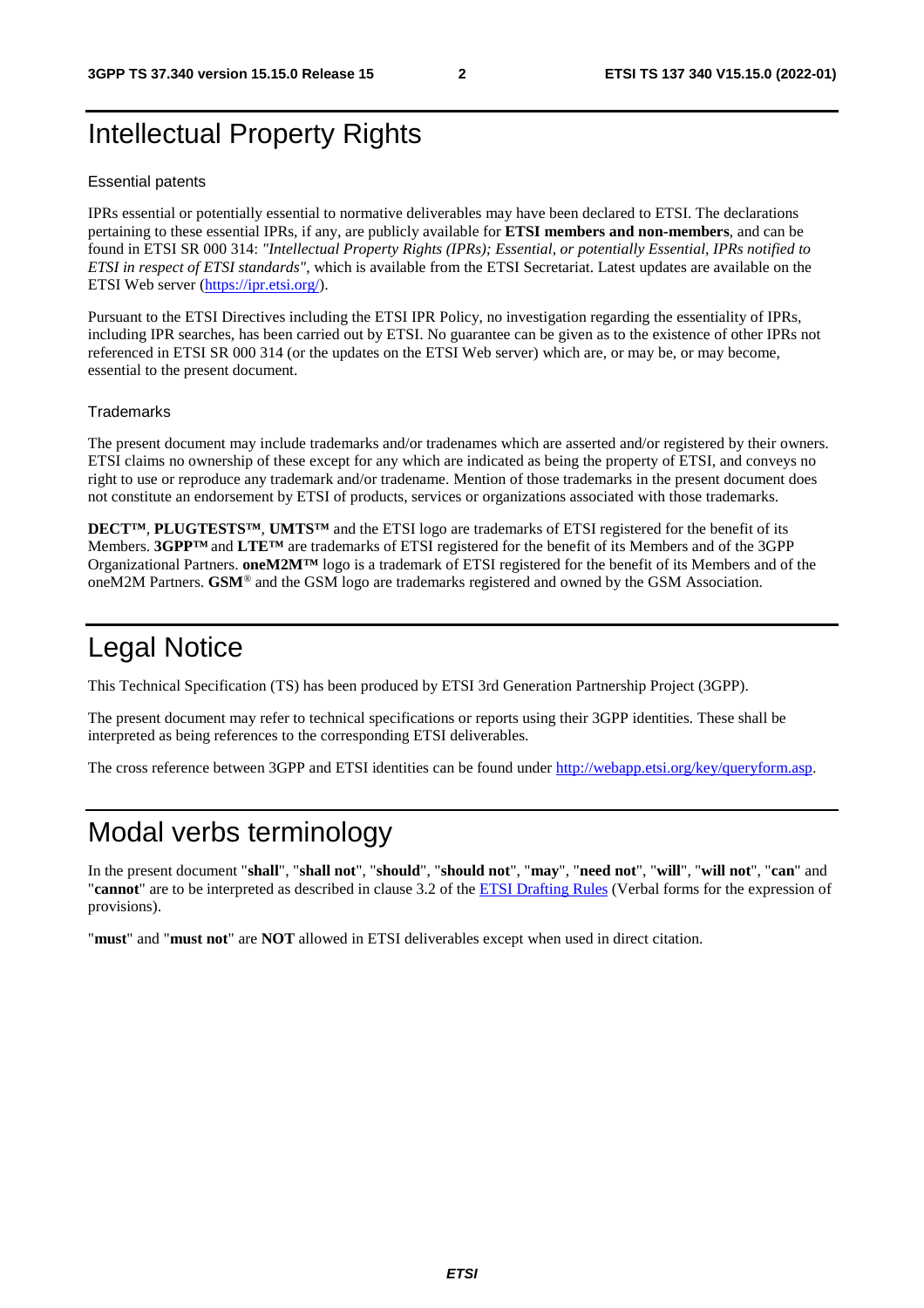# Intellectual Property Rights

## Essential patents

IPRs essential or potentially essential to normative deliverables may have been declared to ETSI. The declarations pertaining to these essential IPRs, if any, are publicly available for **ETSI members and non-members**, and can be found in ETSI SR 000 314: *"Intellectual Property Rights (IPRs); Essential, or potentially Essential, IPRs notified to ETSI in respect of ETSI standards"*, which is available from the ETSI Secretariat. Latest updates are available on the ETSI Web server (https://ipr.etsi.org/).

Pursuant to the ETSI Directives including the ETSI IPR Policy, no investigation regarding the essentiality of IPRs, including IPR searches, has been carried out by ETSI. No guarantee can be given as to the existence of other IPRs not referenced in ETSI SR 000 314 (or the updates on the ETSI Web server) which are, or may be, or may become, essential to the present document.

## Trademarks

The present document may include trademarks and/or tradenames which are asserted and/or registered by their owners. ETSI claims no ownership of these except for any which are indicated as being the property of ETSI, and conveys no right to use or reproduce any trademark and/or tradename. Mention of those trademarks in the present document does not constitute an endorsement by ETSI of products, services or organizations associated with those trademarks.

**DECT™**, **PLUGTESTS™**, **UMTS™** and the ETSI logo are trademarks of ETSI registered for the benefit of its Members. **3GPP™** and **LTE™** are trademarks of ETSI registered for the benefit of its Members and of the 3GPP Organizational Partners. **oneM2M™** logo is a trademark of ETSI registered for the benefit of its Members and of the oneM2M Partners. **GSM**® and the GSM logo are trademarks registered and owned by the GSM Association.

# Legal Notice

This Technical Specification (TS) has been produced by ETSI 3rd Generation Partnership Project (3GPP).

The present document may refer to technical specifications or reports using their 3GPP identities. These shall be interpreted as being references to the corresponding ETSI deliverables.

The cross reference between 3GPP and ETSI identities can be found under http://webapp.etsi.org/key/queryform.asp.

# Modal verbs terminology

In the present document "**shall**", "**shall not**", "**should**", "**should not**", "**may**", "**need not**", "**will**", "**will not**", "**can**" and "**cannot**" are to be interpreted as described in clause 3.2 of the ETSI Drafting Rules (Verbal forms for the expression of provisions).

"**must**" and "**must not**" are **NOT** allowed in ETSI deliverables except when used in direct citation.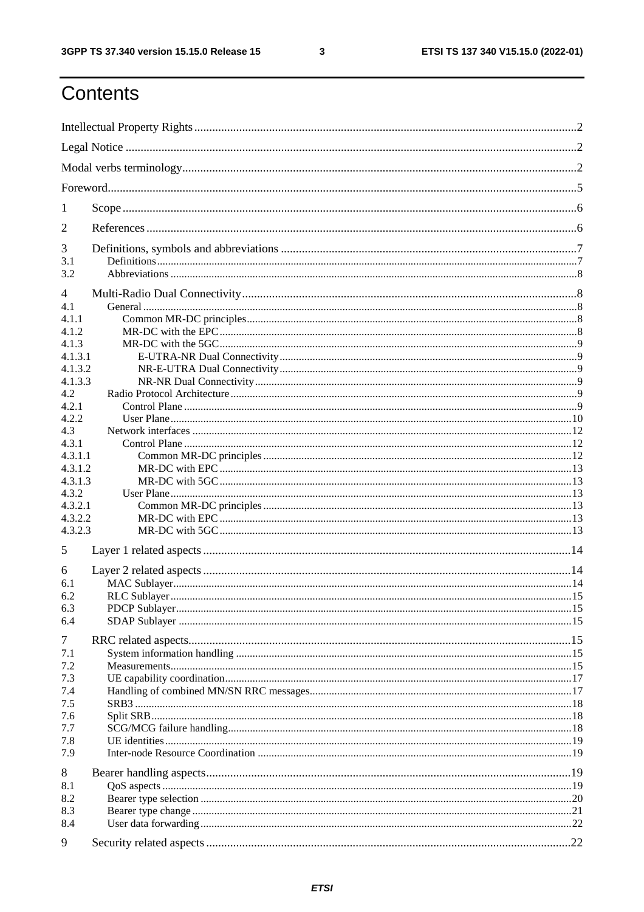# Contents

Intellectual Property Rights ..... 2
Legal Notice ..... 2
Modal verbs terminology ..... 2
Foreword ..... 5
1 Scope ..... 6
2 References ..... 6
3 Definitions, symbols and abbreviations ..... 7
3.1 Definitions ..... 7
3.2 Abbreviations ..... 8
4 Multi-Radio Dual Connectivity ..... 8
4.1 General ..... 8
4.1.1 Common MR-DC principles ..... 8
4.1.2 MR-DC with the EPC ..... 8
4.1.3 MR-DC with the 5GC ..... 9
4.1.3.1 E-UTRA-NR Dual Connectivity ..... 9
4.1.3.2 NR-E-UTRA Dual Connectivity ..... 9
4.1.3.3 NR-NR Dual Connectivity ..... 9
4.2 Radio Protocol Architecture ..... 9
4.2.1 Control Plane ..... 9
4.2.2 User Plane ..... 10
4.3 Network interfaces ..... 12
4.3.1 Control Plane ..... 12
4.3.1.1 Common MR-DC principles ..... 12
4.3.1.2 MR-DC with EPC ..... 13
4.3.1.3 MR-DC with 5GC ..... 13
4.3.2 User Plane ..... 13
4.3.2.1 Common MR-DC principles ..... 13
4.3.2.2 MR-DC with EPC ..... 13
4.3.2.3 MR-DC with 5GC ..... 13
5 Layer 1 related aspects ..... 14
6 Layer 2 related aspects ..... 14
6.1 MAC Sublayer ..... 14
6.2 RLC Sublayer ..... 15
6.3 PDCP Sublayer ..... 15
6.4 SDAP Sublayer ..... 15
7 RRC related aspects ..... 15
7.1 System information handling ..... 15
7.2 Measurements ..... 15
7.3 UE capability coordination ..... 17
7.4 Handling of combined MN/SN RRC messages ..... 17
7.5 SRB3 ..... 18
7.6 Split SRB ..... 18
7.7 SCG/MCG failure handling ..... 18
7.8 UE identities ..... 19
7.9 Inter-node Resource Coordination ..... 19
8 Bearer handling aspects ..... 19
8.1 QoS aspects ..... 19
8.2 Bearer type selection ..... 20
8.3 Bearer type change ..... 21
8.4 User data forwarding ..... 22
9 Security related aspects ..... 22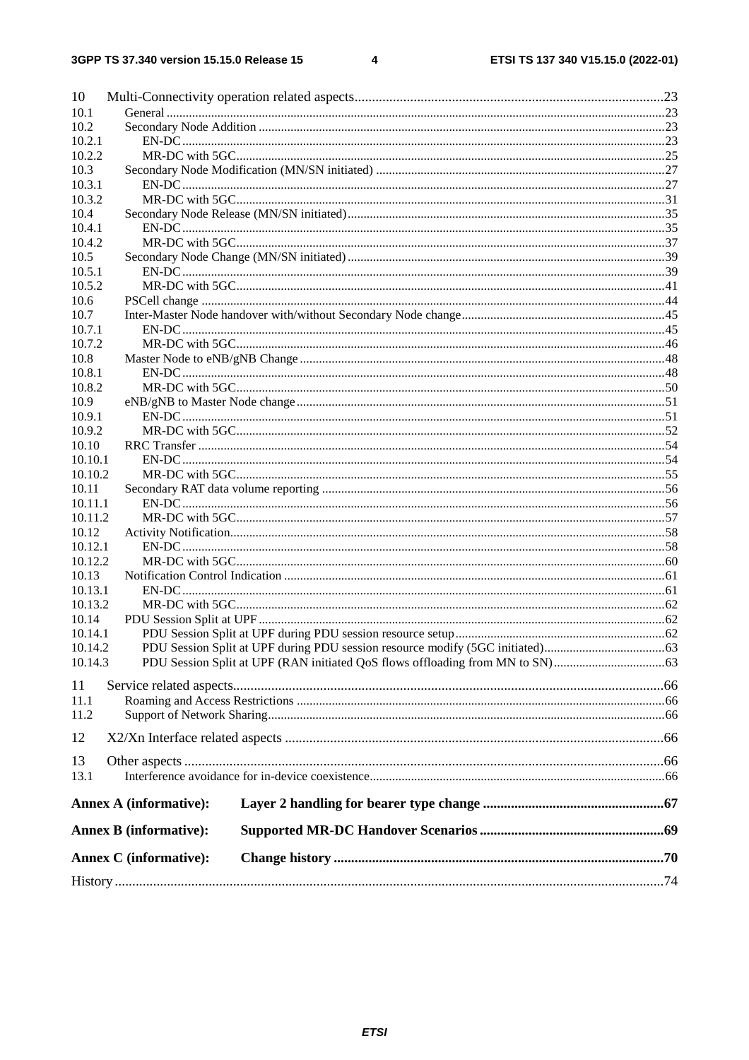10 Multi-Connectivity operation related aspects........................................................................................23
10.1 General ...........................................................................................................................................23
10.2 Secondary Node Addition ..............................................................................................................23
10.2.1 EN-DC......................................................................................................................................23
10.2.2 MR-DC with 5GC.....................................................................................................................25
10.3 Secondary Node Modification (MN/SN initiated) ..........................................................................27
10.3.1 EN-DC......................................................................................................................................27
10.3.2 MR-DC with 5GC.....................................................................................................................31
10.4 Secondary Node Release (MN/SN initiated)...................................................................................35
10.4.1 EN-DC......................................................................................................................................35
10.4.2 MR-DC with 5GC.....................................................................................................................37
10.5 Secondary Node Change (MN/SN initiated)...................................................................................39
10.5.1 EN-DC......................................................................................................................................39
10.5.2 MR-DC with 5GC.....................................................................................................................41
10.6 PSCell change .................................................................................................................................44
10.7 Inter-Master Node handover with/without Secondary Node change...............................................45
10.7.1 EN-DC......................................................................................................................................45
10.7.2 MR-DC with 5GC.....................................................................................................................46
10.8 Master Node to eNB/gNB Change ..................................................................................................48
10.8.1 EN-DC......................................................................................................................................48
10.8.2 MR-DC with 5GC.....................................................................................................................50
10.9 eNB/gNB to Master Node change ...................................................................................................51
10.9.1 EN-DC......................................................................................................................................51
10.9.2 MR-DC with 5GC.....................................................................................................................52
10.10 RRC Transfer .................................................................................................................................54
10.10.1 EN-DC......................................................................................................................................54
10.10.2 MR-DC with 5GC.....................................................................................................................55
10.11 Secondary RAT data volume reporting ...........................................................................................56
10.11.1 EN-DC......................................................................................................................................56
10.11.2 MR-DC with 5GC.....................................................................................................................57
10.12 Activity Notification.......................................................................................................................58
10.12.1 EN-DC......................................................................................................................................58
10.12.2 MR-DC with 5GC.....................................................................................................................60
10.13 Notification Control Indication ......................................................................................................61
10.13.1 EN-DC......................................................................................................................................61
10.13.2 MR-DC with 5GC.....................................................................................................................62
10.14 PDU Session Split at UPF ...............................................................................................................62
10.14.1 PDU Session Split at UPF during PDU session resource setup.................................................62
10.14.2 PDU Session Split at UPF during PDU session resource modify (5GC initiated)......................63
10.14.3 PDU Session Split at UPF (RAN initiated QoS flows offloading from MN to SN)...................63

11 Service related aspects...........................................................................................................66
11.1 Roaming and Access Restrictions ..................................................................................................66
11.2 Support of Network Sharing...........................................................................................................66

12 X2/Xn Interface related aspects ............................................................................................66

13 Other aspects ........................................................................................................................66
13.1 Interference avoidance for in-device coexistence...........................................................................66

**Annex A (informative): Layer 2 handling for bearer type change ...................................................67**

**Annex B (informative): Supported MR-DC Handover Scenarios ....................................................69**

**Annex C (informative): Change history .............................................................................................70**

History ...........................................................................................................................................74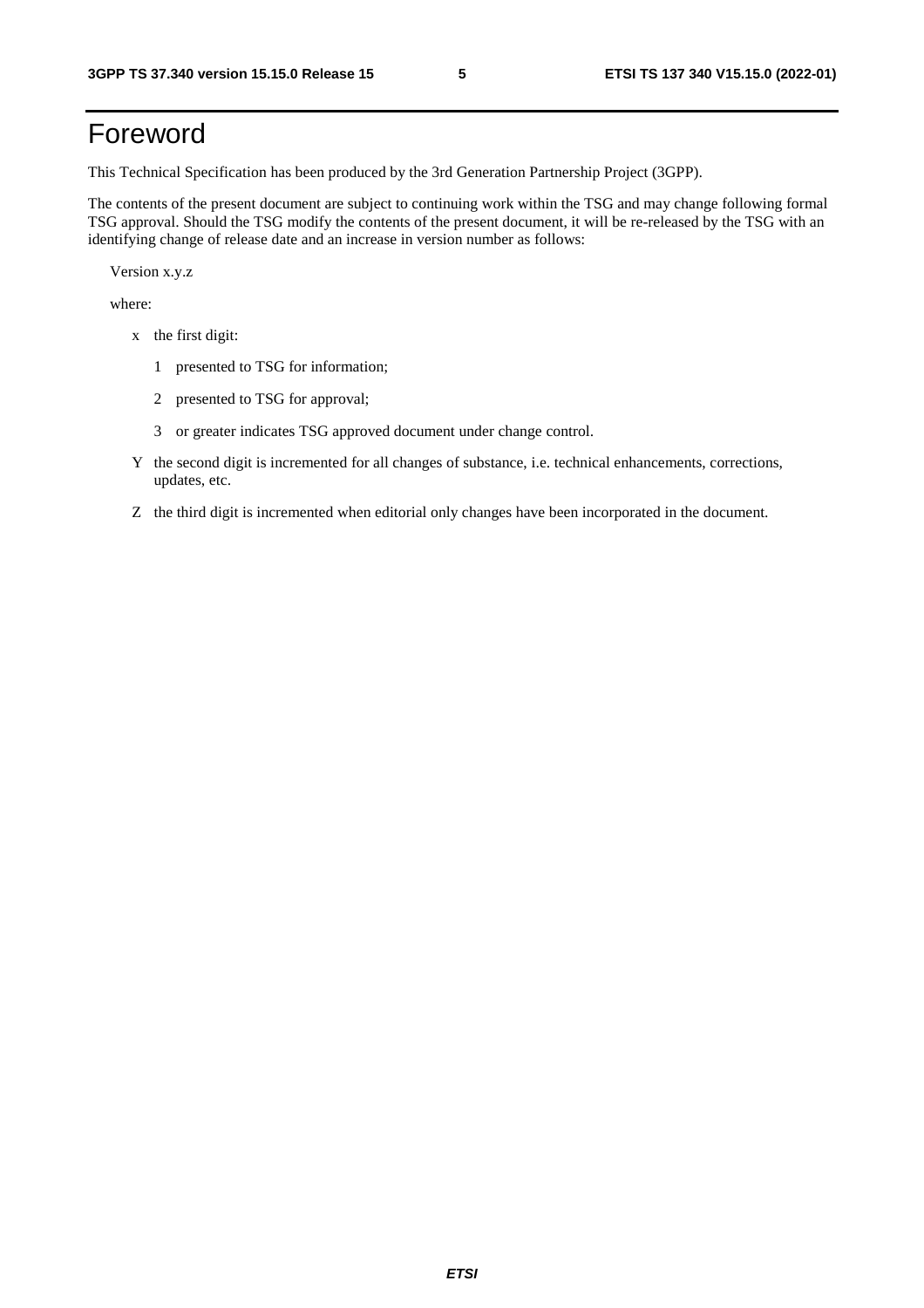# Foreword

This Technical Specification has been produced by the 3rd Generation Partnership Project (3GPP).

The contents of the present document are subject to continuing work within the TSG and may change following formal TSG approval. Should the TSG modify the contents of the present document, it will be re-released by the TSG with an identifying change of release date and an increase in version number as follows:

Version x.y.z

where:

- x the first digit:
  - 1 presented to TSG for information;
  - 2 presented to TSG for approval;
  - 3 or greater indicates TSG approved document under change control.
- Y the second digit is incremented for all changes of substance, i.e. technical enhancements, corrections, updates, etc.
- Z the third digit is incremented when editorial only changes have been incorporated in the document.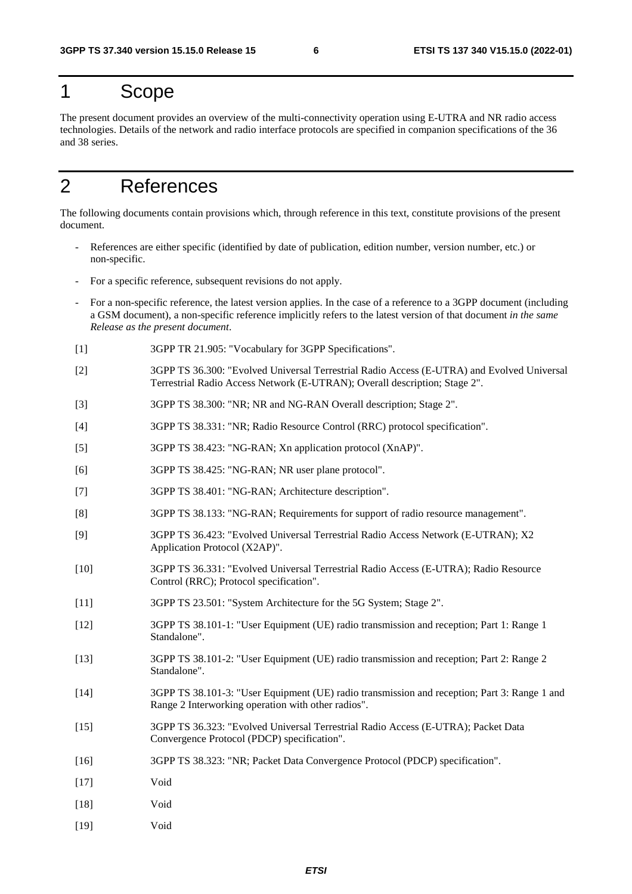# 1 Scope

The present document provides an overview of the multi-connectivity operation using E-UTRA and NR radio access technologies. Details of the network and radio interface protocols are specified in companion specifications of the 36 and 38 series.

# 2 References

The following documents contain provisions which, through reference in this text, constitute provisions of the present document.

- References are either specific (identified by date of publication, edition number, version number, etc.) or non-specific.
- For a specific reference, subsequent revisions do not apply.
- For a non-specific reference, the latest version applies. In the case of a reference to a 3GPP document (including a GSM document), a non-specific reference implicitly refers to the latest version of that document *in the same Release as the present document*.

[1] 3GPP TR 21.905: "Vocabulary for 3GPP Specifications".

[2] 3GPP TS 36.300: "Evolved Universal Terrestrial Radio Access (E-UTRA) and Evolved Universal Terrestrial Radio Access Network (E-UTRAN); Overall description; Stage 2".

[3] 3GPP TS 38.300: "NR; NR and NG-RAN Overall description; Stage 2".

[4] 3GPP TS 38.331: "NR; Radio Resource Control (RRC) protocol specification".

[5] 3GPP TS 38.423: "NG-RAN; Xn application protocol (XnAP)".

[6] 3GPP TS 38.425: "NG-RAN; NR user plane protocol".

[7] 3GPP TS 38.401: "NG-RAN; Architecture description".

[8] 3GPP TS 38.133: "NG-RAN; Requirements for support of radio resource management".

[9] 3GPP TS 36.423: "Evolved Universal Terrestrial Radio Access Network (E-UTRAN); X2 Application Protocol (X2AP)".

[10] 3GPP TS 36.331: "Evolved Universal Terrestrial Radio Access (E-UTRA); Radio Resource Control (RRC); Protocol specification".

[11] 3GPP TS 23.501: "System Architecture for the 5G System; Stage 2".

[12] 3GPP TS 38.101-1: "User Equipment (UE) radio transmission and reception; Part 1: Range 1 Standalone".

[13] 3GPP TS 38.101-2: "User Equipment (UE) radio transmission and reception; Part 2: Range 2 Standalone".

[14] 3GPP TS 38.101-3: "User Equipment (UE) radio transmission and reception; Part 3: Range 1 and Range 2 Interworking operation with other radios".

[15] 3GPP TS 36.323: "Evolved Universal Terrestrial Radio Access (E-UTRA); Packet Data Convergence Protocol (PDCP) specification".

[16] 3GPP TS 38.323: "NR; Packet Data Convergence Protocol (PDCP) specification".

[17] Void

[18] Void

[19] Void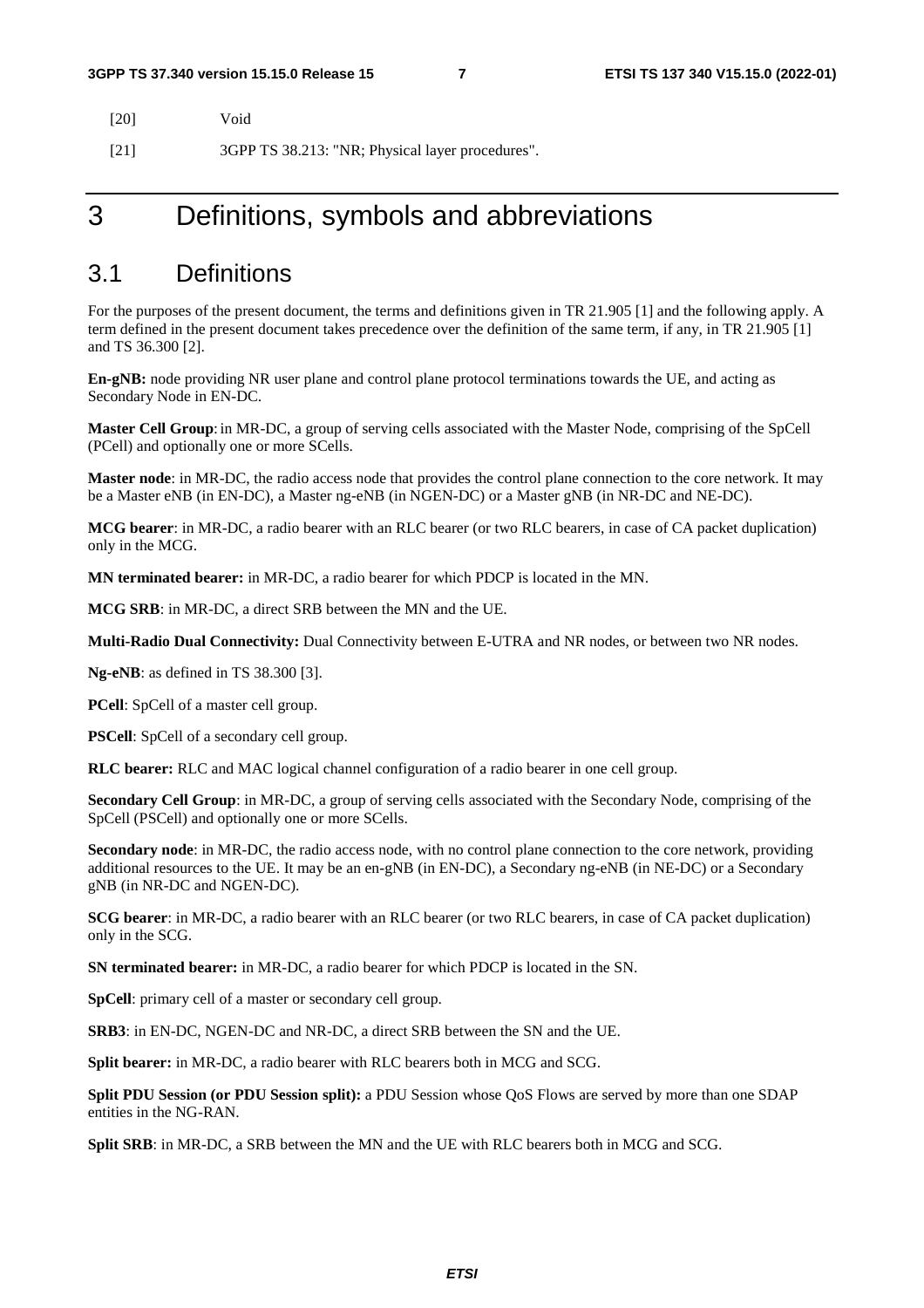[20] Void

[21] 3GPP TS 38.213: "NR; Physical layer procedures".

# 3 Definitions, symbols and abbreviations

## 3.1 Definitions

For the purposes of the present document, the terms and definitions given in TR 21.905 [1] and the following apply. A term defined in the present document takes precedence over the definition of the same term, if any, in TR 21.905 [1] and TS 36.300 [2].

**En-gNB:** node providing NR user plane and control plane protocol terminations towards the UE, and acting as Secondary Node in EN-DC.

**Master Cell Group**: in MR-DC, a group of serving cells associated with the Master Node, comprising of the SpCell (PCell) and optionally one or more SCells.

**Master node**: in MR-DC, the radio access node that provides the control plane connection to the core network. It may be a Master eNB (in EN-DC), a Master ng-eNB (in NGEN-DC) or a Master gNB (in NR-DC and NE-DC).

**MCG bearer**: in MR-DC, a radio bearer with an RLC bearer (or two RLC bearers, in case of CA packet duplication) only in the MCG.

**MN terminated bearer:** in MR-DC, a radio bearer for which PDCP is located in the MN.

**MCG SRB**: in MR-DC, a direct SRB between the MN and the UE.

**Multi-Radio Dual Connectivity:** Dual Connectivity between E-UTRA and NR nodes, or between two NR nodes.

**Ng-eNB**: as defined in TS 38.300 [3].

**PCell**: SpCell of a master cell group.

**PSCell**: SpCell of a secondary cell group.

**RLC bearer:** RLC and MAC logical channel configuration of a radio bearer in one cell group.

**Secondary Cell Group**: in MR-DC, a group of serving cells associated with the Secondary Node, comprising of the SpCell (PSCell) and optionally one or more SCells.

**Secondary node**: in MR-DC, the radio access node, with no control plane connection to the core network, providing additional resources to the UE. It may be an en-gNB (in EN-DC), a Secondary ng-eNB (in NE-DC) or a Secondary gNB (in NR-DC and NGEN-DC).

**SCG bearer**: in MR-DC, a radio bearer with an RLC bearer (or two RLC bearers, in case of CA packet duplication) only in the SCG.

**SN terminated bearer:** in MR-DC, a radio bearer for which PDCP is located in the SN.

**SpCell**: primary cell of a master or secondary cell group.

**SRB3**: in EN-DC, NGEN-DC and NR-DC, a direct SRB between the SN and the UE.

**Split bearer:** in MR-DC, a radio bearer with RLC bearers both in MCG and SCG.

**Split PDU Session (or PDU Session split):** a PDU Session whose QoS Flows are served by more than one SDAP entities in the NG-RAN.

**Split SRB**: in MR-DC, a SRB between the MN and the UE with RLC bearers both in MCG and SCG.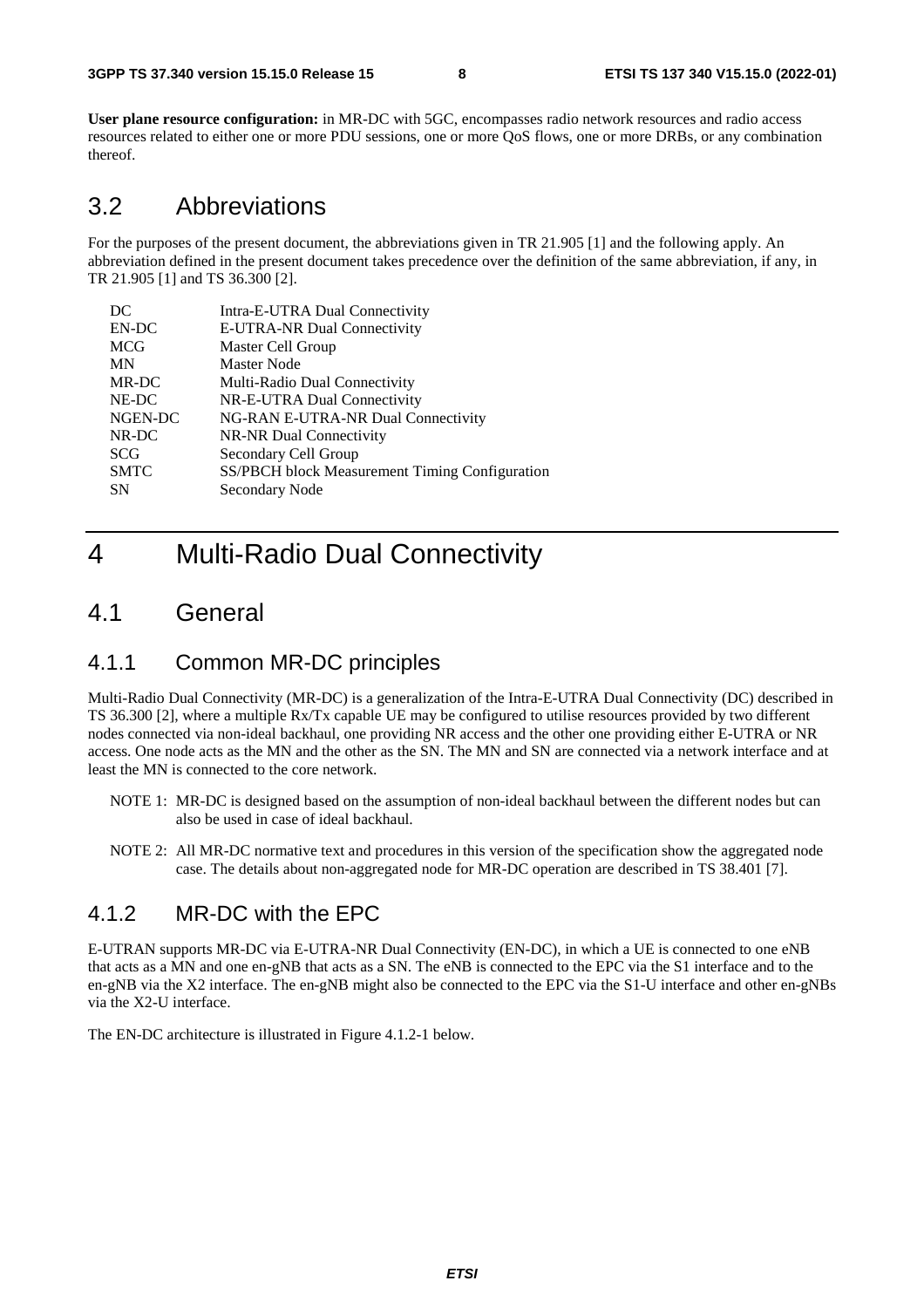**User plane resource configuration:** in MR-DC with 5GC, encompasses radio network resources and radio access resources related to either one or more PDU sessions, one or more QoS flows, one or more DRBs, or any combination thereof.

## 3.2 Abbreviations

For the purposes of the present document, the abbreviations given in TR 21.905 [1] and the following apply. An abbreviation defined in the present document takes precedence over the definition of the same abbreviation, if any, in TR 21.905 [1] and TS 36.300 [2].

| | |
|---|---|
| DC | Intra-E-UTRA Dual Connectivity |
| EN-DC | E-UTRA-NR Dual Connectivity |
| MCG | Master Cell Group |
| MN | Master Node |
| MR-DC | Multi-Radio Dual Connectivity |
| NE-DC | NR-E-UTRA Dual Connectivity |
| NGEN-DC | NG-RAN E-UTRA-NR Dual Connectivity |
| NR-DC | NR-NR Dual Connectivity |
| SCG | Secondary Cell Group |
| SMTC | SS/PBCH block Measurement Timing Configuration |
| SN | Secondary Node |

# 4 Multi-Radio Dual Connectivity

## 4.1 General

### 4.1.1 Common MR-DC principles

Multi-Radio Dual Connectivity (MR-DC) is a generalization of the Intra-E-UTRA Dual Connectivity (DC) described in TS 36.300 [2], where a multiple Rx/Tx capable UE may be configured to utilise resources provided by two different nodes connected via non-ideal backhaul, one providing NR access and the other one providing either E-UTRA or NR access. One node acts as the MN and the other as the SN. The MN and SN are connected via a network interface and at least the MN is connected to the core network.

NOTE 1: MR-DC is designed based on the assumption of non-ideal backhaul between the different nodes but can also be used in case of ideal backhaul.

NOTE 2: All MR-DC normative text and procedures in this version of the specification show the aggregated node case. The details about non-aggregated node for MR-DC operation are described in TS 38.401 [7].

### 4.1.2 MR-DC with the EPC

E-UTRAN supports MR-DC via E-UTRA-NR Dual Connectivity (EN-DC), in which a UE is connected to one eNB that acts as a MN and one en-gNB that acts as a SN. The eNB is connected to the EPC via the S1 interface and to the en-gNB via the X2 interface. The en-gNB might also be connected to the EPC via the S1-U interface and other en-gNBs via the X2-U interface.

The EN-DC architecture is illustrated in Figure 4.1.2-1 below.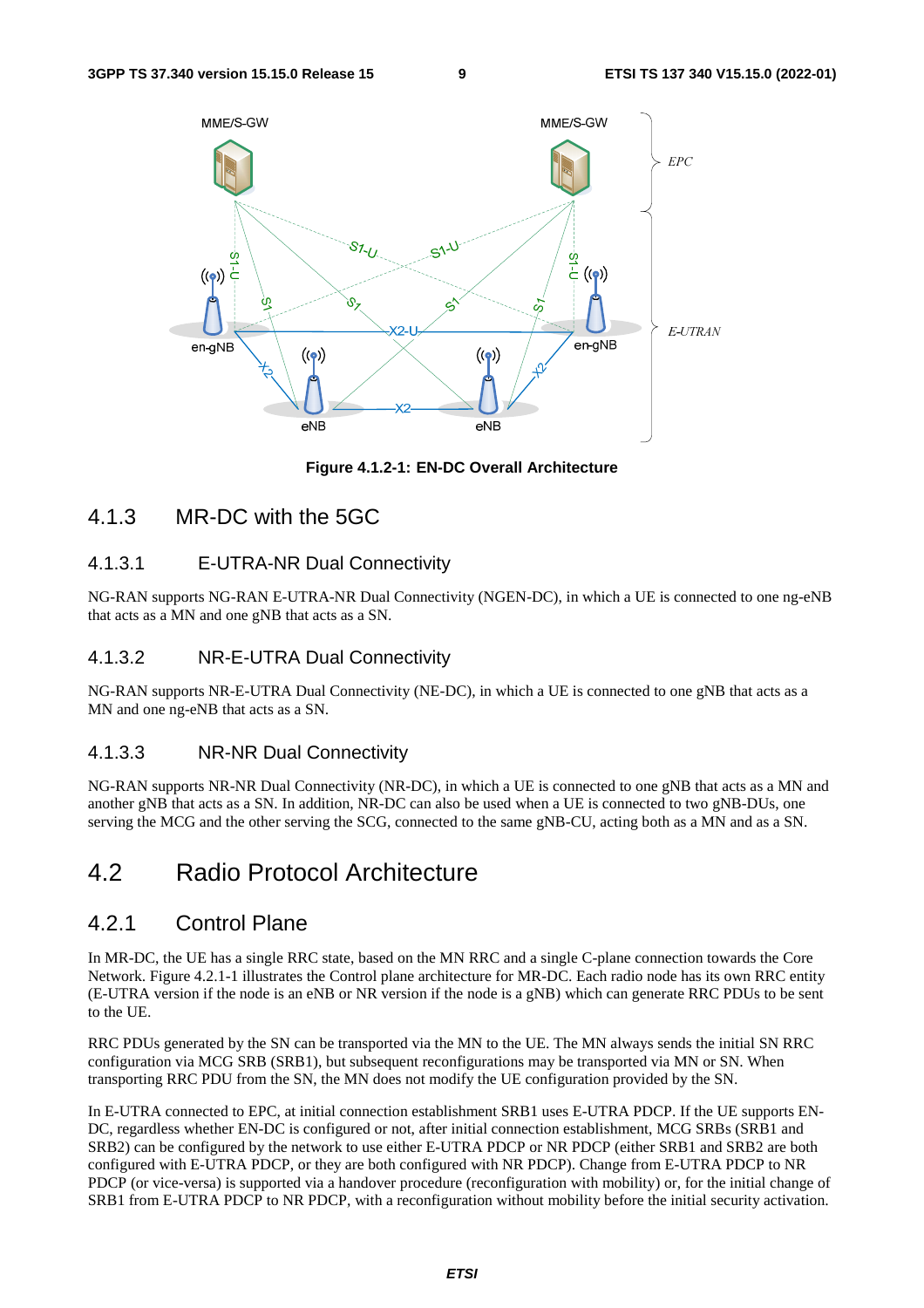Figure 4.1.2-1: EN-DC Overall Architecture

### 4.1.3 MR-DC with the 5GC

#### 4.1.3.1 E-UTRA-NR Dual Connectivity

NG-RAN supports NG-RAN E-UTRA-NR Dual Connectivity (NGEN-DC), in which a UE is connected to one ng-eNB that acts as a MN and one gNB that acts as a SN.

#### 4.1.3.2 NR-E-UTRA Dual Connectivity

NG-RAN supports NR-E-UTRA Dual Connectivity (NE-DC), in which a UE is connected to one gNB that acts as a MN and one ng-eNB that acts as a SN.

#### 4.1.3.3 NR-NR Dual Connectivity

NG-RAN supports NR-NR Dual Connectivity (NR-DC), in which a UE is connected to one gNB that acts as a MN and another gNB that acts as a SN. In addition, NR-DC can also be used when a UE is connected to two gNB-DUs, one serving the MCG and the other serving the SCG, connected to the same gNB-CU, acting both as a MN and as a SN.

## 4.2 Radio Protocol Architecture

### 4.2.1 Control Plane

In MR-DC, the UE has a single RRC state, based on the MN RRC and a single C-plane connection towards the Core Network. Figure 4.2.1-1 illustrates the Control plane architecture for MR-DC. Each radio node has its own RRC entity (E-UTRA version if the node is an eNB or NR version if the node is a gNB) which can generate RRC PDUs to be sent to the UE.

RRC PDUs generated by the SN can be transported via the MN to the UE. The MN always sends the initial SN RRC configuration via MCG SRB (SRB1), but subsequent reconfigurations may be transported via MN or SN. When transporting RRC PDU from the SN, the MN does not modify the UE configuration provided by the SN.

In E-UTRA connected to EPC, at initial connection establishment SRB1 uses E-UTRA PDCP. If the UE supports EN-DC, regardless whether EN-DC is configured or not, after initial connection establishment, MCG SRBs (SRB1 and SRB2) can be configured by the network to use either E-UTRA PDCP or NR PDCP (either SRB1 and SRB2 are both configured with E-UTRA PDCP, or they are both configured with NR PDCP). Change from E-UTRA PDCP to NR PDCP (or vice-versa) is supported via a handover procedure (reconfiguration with mobility) or, for the initial change of SRB1 from E-UTRA PDCP to NR PDCP, with a reconfiguration without mobility before the initial security activation.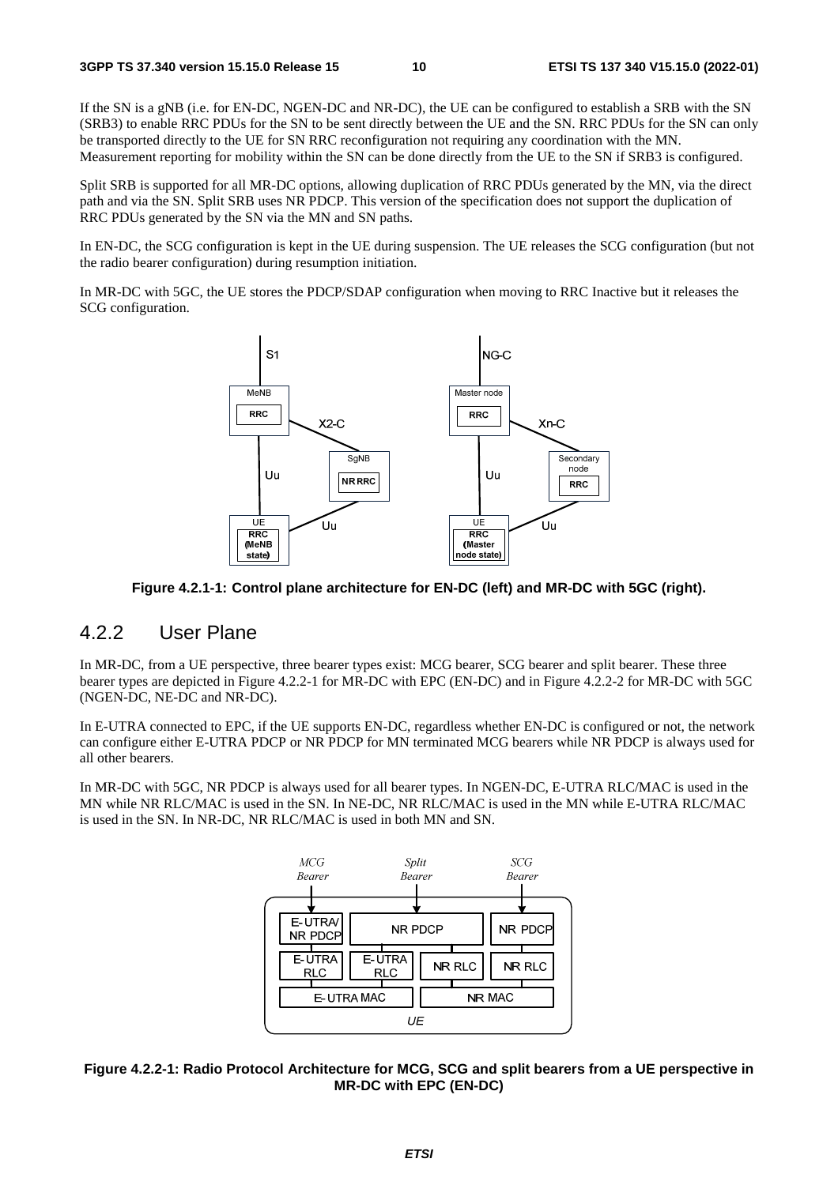If the SN is a gNB (i.e. for EN-DC, NGEN-DC and NR-DC), the UE can be configured to establish a SRB with the SN (SRB3) to enable RRC PDUs for the SN to be sent directly between the UE and the SN. RRC PDUs for the SN can only be transported directly to the UE for SN RRC reconfiguration not requiring any coordination with the MN. Measurement reporting for mobility within the SN can be done directly from the UE to the SN if SRB3 is configured.

Split SRB is supported for all MR-DC options, allowing duplication of RRC PDUs generated by the MN, via the direct path and via the SN. Split SRB uses NR PDCP. This version of the specification does not support the duplication of RRC PDUs generated by the SN via the MN and SN paths.

In EN-DC, the SCG configuration is kept in the UE during suspension. The UE releases the SCG configuration (but not the radio bearer configuration) during resumption initiation.

In MR-DC with 5GC, the UE stores the PDCP/SDAP configuration when moving to RRC Inactive but it releases the SCG configuration.

**Figure 4.2.1-1: Control plane architecture for EN-DC (left) and MR-DC with 5GC (right).**

## 4.2.2 User Plane

In MR-DC, from a UE perspective, three bearer types exist: MCG bearer, SCG bearer and split bearer. These three bearer types are depicted in Figure 4.2.2-1 for MR-DC with EPC (EN-DC) and in Figure 4.2.2-2 for MR-DC with 5GC (NGEN-DC, NE-DC and NR-DC).

In E-UTRA connected to EPC, if the UE supports EN-DC, regardless whether EN-DC is configured or not, the network can configure either E-UTRA PDCP or NR PDCP for MN terminated MCG bearers while NR PDCP is always used for all other bearers.

In MR-DC with 5GC, NR PDCP is always used for all bearer types. In NGEN-DC, E-UTRA RLC/MAC is used in the MN while NR RLC/MAC is used in the SN. In NE-DC, NR RLC/MAC is used in the MN while E-UTRA RLC/MAC is used in the SN. In NR-DC, NR RLC/MAC is used in both MN and SN.

**Figure 4.2.2-1: Radio Protocol Architecture for MCG, SCG and split bearers from a UE perspective in MR-DC with EPC (EN-DC)**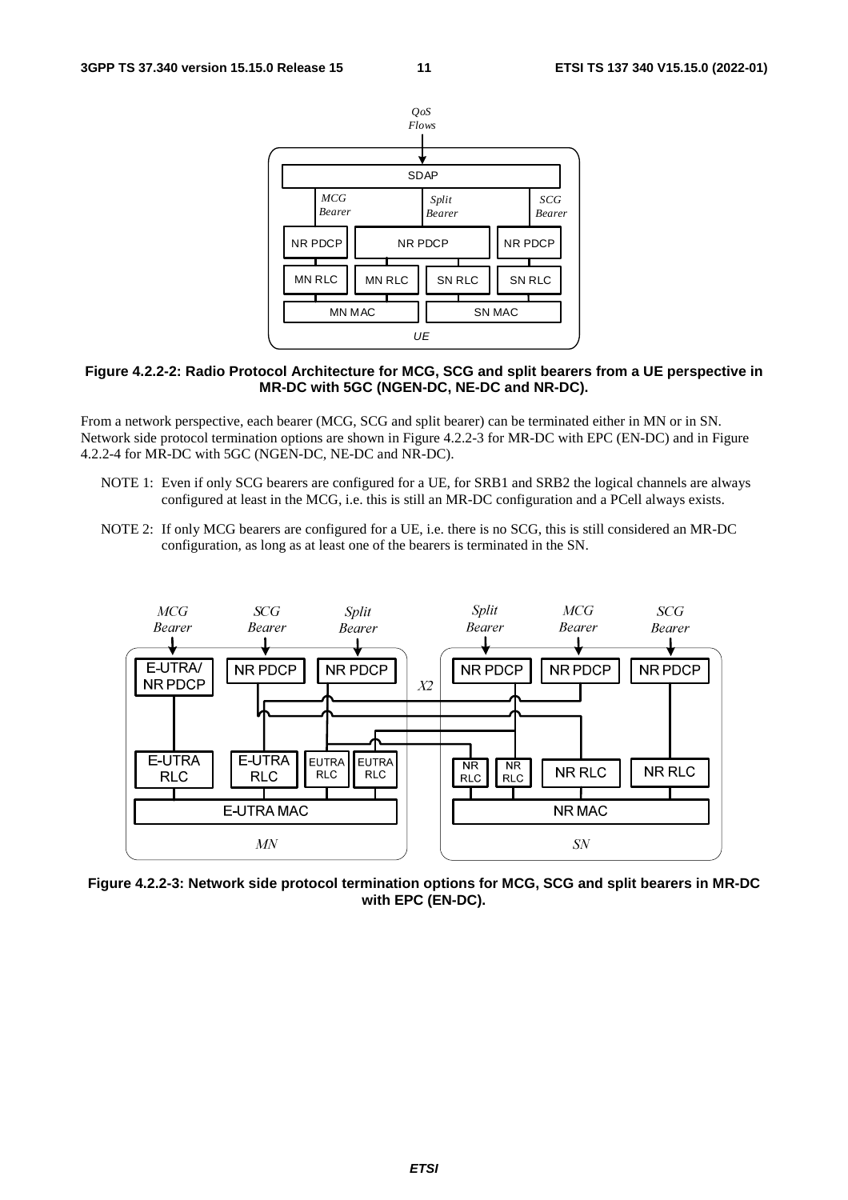**Figure 4.2.2-2: Radio Protocol Architecture for MCG, SCG and split bearers from a UE perspective in MR-DC with 5GC (NGEN-DC, NE-DC and NR-DC).**

From a network perspective, each bearer (MCG, SCG and split bearer) can be terminated either in MN or in SN. Network side protocol termination options are shown in Figure 4.2.2-3 for MR-DC with EPC (EN-DC) and in Figure 4.2.2-4 for MR-DC with 5GC (NGEN-DC, NE-DC and NR-DC).

NOTE 1: Even if only SCG bearers are configured for a UE, for SRB1 and SRB2 the logical channels are always configured at least in the MCG, i.e. this is still an MR-DC configuration and a PCell always exists.

NOTE 2: If only MCG bearers are configured for a UE, i.e. there is no SCG, this is still considered an MR-DC configuration, as long as at least one of the bearers is terminated in the SN.

**Figure 4.2.2-3: Network side protocol termination options for MCG, SCG and split bearers in MR-DC with EPC (EN-DC).**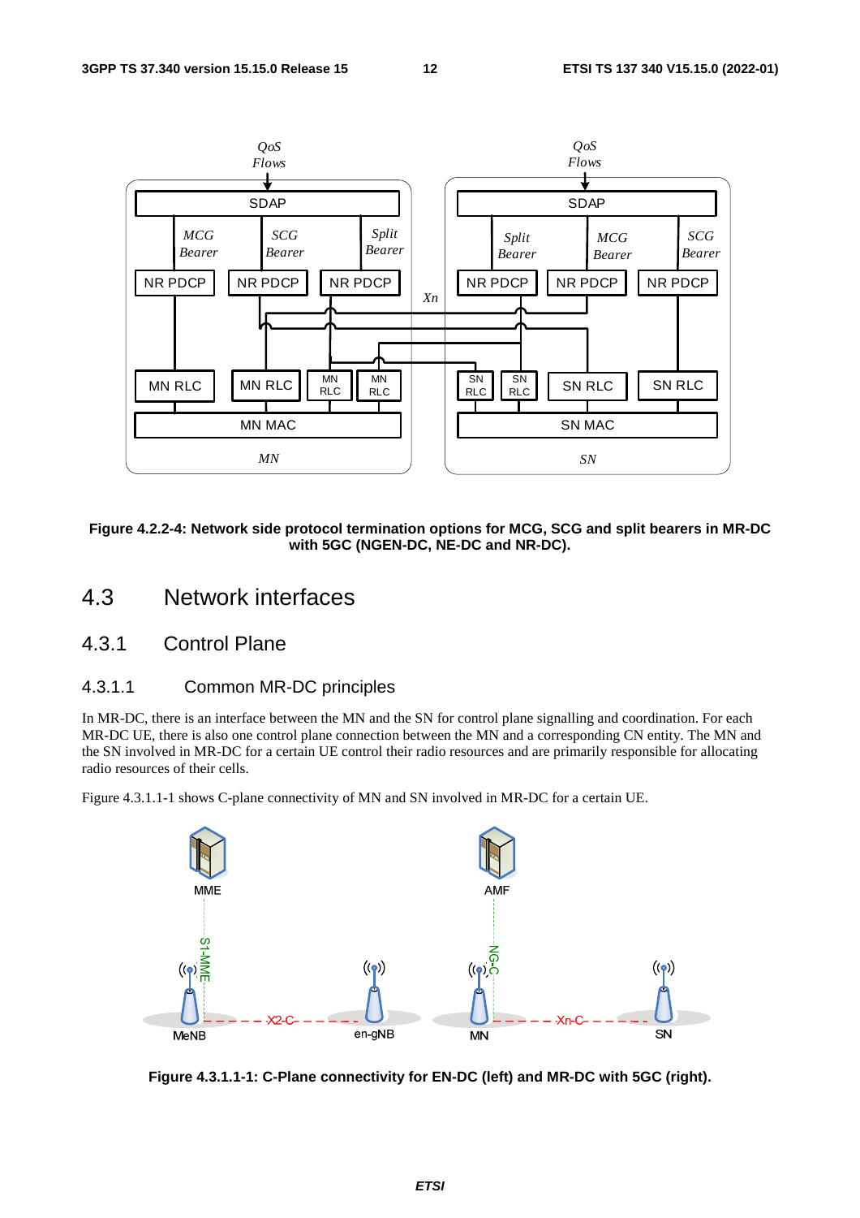**Figure 4.2.2-4: Network side protocol termination options for MCG, SCG and split bearers in MR-DC with 5GC (NGEN-DC, NE-DC and NR-DC).**

# 4.3 Network interfaces

## 4.3.1 Control Plane

### 4.3.1.1 Common MR-DC principles

In MR-DC, there is an interface between the MN and the SN for control plane signalling and coordination. For each MR-DC UE, there is also one control plane connection between the MN and a corresponding CN entity. The MN and the SN involved in MR-DC for a certain UE control their radio resources and are primarily responsible for allocating radio resources of their cells.

Figure 4.3.1.1-1 shows C-plane connectivity of MN and SN involved in MR-DC for a certain UE.

**Figure 4.3.1.1-1: C-Plane connectivity for EN-DC (left) and MR-DC with 5GC (right).**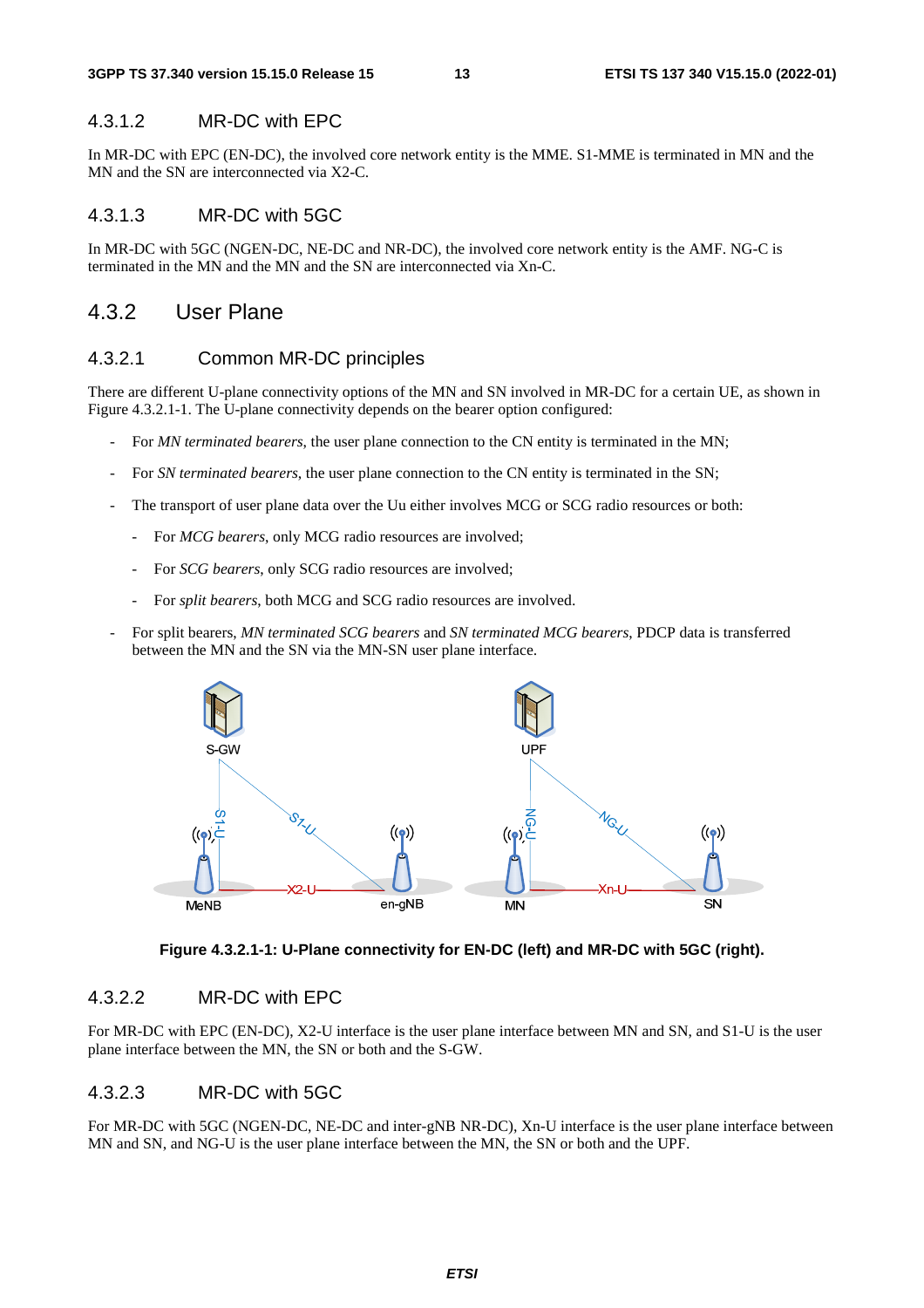#### 4.3.1.2 MR-DC with EPC

In MR-DC with EPC (EN-DC), the involved core network entity is the MME. S1-MME is terminated in MN and the MN and the SN are interconnected via X2-C.

#### 4.3.1.3 MR-DC with 5GC

In MR-DC with 5GC (NGEN-DC, NE-DC and NR-DC), the involved core network entity is the AMF. NG-C is terminated in the MN and the MN and the SN are interconnected via Xn-C.

### 4.3.2 User Plane

#### 4.3.2.1 Common MR-DC principles

There are different U-plane connectivity options of the MN and SN involved in MR-DC for a certain UE, as shown in Figure 4.3.2.1-1. The U-plane connectivity depends on the bearer option configured:

- For *MN terminated bearers*, the user plane connection to the CN entity is terminated in the MN;
- For *SN terminated bearers*, the user plane connection to the CN entity is terminated in the SN;
- The transport of user plane data over the Uu either involves MCG or SCG radio resources or both:
  - For *MCG bearers*, only MCG radio resources are involved;
  - For *SCG bearers*, only SCG radio resources are involved;
  - For *split bearers*, both MCG and SCG radio resources are involved.
- For split bearers, *MN terminated SCG bearers* and *SN terminated MCG bearers*, PDCP data is transferred between the MN and the SN via the MN-SN user plane interface.

**Figure 4.3.2.1-1: U-Plane connectivity for EN-DC (left) and MR-DC with 5GC (right).**

#### 4.3.2.2 MR-DC with EPC

For MR-DC with EPC (EN-DC), X2-U interface is the user plane interface between MN and SN, and S1-U is the user plane interface between the MN, the SN or both and the S-GW.

#### 4.3.2.3 MR-DC with 5GC

For MR-DC with 5GC (NGEN-DC, NE-DC and inter-gNB NR-DC), Xn-U interface is the user plane interface between MN and SN, and NG-U is the user plane interface between the MN, the SN or both and the UPF.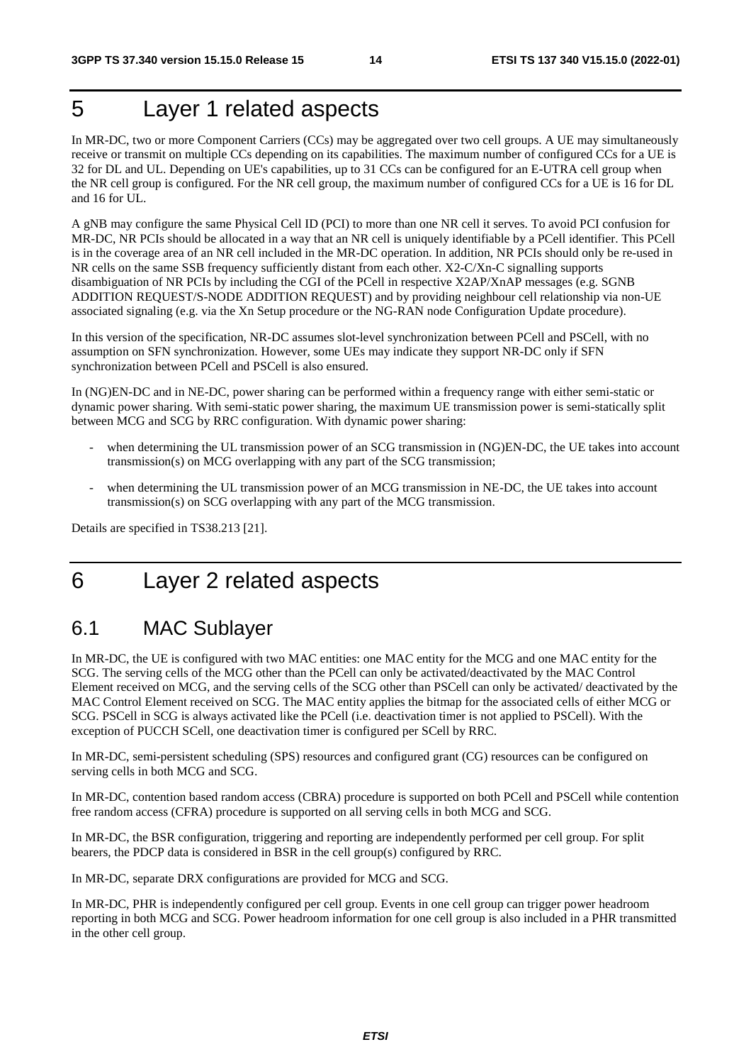# 5 Layer 1 related aspects

In MR-DC, two or more Component Carriers (CCs) may be aggregated over two cell groups. A UE may simultaneously receive or transmit on multiple CCs depending on its capabilities. The maximum number of configured CCs for a UE is 32 for DL and UL. Depending on UE's capabilities, up to 31 CCs can be configured for an E-UTRA cell group when the NR cell group is configured. For the NR cell group, the maximum number of configured CCs for a UE is 16 for DL and 16 for UL.

A gNB may configure the same Physical Cell ID (PCI) to more than one NR cell it serves. To avoid PCI confusion for MR-DC, NR PCIs should be allocated in a way that an NR cell is uniquely identifiable by a PCell identifier. This PCell is in the coverage area of an NR cell included in the MR-DC operation. In addition, NR PCIs should only be re-used in NR cells on the same SSB frequency sufficiently distant from each other. X2-C/Xn-C signalling supports disambiguation of NR PCIs by including the CGI of the PCell in respective X2AP/XnAP messages (e.g. SGNB ADDITION REQUEST/S-NODE ADDITION REQUEST) and by providing neighbour cell relationship via non-UE associated signaling (e.g. via the Xn Setup procedure or the NG-RAN node Configuration Update procedure).

In this version of the specification, NR-DC assumes slot-level synchronization between PCell and PSCell, with no assumption on SFN synchronization. However, some UEs may indicate they support NR-DC only if SFN synchronization between PCell and PSCell is also ensured.

In (NG)EN-DC and in NE-DC, power sharing can be performed within a frequency range with either semi-static or dynamic power sharing. With semi-static power sharing, the maximum UE transmission power is semi-statically split between MCG and SCG by RRC configuration. With dynamic power sharing:

- when determining the UL transmission power of an SCG transmission in (NG)EN-DC, the UE takes into account transmission(s) on MCG overlapping with any part of the SCG transmission;
- when determining the UL transmission power of an MCG transmission in NE-DC, the UE takes into account transmission(s) on SCG overlapping with any part of the MCG transmission.

Details are specified in TS38.213 [21].

# 6 Layer 2 related aspects

## 6.1 MAC Sublayer

In MR-DC, the UE is configured with two MAC entities: one MAC entity for the MCG and one MAC entity for the SCG. The serving cells of the MCG other than the PCell can only be activated/deactivated by the MAC Control Element received on MCG, and the serving cells of the SCG other than PSCell can only be activated/ deactivated by the MAC Control Element received on SCG. The MAC entity applies the bitmap for the associated cells of either MCG or SCG. PSCell in SCG is always activated like the PCell (i.e. deactivation timer is not applied to PSCell). With the exception of PUCCH SCell, one deactivation timer is configured per SCell by RRC.

In MR-DC, semi-persistent scheduling (SPS) resources and configured grant (CG) resources can be configured on serving cells in both MCG and SCG.

In MR-DC, contention based random access (CBRA) procedure is supported on both PCell and PSCell while contention free random access (CFRA) procedure is supported on all serving cells in both MCG and SCG.

In MR-DC, the BSR configuration, triggering and reporting are independently performed per cell group. For split bearers, the PDCP data is considered in BSR in the cell group(s) configured by RRC.

In MR-DC, separate DRX configurations are provided for MCG and SCG.

In MR-DC, PHR is independently configured per cell group. Events in one cell group can trigger power headroom reporting in both MCG and SCG. Power headroom information for one cell group is also included in a PHR transmitted in the other cell group.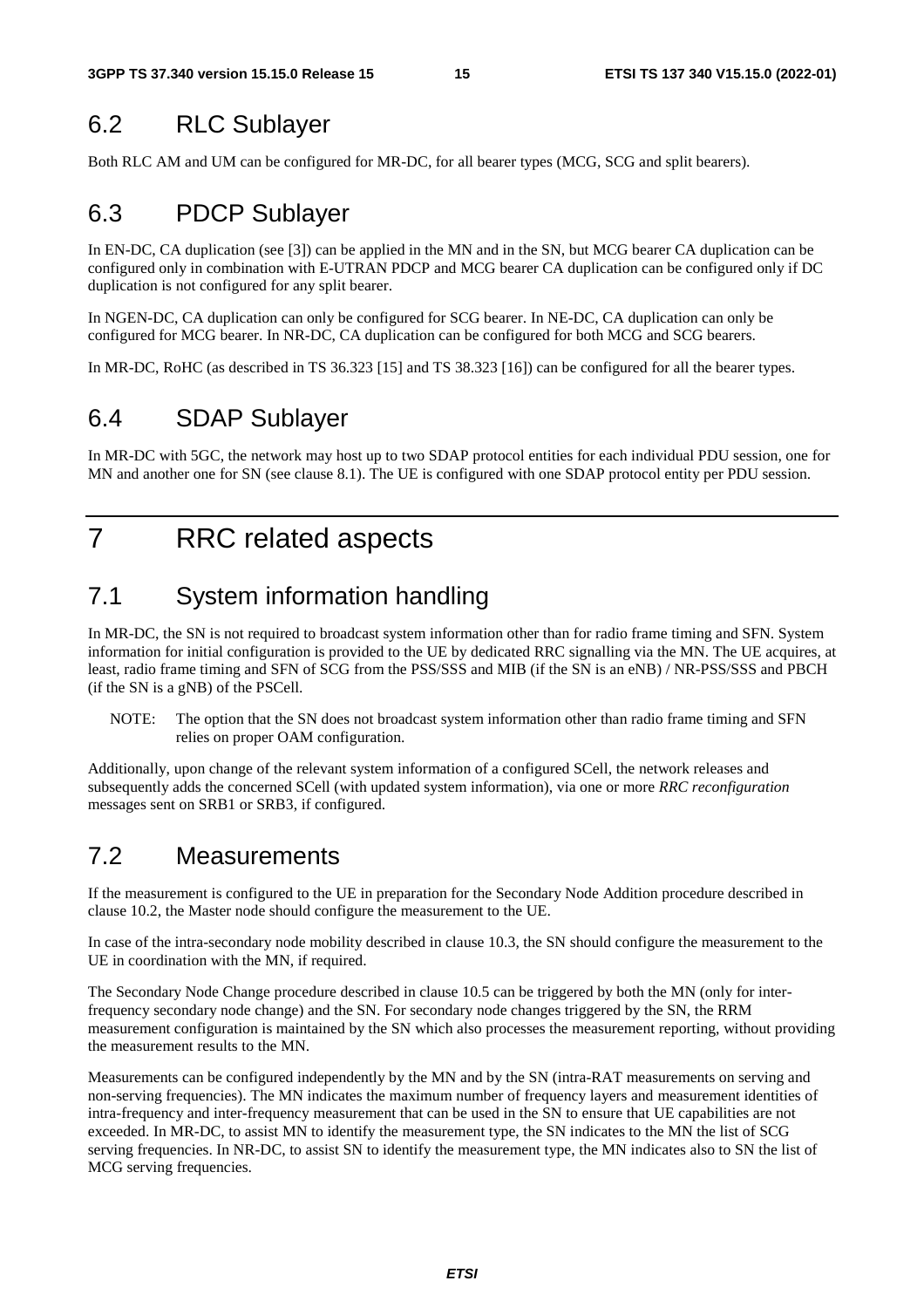## 6.2 RLC Sublayer

Both RLC AM and UM can be configured for MR-DC, for all bearer types (MCG, SCG and split bearers).

## 6.3 PDCP Sublayer

In EN-DC, CA duplication (see [3]) can be applied in the MN and in the SN, but MCG bearer CA duplication can be configured only in combination with E-UTRAN PDCP and MCG bearer CA duplication can be configured only if DC duplication is not configured for any split bearer.

In NGEN-DC, CA duplication can only be configured for SCG bearer. In NE-DC, CA duplication can only be configured for MCG bearer. In NR-DC, CA duplication can be configured for both MCG and SCG bearers.

In MR-DC, RoHC (as described in TS 36.323 [15] and TS 38.323 [16]) can be configured for all the bearer types.

## 6.4 SDAP Sublayer

In MR-DC with 5GC, the network may host up to two SDAP protocol entities for each individual PDU session, one for MN and another one for SN (see clause 8.1). The UE is configured with one SDAP protocol entity per PDU session.

# 7 RRC related aspects

## 7.1 System information handling

In MR-DC, the SN is not required to broadcast system information other than for radio frame timing and SFN. System information for initial configuration is provided to the UE by dedicated RRC signalling via the MN. The UE acquires, at least, radio frame timing and SFN of SCG from the PSS/SSS and MIB (if the SN is an eNB) / NR-PSS/SSS and PBCH (if the SN is a gNB) of the PSCell.

NOTE: The option that the SN does not broadcast system information other than radio frame timing and SFN relies on proper OAM configuration.

Additionally, upon change of the relevant system information of a configured SCell, the network releases and subsequently adds the concerned SCell (with updated system information), via one or more *RRC reconfiguration* messages sent on SRB1 or SRB3, if configured.

## 7.2 Measurements

If the measurement is configured to the UE in preparation for the Secondary Node Addition procedure described in clause 10.2, the Master node should configure the measurement to the UE.

In case of the intra-secondary node mobility described in clause 10.3, the SN should configure the measurement to the UE in coordination with the MN, if required.

The Secondary Node Change procedure described in clause 10.5 can be triggered by both the MN (only for inter-frequency secondary node change) and the SN. For secondary node changes triggered by the SN, the RRM measurement configuration is maintained by the SN which also processes the measurement reporting, without providing the measurement results to the MN.

Measurements can be configured independently by the MN and by the SN (intra-RAT measurements on serving and non-serving frequencies). The MN indicates the maximum number of frequency layers and measurement identities of intra-frequency and inter-frequency measurement that can be used in the SN to ensure that UE capabilities are not exceeded. In MR-DC, to assist MN to identify the measurement type, the SN indicates to the MN the list of SCG serving frequencies. In NR-DC, to assist SN to identify the measurement type, the MN indicates also to SN the list of MCG serving frequencies.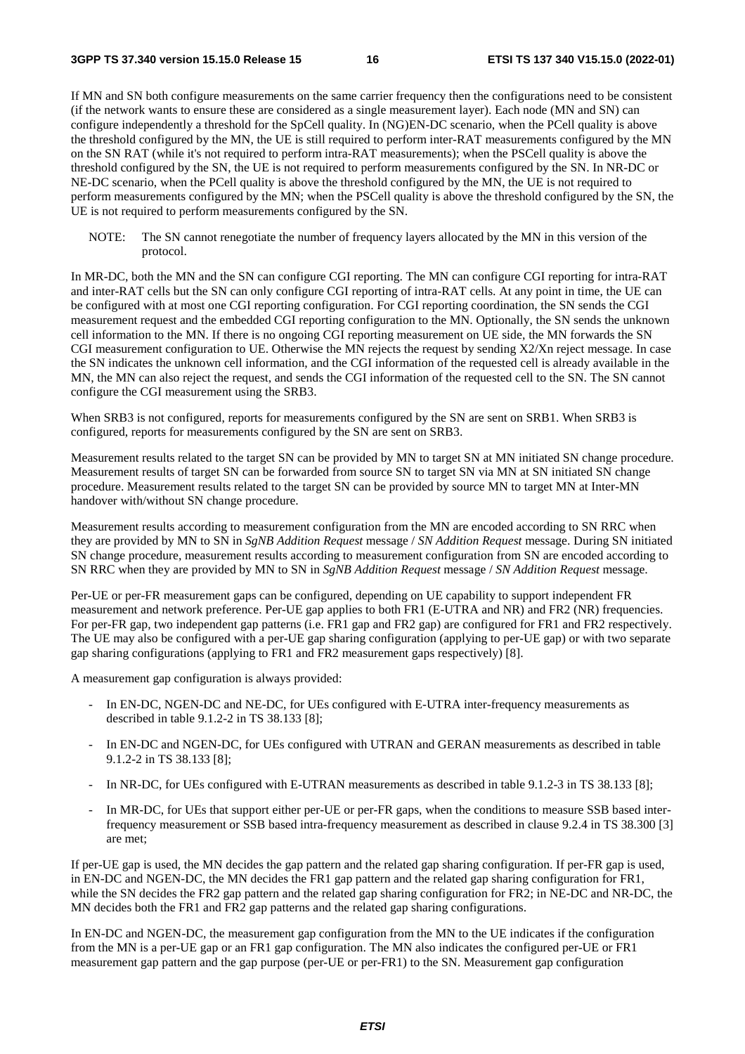If MN and SN both configure measurements on the same carrier frequency then the configurations need to be consistent (if the network wants to ensure these are considered as a single measurement layer). Each node (MN and SN) can configure independently a threshold for the SpCell quality. In (NG)EN-DC scenario, when the PCell quality is above the threshold configured by the MN, the UE is still required to perform inter-RAT measurements configured by the MN on the SN RAT (while it's not required to perform intra-RAT measurements); when the PSCell quality is above the threshold configured by the SN, the UE is not required to perform measurements configured by the SN. In NR-DC or NE-DC scenario, when the PCell quality is above the threshold configured by the MN, the UE is not required to perform measurements configured by the MN; when the PSCell quality is above the threshold configured by the SN, the UE is not required to perform measurements configured by the SN.

NOTE: The SN cannot renegotiate the number of frequency layers allocated by the MN in this version of the protocol.

In MR-DC, both the MN and the SN can configure CGI reporting. The MN can configure CGI reporting for intra-RAT and inter-RAT cells but the SN can only configure CGI reporting of intra-RAT cells. At any point in time, the UE can be configured with at most one CGI reporting configuration. For CGI reporting coordination, the SN sends the CGI measurement request and the embedded CGI reporting configuration to the MN. Optionally, the SN sends the unknown cell information to the MN. If there is no ongoing CGI reporting measurement on UE side, the MN forwards the SN CGI measurement configuration to UE. Otherwise the MN rejects the request by sending X2/Xn reject message. In case the SN indicates the unknown cell information, and the CGI information of the requested cell is already available in the MN, the MN can also reject the request, and sends the CGI information of the requested cell to the SN. The SN cannot configure the CGI measurement using the SRB3.

When SRB3 is not configured, reports for measurements configured by the SN are sent on SRB1. When SRB3 is configured, reports for measurements configured by the SN are sent on SRB3.

Measurement results related to the target SN can be provided by MN to target SN at MN initiated SN change procedure. Measurement results of target SN can be forwarded from source SN to target SN via MN at SN initiated SN change procedure. Measurement results related to the target SN can be provided by source MN to target MN at Inter-MN handover with/without SN change procedure.

Measurement results according to measurement configuration from the MN are encoded according to SN RRC when they are provided by MN to SN in *SgNB Addition Request* message / *SN Addition Request* message. During SN initiated SN change procedure, measurement results according to measurement configuration from SN are encoded according to SN RRC when they are provided by MN to SN in *SgNB Addition Request* message / *SN Addition Request* message.

Per-UE or per-FR measurement gaps can be configured, depending on UE capability to support independent FR measurement and network preference. Per-UE gap applies to both FR1 (E-UTRA and NR) and FR2 (NR) frequencies. For per-FR gap, two independent gap patterns (i.e. FR1 gap and FR2 gap) are configured for FR1 and FR2 respectively. The UE may also be configured with a per-UE gap sharing configuration (applying to per-UE gap) or with two separate gap sharing configurations (applying to FR1 and FR2 measurement gaps respectively) [8].

A measurement gap configuration is always provided:

- In EN-DC, NGEN-DC and NE-DC, for UEs configured with E-UTRA inter-frequency measurements as described in table 9.1.2-2 in TS 38.133 [8];
- In EN-DC and NGEN-DC, for UEs configured with UTRAN and GERAN measurements as described in table 9.1.2-2 in TS 38.133 [8];
- In NR-DC, for UEs configured with E-UTRAN measurements as described in table 9.1.2-3 in TS 38.133 [8];
- In MR-DC, for UEs that support either per-UE or per-FR gaps, when the conditions to measure SSB based inter-frequency measurement or SSB based intra-frequency measurement as described in clause 9.2.4 in TS 38.300 [3] are met;

If per-UE gap is used, the MN decides the gap pattern and the related gap sharing configuration. If per-FR gap is used, in EN-DC and NGEN-DC, the MN decides the FR1 gap pattern and the related gap sharing configuration for FR1, while the SN decides the FR2 gap pattern and the related gap sharing configuration for FR2; in NE-DC and NR-DC, the MN decides both the FR1 and FR2 gap patterns and the related gap sharing configurations.

In EN-DC and NGEN-DC, the measurement gap configuration from the MN to the UE indicates if the configuration from the MN is a per-UE gap or an FR1 gap configuration. The MN also indicates the configured per-UE or FR1 measurement gap pattern and the gap purpose (per-UE or per-FR1) to the SN. Measurement gap configuration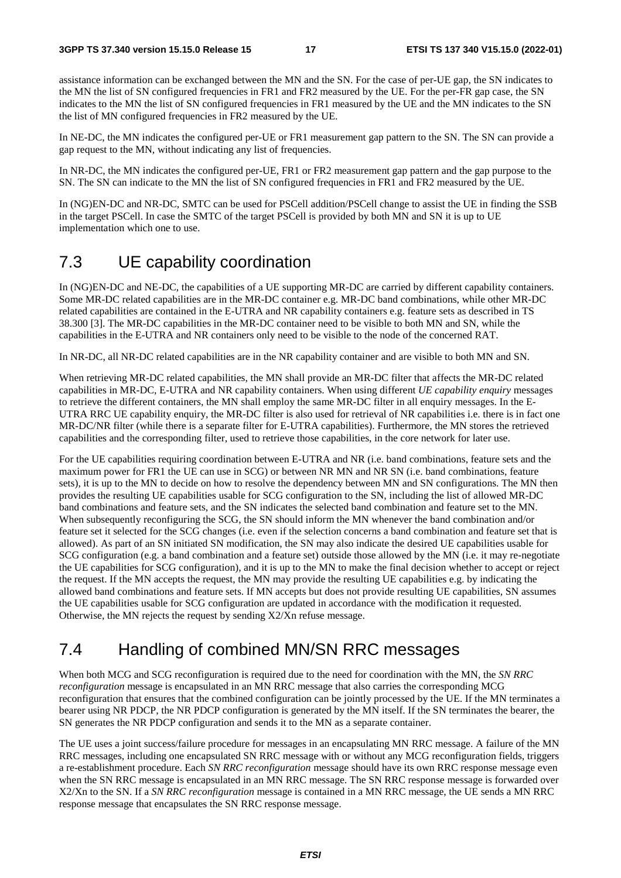assistance information can be exchanged between the MN and the SN. For the case of per-UE gap, the SN indicates to the MN the list of SN configured frequencies in FR1 and FR2 measured by the UE. For the per-FR gap case, the SN indicates to the MN the list of SN configured frequencies in FR1 measured by the UE and the MN indicates to the SN the list of MN configured frequencies in FR2 measured by the UE.

In NE-DC, the MN indicates the configured per-UE or FR1 measurement gap pattern to the SN. The SN can provide a gap request to the MN, without indicating any list of frequencies.

In NR-DC, the MN indicates the configured per-UE, FR1 or FR2 measurement gap pattern and the gap purpose to the SN. The SN can indicate to the MN the list of SN configured frequencies in FR1 and FR2 measured by the UE.

In (NG)EN-DC and NR-DC, SMTC can be used for PSCell addition/PSCell change to assist the UE in finding the SSB in the target PSCell. In case the SMTC of the target PSCell is provided by both MN and SN it is up to UE implementation which one to use.

## 7.3 UE capability coordination

In (NG)EN-DC and NE-DC, the capabilities of a UE supporting MR-DC are carried by different capability containers. Some MR-DC related capabilities are in the MR-DC container e.g. MR-DC band combinations, while other MR-DC related capabilities are contained in the E-UTRA and NR capability containers e.g. feature sets as described in TS 38.300 [3]. The MR-DC capabilities in the MR-DC container need to be visible to both MN and SN, while the capabilities in the E-UTRA and NR containers only need to be visible to the node of the concerned RAT.

In NR-DC, all NR-DC related capabilities are in the NR capability container and are visible to both MN and SN.

When retrieving MR-DC related capabilities, the MN shall provide an MR-DC filter that affects the MR-DC related capabilities in MR-DC, E-UTRA and NR capability containers. When using different *UE capability enquiry* messages to retrieve the different containers, the MN shall employ the same MR-DC filter in all enquiry messages. In the E-UTRA RRC UE capability enquiry, the MR-DC filter is also used for retrieval of NR capabilities i.e. there is in fact one MR-DC/NR filter (while there is a separate filter for E-UTRA capabilities). Furthermore, the MN stores the retrieved capabilities and the corresponding filter, used to retrieve those capabilities, in the core network for later use.

For the UE capabilities requiring coordination between E-UTRA and NR (i.e. band combinations, feature sets and the maximum power for FR1 the UE can use in SCG) or between NR MN and NR SN (i.e. band combinations, feature sets), it is up to the MN to decide on how to resolve the dependency between MN and SN configurations. The MN then provides the resulting UE capabilities usable for SCG configuration to the SN, including the list of allowed MR-DC band combinations and feature sets, and the SN indicates the selected band combination and feature set to the MN. When subsequently reconfiguring the SCG, the SN should inform the MN whenever the band combination and/or feature set it selected for the SCG changes (i.e. even if the selection concerns a band combination and feature set that is allowed). As part of an SN initiated SN modification, the SN may also indicate the desired UE capabilities usable for SCG configuration (e.g. a band combination and a feature set) outside those allowed by the MN (i.e. it may re-negotiate the UE capabilities for SCG configuration), and it is up to the MN to make the final decision whether to accept or reject the request. If the MN accepts the request, the MN may provide the resulting UE capabilities e.g. by indicating the allowed band combinations and feature sets. If MN accepts but does not provide resulting UE capabilities, SN assumes the UE capabilities usable for SCG configuration are updated in accordance with the modification it requested. Otherwise, the MN rejects the request by sending X2/Xn refuse message.

## 7.4 Handling of combined MN/SN RRC messages

When both MCG and SCG reconfiguration is required due to the need for coordination with the MN, the *SN RRC reconfiguration* message is encapsulated in an MN RRC message that also carries the corresponding MCG reconfiguration that ensures that the combined configuration can be jointly processed by the UE. If the MN terminates a bearer using NR PDCP, the NR PDCP configuration is generated by the MN itself. If the SN terminates the bearer, the SN generates the NR PDCP configuration and sends it to the MN as a separate container.

The UE uses a joint success/failure procedure for messages in an encapsulating MN RRC message. A failure of the MN RRC messages, including one encapsulated SN RRC message with or without any MCG reconfiguration fields, triggers a re-establishment procedure. Each *SN RRC reconfiguration* message should have its own RRC response message even when the SN RRC message is encapsulated in an MN RRC message. The SN RRC response message is forwarded over X2/Xn to the SN. If a *SN RRC reconfiguration* message is contained in a MN RRC message, the UE sends a MN RRC response message that encapsulates the SN RRC response message.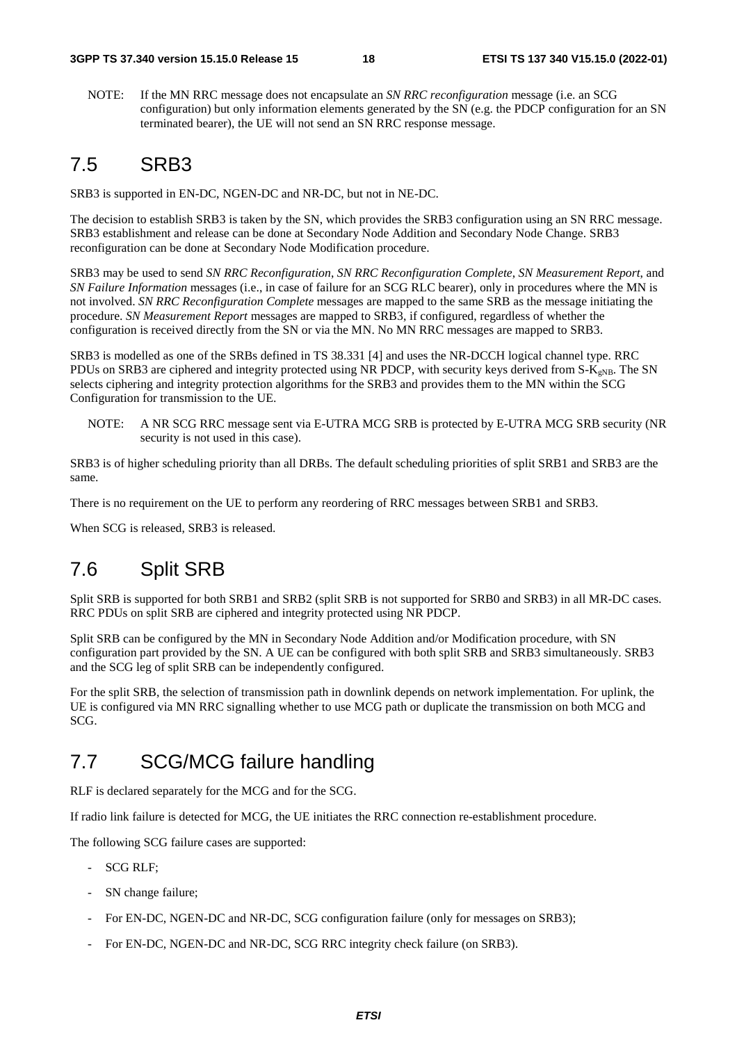NOTE: If the MN RRC message does not encapsulate an *SN RRC reconfiguration* message (i.e. an SCG configuration) but only information elements generated by the SN (e.g. the PDCP configuration for an SN terminated bearer), the UE will not send an SN RRC response message.

## 7.5 SRB3

SRB3 is supported in EN-DC, NGEN-DC and NR-DC, but not in NE-DC.

The decision to establish SRB3 is taken by the SN, which provides the SRB3 configuration using an SN RRC message. SRB3 establishment and release can be done at Secondary Node Addition and Secondary Node Change. SRB3 reconfiguration can be done at Secondary Node Modification procedure.

SRB3 may be used to send *SN RRC Reconfiguration*, *SN RRC Reconfiguration Complete*, *SN Measurement Report*, and *SN Failure Information* messages (i.e., in case of failure for an SCG RLC bearer), only in procedures where the MN is not involved. *SN RRC Reconfiguration Complete* messages are mapped to the same SRB as the message initiating the procedure. *SN Measurement Report* messages are mapped to SRB3, if configured, regardless of whether the configuration is received directly from the SN or via the MN. No MN RRC messages are mapped to SRB3.

SRB3 is modelled as one of the SRBs defined in TS 38.331 [4] and uses the NR-DCCH logical channel type. RRC PDUs on SRB3 are ciphered and integrity protected using NR PDCP, with security keys derived from S-$K_{gNB}$. The SN selects ciphering and integrity protection algorithms for the SRB3 and provides them to the MN within the SCG Configuration for transmission to the UE.

NOTE: A NR SCG RRC message sent via E-UTRA MCG SRB is protected by E-UTRA MCG SRB security (NR security is not used in this case).

SRB3 is of higher scheduling priority than all DRBs. The default scheduling priorities of split SRB1 and SRB3 are the same.

There is no requirement on the UE to perform any reordering of RRC messages between SRB1 and SRB3.

When SCG is released, SRB3 is released.

## 7.6 Split SRB

Split SRB is supported for both SRB1 and SRB2 (split SRB is not supported for SRB0 and SRB3) in all MR-DC cases. RRC PDUs on split SRB are ciphered and integrity protected using NR PDCP.

Split SRB can be configured by the MN in Secondary Node Addition and/or Modification procedure, with SN configuration part provided by the SN. A UE can be configured with both split SRB and SRB3 simultaneously. SRB3 and the SCG leg of split SRB can be independently configured.

For the split SRB, the selection of transmission path in downlink depends on network implementation. For uplink, the UE is configured via MN RRC signalling whether to use MCG path or duplicate the transmission on both MCG and SCG.

## 7.7 SCG/MCG failure handling

RLF is declared separately for the MCG and for the SCG.

If radio link failure is detected for MCG, the UE initiates the RRC connection re-establishment procedure.

The following SCG failure cases are supported:

- SCG RLF;
- SN change failure;
- For EN-DC, NGEN-DC and NR-DC, SCG configuration failure (only for messages on SRB3);
- For EN-DC, NGEN-DC and NR-DC, SCG RRC integrity check failure (on SRB3).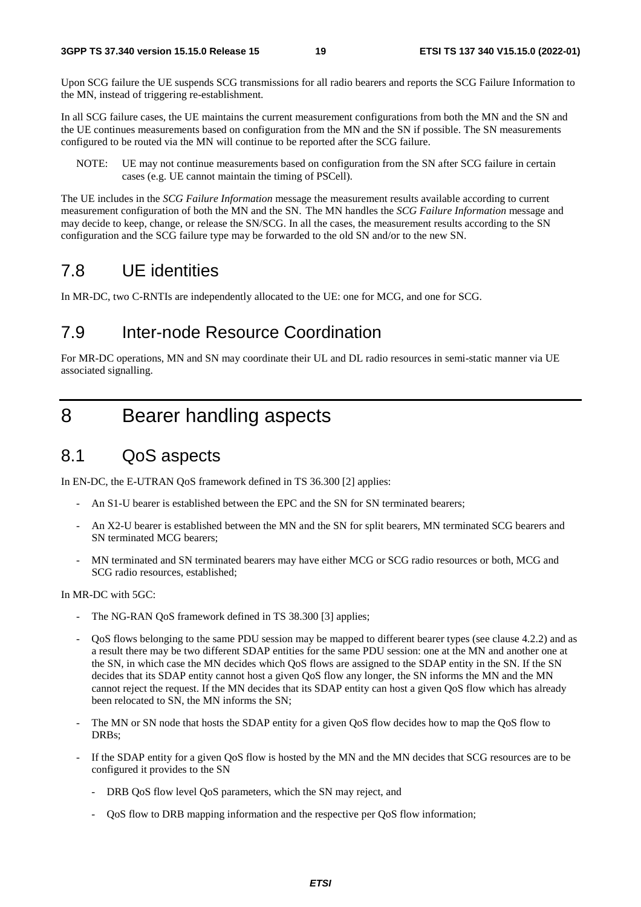Upon SCG failure the UE suspends SCG transmissions for all radio bearers and reports the SCG Failure Information to the MN, instead of triggering re-establishment.

In all SCG failure cases, the UE maintains the current measurement configurations from both the MN and the SN and the UE continues measurements based on configuration from the MN and the SN if possible. The SN measurements configured to be routed via the MN will continue to be reported after the SCG failure.

NOTE: UE may not continue measurements based on configuration from the SN after SCG failure in certain cases (e.g. UE cannot maintain the timing of PSCell).

The UE includes in the *SCG Failure Information* message the measurement results available according to current measurement configuration of both the MN and the SN. The MN handles the *SCG Failure Information* message and may decide to keep, change, or release the SN/SCG. In all the cases, the measurement results according to the SN configuration and the SCG failure type may be forwarded to the old SN and/or to the new SN.

## 7.8 UE identities

In MR-DC, two C-RNTIs are independently allocated to the UE: one for MCG, and one for SCG.

## 7.9 Inter-node Resource Coordination

For MR-DC operations, MN and SN may coordinate their UL and DL radio resources in semi-static manner via UE associated signalling.

# 8 Bearer handling aspects

## 8.1 QoS aspects

In EN-DC, the E-UTRAN QoS framework defined in TS 36.300 [2] applies:

- An S1-U bearer is established between the EPC and the SN for SN terminated bearers;
- An X2-U bearer is established between the MN and the SN for split bearers, MN terminated SCG bearers and SN terminated MCG bearers;
- MN terminated and SN terminated bearers may have either MCG or SCG radio resources or both, MCG and SCG radio resources, established;

In MR-DC with 5GC:

- The NG-RAN QoS framework defined in TS 38.300 [3] applies;
- QoS flows belonging to the same PDU session may be mapped to different bearer types (see clause 4.2.2) and as a result there may be two different SDAP entities for the same PDU session: one at the MN and another one at the SN, in which case the MN decides which QoS flows are assigned to the SDAP entity in the SN. If the SN decides that its SDAP entity cannot host a given QoS flow any longer, the SN informs the MN and the MN cannot reject the request. If the MN decides that its SDAP entity can host a given QoS flow which has already been relocated to SN, the MN informs the SN;
- The MN or SN node that hosts the SDAP entity for a given QoS flow decides how to map the QoS flow to DRBs;
- If the SDAP entity for a given QoS flow is hosted by the MN and the MN decides that SCG resources are to be configured it provides to the SN
  - DRB QoS flow level QoS parameters, which the SN may reject, and
  - QoS flow to DRB mapping information and the respective per QoS flow information;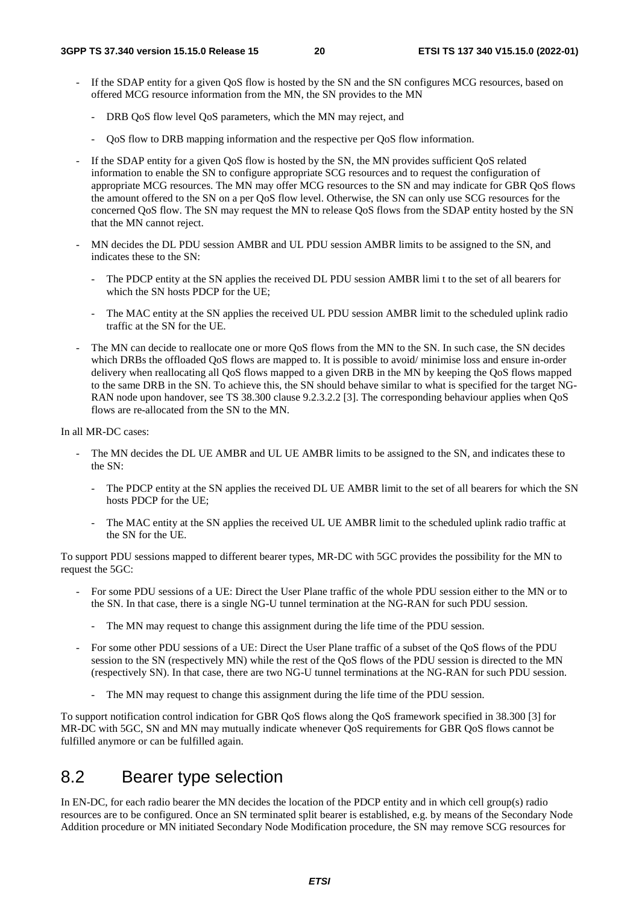- If the SDAP entity for a given QoS flow is hosted by the SN and the SN configures MCG resources, based on offered MCG resource information from the MN, the SN provides to the MN
  - DRB QoS flow level QoS parameters, which the MN may reject, and
  - QoS flow to DRB mapping information and the respective per QoS flow information.
- If the SDAP entity for a given QoS flow is hosted by the SN, the MN provides sufficient QoS related information to enable the SN to configure appropriate SCG resources and to request the configuration of appropriate MCG resources. The MN may offer MCG resources to the SN and may indicate for GBR QoS flows the amount offered to the SN on a per QoS flow level. Otherwise, the SN can only use SCG resources for the concerned QoS flow. The SN may request the MN to release QoS flows from the SDAP entity hosted by the SN that the MN cannot reject.
- MN decides the DL PDU session AMBR and UL PDU session AMBR limits to be assigned to the SN, and indicates these to the SN:
  - The PDCP entity at the SN applies the received DL PDU session AMBR limi t to the set of all bearers for which the SN hosts PDCP for the UE;
  - The MAC entity at the SN applies the received UL PDU session AMBR limit to the scheduled uplink radio traffic at the SN for the UE.
- The MN can decide to reallocate one or more QoS flows from the MN to the SN. In such case, the SN decides which DRBs the offloaded QoS flows are mapped to. It is possible to avoid/ minimise loss and ensure in-order delivery when reallocating all QoS flows mapped to a given DRB in the MN by keeping the QoS flows mapped to the same DRB in the SN. To achieve this, the SN should behave similar to what is specified for the target NG-RAN node upon handover, see TS 38.300 clause 9.2.3.2.2 [3]. The corresponding behaviour applies when QoS flows are re-allocated from the SN to the MN.

In all MR-DC cases:

- The MN decides the DL UE AMBR and UL UE AMBR limits to be assigned to the SN, and indicates these to the SN:
  - The PDCP entity at the SN applies the received DL UE AMBR limit to the set of all bearers for which the SN hosts PDCP for the UE;
  - The MAC entity at the SN applies the received UL UE AMBR limit to the scheduled uplink radio traffic at the SN for the UE.

To support PDU sessions mapped to different bearer types, MR-DC with 5GC provides the possibility for the MN to request the 5GC:

- For some PDU sessions of a UE: Direct the User Plane traffic of the whole PDU session either to the MN or to the SN. In that case, there is a single NG-U tunnel termination at the NG-RAN for such PDU session.
  - The MN may request to change this assignment during the life time of the PDU session.
- For some other PDU sessions of a UE: Direct the User Plane traffic of a subset of the QoS flows of the PDU session to the SN (respectively MN) while the rest of the QoS flows of the PDU session is directed to the MN (respectively SN). In that case, there are two NG-U tunnel terminations at the NG-RAN for such PDU session.
  - The MN may request to change this assignment during the life time of the PDU session.

To support notification control indication for GBR QoS flows along the QoS framework specified in 38.300 [3] for MR-DC with 5GC, SN and MN may mutually indicate whenever QoS requirements for GBR QoS flows cannot be fulfilled anymore or can be fulfilled again.

## 8.2 Bearer type selection

In EN-DC, for each radio bearer the MN decides the location of the PDCP entity and in which cell group(s) radio resources are to be configured. Once an SN terminated split bearer is established, e.g. by means of the Secondary Node Addition procedure or MN initiated Secondary Node Modification procedure, the SN may remove SCG resources for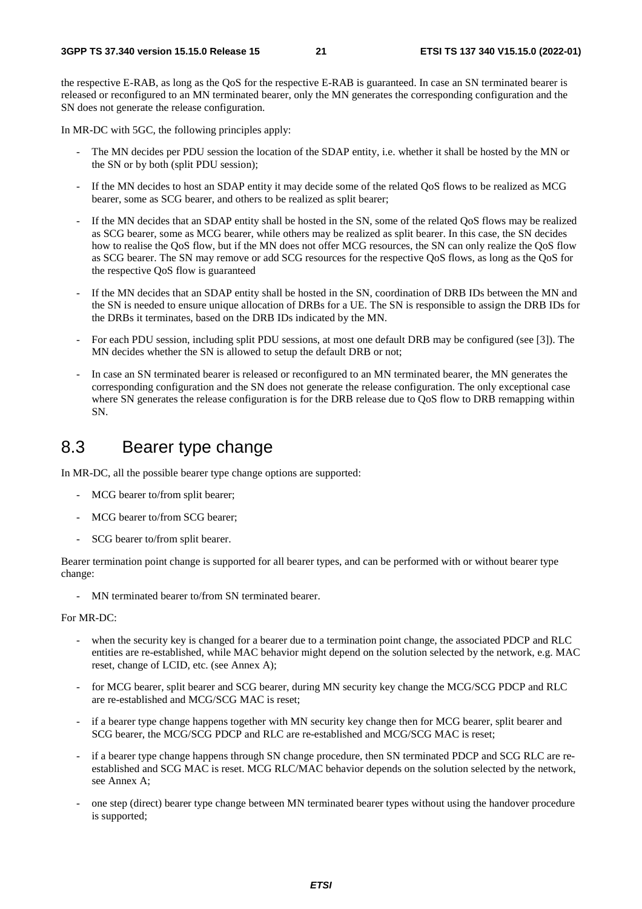the respective E-RAB, as long as the QoS for the respective E-RAB is guaranteed. In case an SN terminated bearer is released or reconfigured to an MN terminated bearer, only the MN generates the corresponding configuration and the SN does not generate the release configuration.

In MR-DC with 5GC, the following principles apply:

- The MN decides per PDU session the location of the SDAP entity, i.e. whether it shall be hosted by the MN or the SN or by both (split PDU session);
- If the MN decides to host an SDAP entity it may decide some of the related QoS flows to be realized as MCG bearer, some as SCG bearer, and others to be realized as split bearer;
- If the MN decides that an SDAP entity shall be hosted in the SN, some of the related QoS flows may be realized as SCG bearer, some as MCG bearer, while others may be realized as split bearer. In this case, the SN decides how to realise the QoS flow, but if the MN does not offer MCG resources, the SN can only realize the QoS flow as SCG bearer. The SN may remove or add SCG resources for the respective QoS flows, as long as the QoS for the respective QoS flow is guaranteed
- If the MN decides that an SDAP entity shall be hosted in the SN, coordination of DRB IDs between the MN and the SN is needed to ensure unique allocation of DRBs for a UE. The SN is responsible to assign the DRB IDs for the DRBs it terminates, based on the DRB IDs indicated by the MN.
- For each PDU session, including split PDU sessions, at most one default DRB may be configured (see [3]). The MN decides whether the SN is allowed to setup the default DRB or not;
- In case an SN terminated bearer is released or reconfigured to an MN terminated bearer, the MN generates the corresponding configuration and the SN does not generate the release configuration. The only exceptional case where SN generates the release configuration is for the DRB release due to QoS flow to DRB remapping within SN.

## 8.3 Bearer type change

In MR-DC, all the possible bearer type change options are supported:

- MCG bearer to/from split bearer;
- MCG bearer to/from SCG bearer;
- SCG bearer to/from split bearer.

Bearer termination point change is supported for all bearer types, and can be performed with or without bearer type change:

- MN terminated bearer to/from SN terminated bearer.

For MR-DC:

- when the security key is changed for a bearer due to a termination point change, the associated PDCP and RLC entities are re-established, while MAC behavior might depend on the solution selected by the network, e.g. MAC reset, change of LCID, etc. (see Annex A);
- for MCG bearer, split bearer and SCG bearer, during MN security key change the MCG/SCG PDCP and RLC are re-established and MCG/SCG MAC is reset;
- if a bearer type change happens together with MN security key change then for MCG bearer, split bearer and SCG bearer, the MCG/SCG PDCP and RLC are re-established and MCG/SCG MAC is reset;
- if a bearer type change happens through SN change procedure, then SN terminated PDCP and SCG RLC are re-established and SCG MAC is reset. MCG RLC/MAC behavior depends on the solution selected by the network, see Annex A;
- one step (direct) bearer type change between MN terminated bearer types without using the handover procedure is supported;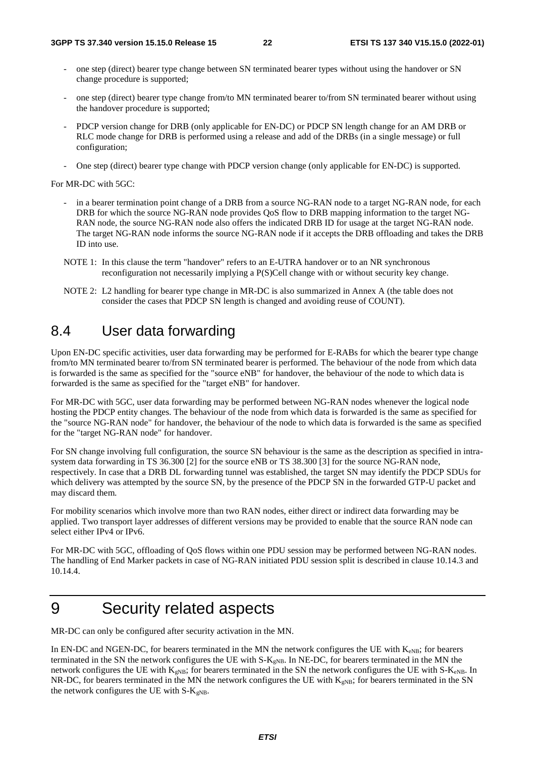- one step (direct) bearer type change between SN terminated bearer types without using the handover or SN change procedure is supported;
- one step (direct) bearer type change from/to MN terminated bearer to/from SN terminated bearer without using the handover procedure is supported;
- PDCP version change for DRB (only applicable for EN-DC) or PDCP SN length change for an AM DRB or RLC mode change for DRB is performed using a release and add of the DRBs (in a single message) or full configuration;
- One step (direct) bearer type change with PDCP version change (only applicable for EN-DC) is supported.

For MR-DC with 5GC:

- in a bearer termination point change of a DRB from a source NG-RAN node to a target NG-RAN node, for each DRB for which the source NG-RAN node provides QoS flow to DRB mapping information to the target NG-RAN node, the source NG-RAN node also offers the indicated DRB ID for usage at the target NG-RAN node. The target NG-RAN node informs the source NG-RAN node if it accepts the DRB offloading and takes the DRB ID into use.

NOTE 1: In this clause the term "handover" refers to an E-UTRA handover or to an NR synchronous reconfiguration not necessarily implying a P(S)Cell change with or without security key change.

NOTE 2: L2 handling for bearer type change in MR-DC is also summarized in Annex A (the table does not consider the cases that PDCP SN length is changed and avoiding reuse of COUNT).

## 8.4 User data forwarding

Upon EN-DC specific activities, user data forwarding may be performed for E-RABs for which the bearer type change from/to MN terminated bearer to/from SN terminated bearer is performed. The behaviour of the node from which data is forwarded is the same as specified for the "source eNB" for handover, the behaviour of the node to which data is forwarded is the same as specified for the "target eNB" for handover.

For MR-DC with 5GC, user data forwarding may be performed between NG-RAN nodes whenever the logical node hosting the PDCP entity changes. The behaviour of the node from which data is forwarded is the same as specified for the "source NG-RAN node" for handover, the behaviour of the node to which data is forwarded is the same as specified for the "target NG-RAN node" for handover.

For SN change involving full configuration, the source SN behaviour is the same as the description as specified in intra-system data forwarding in TS 36.300 [2] for the source eNB or TS 38.300 [3] for the source NG-RAN node, respectively. In case that a DRB DL forwarding tunnel was established, the target SN may identify the PDCP SDUs for which delivery was attempted by the source SN, by the presence of the PDCP SN in the forwarded GTP-U packet and may discard them.

For mobility scenarios which involve more than two RAN nodes, either direct or indirect data forwarding may be applied. Two transport layer addresses of different versions may be provided to enable that the source RAN node can select either IPv4 or IPv6.

For MR-DC with 5GC, offloading of QoS flows within one PDU session may be performed between NG-RAN nodes. The handling of End Marker packets in case of NG-RAN initiated PDU session split is described in clause 10.14.3 and 10.14.4.

# 9 Security related aspects

MR-DC can only be configured after security activation in the MN.

In EN-DC and NGEN-DC, for bearers terminated in the MN the network configures the UE with $K_{eNB}$; for bearers terminated in the SN the network configures the UE with S-$K_{gNB}$. In NE-DC, for bearers terminated in the MN the network configures the UE with $K_{gNB}$; for bearers terminated in the SN the network configures the UE with S-$K_{eNB}$. In NR-DC, for bearers terminated in the MN the network configures the UE with $K_{gNB}$; for bearers terminated in the SN the network configures the UE with S-$K_{gNB}$.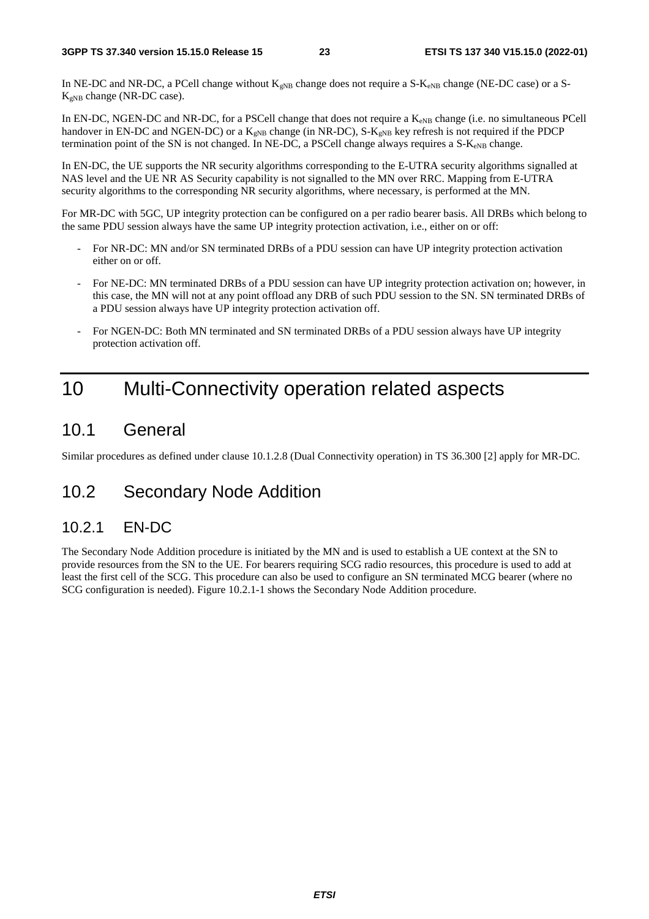In NE-DC and NR-DC, a PCell change without $K_{gNB}$ change does not require a S-$K_{eNB}$ change (NE-DC case) or a S-$K_{gNB}$ change (NR-DC case).

In EN-DC, NGEN-DC and NR-DC, for a PSCell change that does not require a $K_{eNB}$ change (i.e. no simultaneous PCell handover in EN-DC and NGEN-DC) or a $K_{gNB}$ change (in NR-DC), S-$K_{gNB}$ key refresh is not required if the PDCP termination point of the SN is not changed. In NE-DC, a PSCell change always requires a S-$K_{eNB}$ change.

In EN-DC, the UE supports the NR security algorithms corresponding to the E-UTRA security algorithms signalled at NAS level and the UE NR AS Security capability is not signalled to the MN over RRC. Mapping from E-UTRA security algorithms to the corresponding NR security algorithms, where necessary, is performed at the MN.

For MR-DC with 5GC, UP integrity protection can be configured on a per radio bearer basis. All DRBs which belong to the same PDU session always have the same UP integrity protection activation, i.e., either on or off:

- For NR-DC: MN and/or SN terminated DRBs of a PDU session can have UP integrity protection activation either on or off.
- For NE-DC: MN terminated DRBs of a PDU session can have UP integrity protection activation on; however, in this case, the MN will not at any point offload any DRB of such PDU session to the SN. SN terminated DRBs of a PDU session always have UP integrity protection activation off.
- For NGEN-DC: Both MN terminated and SN terminated DRBs of a PDU session always have UP integrity protection activation off.

# 10 Multi-Connectivity operation related aspects

## 10.1 General

Similar procedures as defined under clause 10.1.2.8 (Dual Connectivity operation) in TS 36.300 [2] apply for MR-DC.

## 10.2 Secondary Node Addition

### 10.2.1 EN-DC

The Secondary Node Addition procedure is initiated by the MN and is used to establish a UE context at the SN to provide resources from the SN to the UE. For bearers requiring SCG radio resources, this procedure is used to add at least the first cell of the SCG. This procedure can also be used to configure an SN terminated MCG bearer (where no SCG configuration is needed). Figure 10.2.1-1 shows the Secondary Node Addition procedure.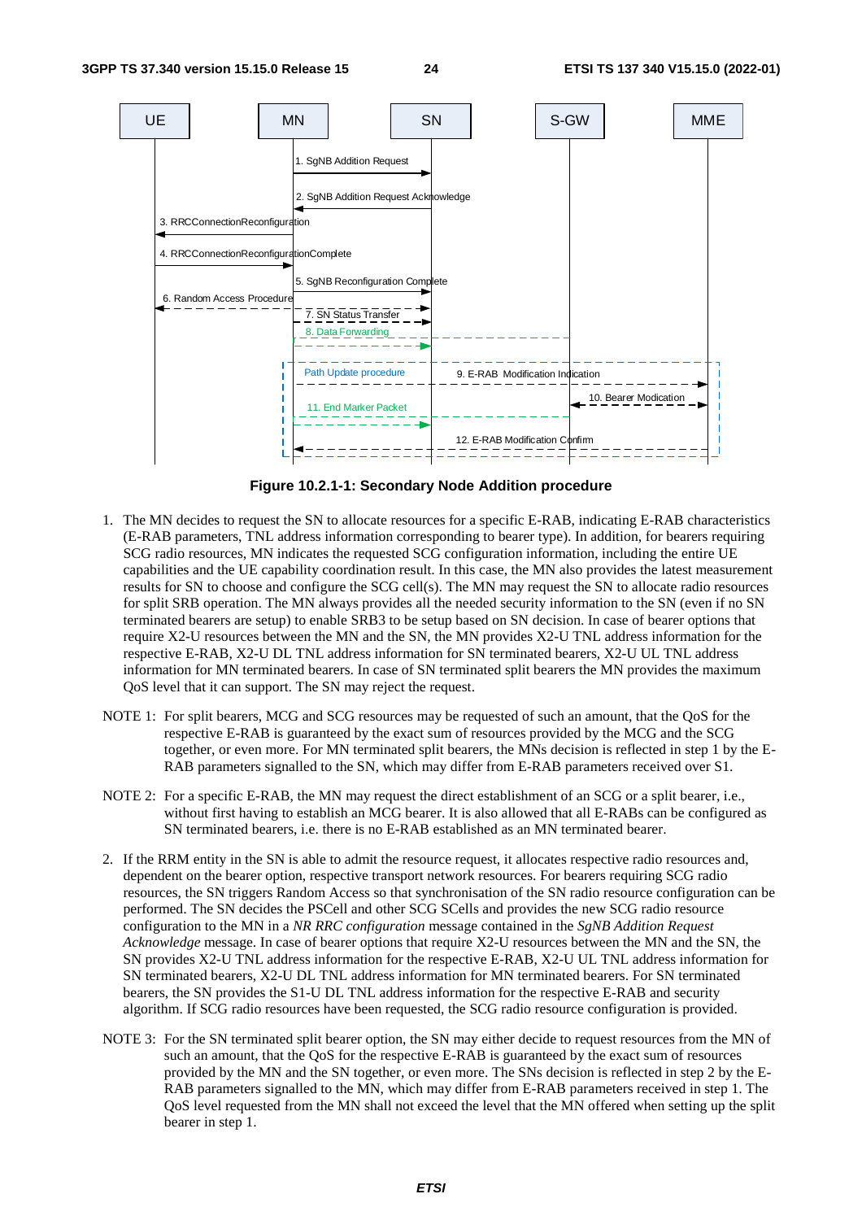Figure 10.2.1-1: Secondary Node Addition procedure

1. The MN decides to request the SN to allocate resources for a specific E-RAB, indicating E-RAB characteristics (E-RAB parameters, TNL address information corresponding to bearer type). In addition, for bearers requiring SCG radio resources, MN indicates the requested SCG configuration information, including the entire UE capabilities and the UE capability coordination result. In this case, the MN also provides the latest measurement results for SN to choose and configure the SCG cell(s). The MN may request the SN to allocate radio resources for split SRB operation. The MN always provides all the needed security information to the SN (even if no SN terminated bearers are setup) to enable SRB3 to be setup based on SN decision. In case of bearer options that require X2-U resources between the MN and the SN, the MN provides X2-U TNL address information for the respective E-RAB, X2-U DL TNL address information for SN terminated bearers, X2-U UL TNL address information for MN terminated bearers. In case of SN terminated split bearers the MN provides the maximum QoS level that it can support. The SN may reject the request.

NOTE 1: For split bearers, MCG and SCG resources may be requested of such an amount, that the QoS for the respective E-RAB is guaranteed by the exact sum of resources provided by the MCG and the SCG together, or even more. For MN terminated split bearers, the MNs decision is reflected in step 1 by the E-RAB parameters signalled to the SN, which may differ from E-RAB parameters received over S1.

NOTE 2: For a specific E-RAB, the MN may request the direct establishment of an SCG or a split bearer, i.e., without first having to establish an MCG bearer. It is also allowed that all E-RABs can be configured as SN terminated bearers, i.e. there is no E-RAB established as an MN terminated bearer.

2. If the RRM entity in the SN is able to admit the resource request, it allocates respective radio resources and, dependent on the bearer option, respective transport network resources. For bearers requiring SCG radio resources, the SN triggers Random Access so that synchronisation of the SN radio resource configuration can be performed. The SN decides the PSCell and other SCG SCells and provides the new SCG radio resource configuration to the MN in a *NR RRC configuration* message contained in the *SgNB Addition Request Acknowledge* message. In case of bearer options that require X2-U resources between the MN and the SN, the SN provides X2-U TNL address information for the respective E-RAB, X2-U UL TNL address information for SN terminated bearers, X2-U DL TNL address information for MN terminated bearers. For SN terminated bearers, the SN provides the S1-U DL TNL address information for the respective E-RAB and security algorithm. If SCG radio resources have been requested, the SCG radio resource configuration is provided.

NOTE 3: For the SN terminated split bearer option, the SN may either decide to request resources from the MN of such an amount, that the QoS for the respective E-RAB is guaranteed by the exact sum of resources provided by the MN and the SN together, or even more. The SNs decision is reflected in step 2 by the E-RAB parameters signalled to the MN, which may differ from E-RAB parameters received in step 1. The QoS level requested from the MN shall not exceed the level that the MN offered when setting up the split bearer in step 1.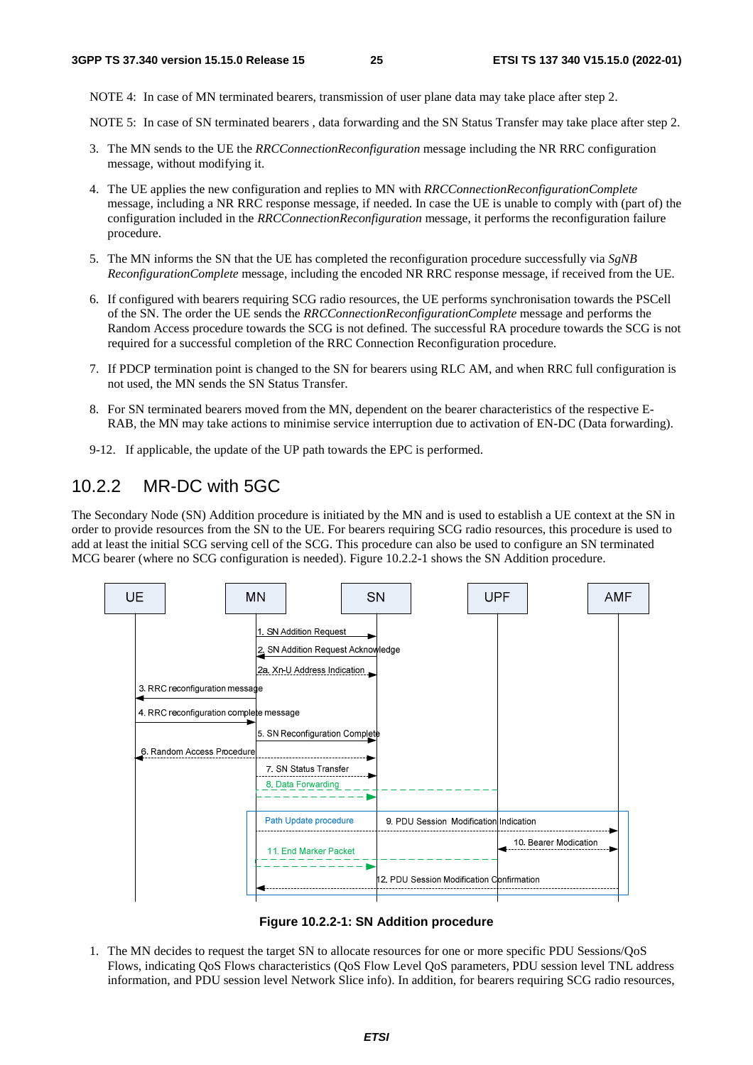NOTE 4: In case of MN terminated bearers, transmission of user plane data may take place after step 2.

NOTE 5: In case of SN terminated bearers , data forwarding and the SN Status Transfer may take place after step 2.

3. The MN sends to the UE the *RRCConnectionReconfiguration* message including the NR RRC configuration message, without modifying it.

4. The UE applies the new configuration and replies to MN with *RRCConnectionReconfigurationComplete* message, including a NR RRC response message, if needed. In case the UE is unable to comply with (part of) the configuration included in the *RRCConnectionReconfiguration* message, it performs the reconfiguration failure procedure.

5. The MN informs the SN that the UE has completed the reconfiguration procedure successfully via *SgNB ReconfigurationComplete* message, including the encoded NR RRC response message, if received from the UE.

6. If configured with bearers requiring SCG radio resources, the UE performs synchronisation towards the PSCell of the SN. The order the UE sends the *RRCConnectionReconfigurationComplete* message and performs the Random Access procedure towards the SCG is not defined. The successful RA procedure towards the SCG is not required for a successful completion of the RRC Connection Reconfiguration procedure.

7. If PDCP termination point is changed to the SN for bearers using RLC AM, and when RRC full configuration is not used, the MN sends the SN Status Transfer.

8. For SN terminated bearers moved from the MN, dependent on the bearer characteristics of the respective E-RAB, the MN may take actions to minimise service interruption due to activation of EN-DC (Data forwarding).

9-12. If applicable, the update of the UP path towards the EPC is performed.

## 10.2.2 MR-DC with 5GC

The Secondary Node (SN) Addition procedure is initiated by the MN and is used to establish a UE context at the SN in order to provide resources from the SN to the UE. For bearers requiring SCG radio resources, this procedure is used to add at least the initial SCG serving cell of the SCG. This procedure can also be used to configure an SN terminated MCG bearer (where no SCG configuration is needed). Figure 10.2.2-1 shows the SN Addition procedure.

**Figure 10.2.2-1: SN Addition procedure**

1. The MN decides to request the target SN to allocate resources for one or more specific PDU Sessions/QoS Flows, indicating QoS Flows characteristics (QoS Flow Level QoS parameters, PDU session level TNL address information, and PDU session level Network Slice info). In addition, for bearers requiring SCG radio resources,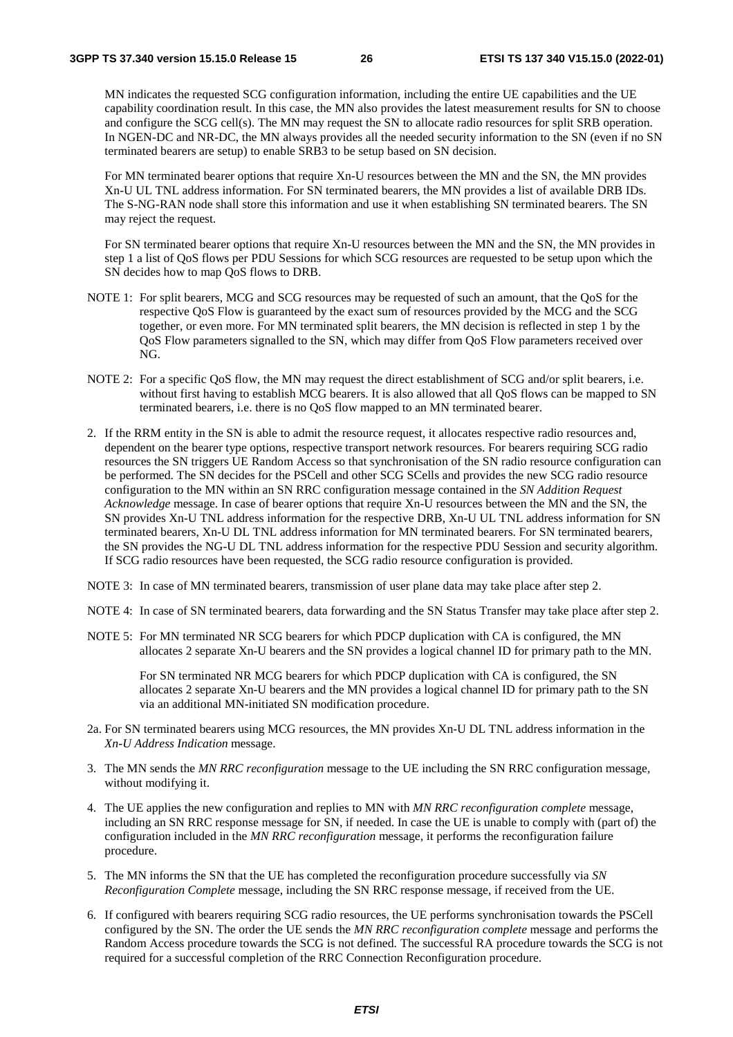MN indicates the requested SCG configuration information, including the entire UE capabilities and the UE capability coordination result. In this case, the MN also provides the latest measurement results for SN to choose and configure the SCG cell(s). The MN may request the SN to allocate radio resources for split SRB operation. In NGEN-DC and NR-DC, the MN always provides all the needed security information to the SN (even if no SN terminated bearers are setup) to enable SRB3 to be setup based on SN decision.

For MN terminated bearer options that require Xn-U resources between the MN and the SN, the MN provides Xn-U UL TNL address information. For SN terminated bearers, the MN provides a list of available DRB IDs. The S-NG-RAN node shall store this information and use it when establishing SN terminated bearers. The SN may reject the request.

For SN terminated bearer options that require Xn-U resources between the MN and the SN, the MN provides in step 1 a list of QoS flows per PDU Sessions for which SCG resources are requested to be setup upon which the SN decides how to map QoS flows to DRB.

NOTE 1: For split bearers, MCG and SCG resources may be requested of such an amount, that the QoS for the respective QoS Flow is guaranteed by the exact sum of resources provided by the MCG and the SCG together, or even more. For MN terminated split bearers, the MN decision is reflected in step 1 by the QoS Flow parameters signalled to the SN, which may differ from QoS Flow parameters received over NG.

NOTE 2: For a specific QoS flow, the MN may request the direct establishment of SCG and/or split bearers, i.e. without first having to establish MCG bearers. It is also allowed that all QoS flows can be mapped to SN terminated bearers, i.e. there is no QoS flow mapped to an MN terminated bearer.

2. If the RRM entity in the SN is able to admit the resource request, it allocates respective radio resources and, dependent on the bearer type options, respective transport network resources. For bearers requiring SCG radio resources the SN triggers UE Random Access so that synchronisation of the SN radio resource configuration can be performed. The SN decides for the PSCell and other SCG SCells and provides the new SCG radio resource configuration to the MN within an SN RRC configuration message contained in the *SN Addition Request Acknowledge* message. In case of bearer options that require Xn-U resources between the MN and the SN, the SN provides Xn-U TNL address information for the respective DRB, Xn-U UL TNL address information for SN terminated bearers, Xn-U DL TNL address information for MN terminated bearers. For SN terminated bearers, the SN provides the NG-U DL TNL address information for the respective PDU Session and security algorithm. If SCG radio resources have been requested, the SCG radio resource configuration is provided.

NOTE 3: In case of MN terminated bearers, transmission of user plane data may take place after step 2.

NOTE 4: In case of SN terminated bearers, data forwarding and the SN Status Transfer may take place after step 2.

NOTE 5: For MN terminated NR SCG bearers for which PDCP duplication with CA is configured, the MN allocates 2 separate Xn-U bearers and the SN provides a logical channel ID for primary path to the MN.

For SN terminated NR MCG bearers for which PDCP duplication with CA is configured, the SN allocates 2 separate Xn-U bearers and the MN provides a logical channel ID for primary path to the SN via an additional MN-initiated SN modification procedure.

2a. For SN terminated bearers using MCG resources, the MN provides Xn-U DL TNL address information in the *Xn-U Address Indication* message.

3. The MN sends the *MN RRC reconfiguration* message to the UE including the SN RRC configuration message, without modifying it.

4. The UE applies the new configuration and replies to MN with *MN RRC reconfiguration complete* message, including an SN RRC response message for SN, if needed. In case the UE is unable to comply with (part of) the configuration included in the *MN RRC reconfiguration* message, it performs the reconfiguration failure procedure.

5. The MN informs the SN that the UE has completed the reconfiguration procedure successfully via *SN Reconfiguration Complete* message, including the SN RRC response message, if received from the UE.

6. If configured with bearers requiring SCG radio resources, the UE performs synchronisation towards the PSCell configured by the SN. The order the UE sends the *MN RRC reconfiguration complete* message and performs the Random Access procedure towards the SCG is not defined. The successful RA procedure towards the SCG is not required for a successful completion of the RRC Connection Reconfiguration procedure.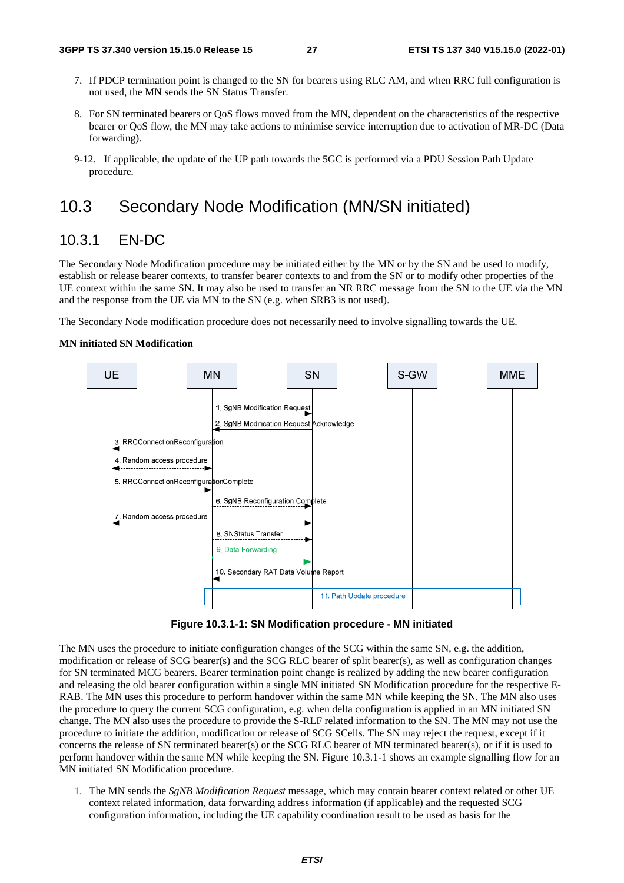7. If PDCP termination point is changed to the SN for bearers using RLC AM, and when RRC full configuration is not used, the MN sends the SN Status Transfer.

8. For SN terminated bearers or QoS flows moved from the MN, dependent on the characteristics of the respective bearer or QoS flow, the MN may take actions to minimise service interruption due to activation of MR-DC (Data forwarding).

9-12. If applicable, the update of the UP path towards the 5GC is performed via a PDU Session Path Update procedure.

# 10.3 Secondary Node Modification (MN/SN initiated)

## 10.3.1 EN-DC

The Secondary Node Modification procedure may be initiated either by the MN or by the SN and be used to modify, establish or release bearer contexts, to transfer bearer contexts to and from the SN or to modify other properties of the UE context within the same SN. It may also be used to transfer an NR RRC message from the SN to the UE via the MN and the response from the UE via MN to the SN (e.g. when SRB3 is not used).

The Secondary Node modification procedure does not necessarily need to involve signalling towards the UE.

**MN initiated SN Modification**

UE | MN | SN | S-GW | MME

1. SgNB Modification Request
2. SgNB Modification Request Acknowledge
3. RRCConnectionReconfiguration
4. Random access procedure
5. RRCConnectionReconfigurationComplete
6. SgNB Reconfiguration Complete
7. Random access procedure
8. SNStatus Transfer
9. Data Forwarding
10. Secondary RAT Data Volume Report
11. Path Update procedure

**Figure 10.3.1-1: SN Modification procedure - MN initiated**

The MN uses the procedure to initiate configuration changes of the SCG within the same SN, e.g. the addition, modification or release of SCG bearer(s) and the SCG RLC bearer of split bearer(s), as well as configuration changes for SN terminated MCG bearers. Bearer termination point change is realized by adding the new bearer configuration and releasing the old bearer configuration within a single MN initiated SN Modification procedure for the respective E-RAB. The MN uses this procedure to perform handover within the same MN while keeping the SN. The MN also uses the procedure to query the current SCG configuration, e.g. when delta configuration is applied in an MN initiated SN change. The MN also uses the procedure to provide the S-RLF related information to the SN. The MN may not use the procedure to initiate the addition, modification or release of SCG SCells. The SN may reject the request, except if it concerns the release of SN terminated bearer(s) or the SCG RLC bearer of MN terminated bearer(s), or if it is used to perform handover within the same MN while keeping the SN. Figure 10.3.1-1 shows an example signalling flow for an MN initiated SN Modification procedure.

1. The MN sends the *SgNB Modification Request* message, which may contain bearer context related or other UE context related information, data forwarding address information (if applicable) and the requested SCG configuration information, including the UE capability coordination result to be used as basis for the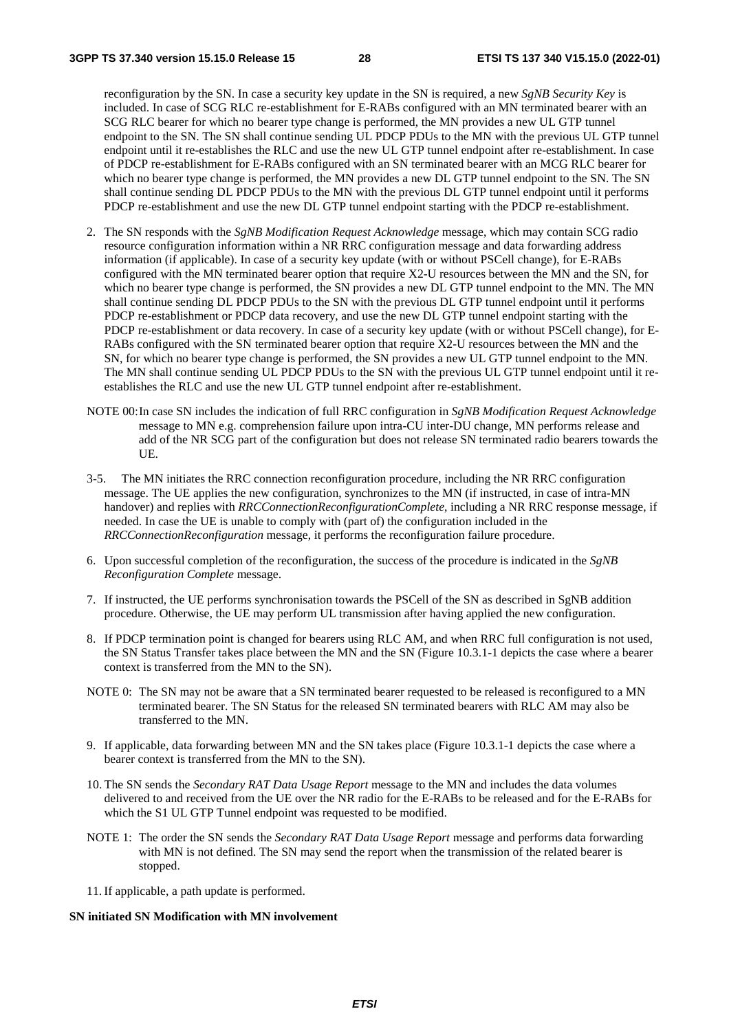reconfiguration by the SN. In case a security key update in the SN is required, a new *SgNB Security Key* is included. In case of SCG RLC re-establishment for E-RABs configured with an MN terminated bearer with an SCG RLC bearer for which no bearer type change is performed, the MN provides a new UL GTP tunnel endpoint to the SN. The SN shall continue sending UL PDCP PDUs to the MN with the previous UL GTP tunnel endpoint until it re-establishes the RLC and use the new UL GTP tunnel endpoint after re-establishment. In case of PDCP re-establishment for E-RABs configured with an SN terminated bearer with an MCG RLC bearer for which no bearer type change is performed, the MN provides a new DL GTP tunnel endpoint to the SN. The SN shall continue sending DL PDCP PDUs to the MN with the previous DL GTP tunnel endpoint until it performs PDCP re-establishment and use the new DL GTP tunnel endpoint starting with the PDCP re-establishment.

2. The SN responds with the *SgNB Modification Request Acknowledge* message, which may contain SCG radio resource configuration information within a NR RRC configuration message and data forwarding address information (if applicable). In case of a security key update (with or without PSCell change), for E-RABs configured with the MN terminated bearer option that require X2-U resources between the MN and the SN, for which no bearer type change is performed, the SN provides a new DL GTP tunnel endpoint to the MN. The MN shall continue sending DL PDCP PDUs to the SN with the previous DL GTP tunnel endpoint until it performs PDCP re-establishment or PDCP data recovery, and use the new DL GTP tunnel endpoint starting with the PDCP re-establishment or data recovery. In case of a security key update (with or without PSCell change), for E-RABs configured with the SN terminated bearer option that require X2-U resources between the MN and the SN, for which no bearer type change is performed, the SN provides a new UL GTP tunnel endpoint to the MN. The MN shall continue sending UL PDCP PDUs to the SN with the previous UL GTP tunnel endpoint until it re-establishes the RLC and use the new UL GTP tunnel endpoint after re-establishment.

NOTE 00: In case SN includes the indication of full RRC configuration in *SgNB Modification Request Acknowledge* message to MN e.g. comprehension failure upon intra-CU inter-DU change, MN performs release and add of the NR SCG part of the configuration but does not release SN terminated radio bearers towards the UE.

3-5. The MN initiates the RRC connection reconfiguration procedure, including the NR RRC configuration message. The UE applies the new configuration, synchronizes to the MN (if instructed, in case of intra-MN handover) and replies with *RRCConnectionReconfigurationComplete*, including a NR RRC response message, if needed. In case the UE is unable to comply with (part of) the configuration included in the *RRCConnectionReconfiguration* message, it performs the reconfiguration failure procedure.

6. Upon successful completion of the reconfiguration, the success of the procedure is indicated in the *SgNB Reconfiguration Complete* message.

7. If instructed, the UE performs synchronisation towards the PSCell of the SN as described in SgNB addition procedure. Otherwise, the UE may perform UL transmission after having applied the new configuration.

8. If PDCP termination point is changed for bearers using RLC AM, and when RRC full configuration is not used, the SN Status Transfer takes place between the MN and the SN (Figure 10.3.1-1 depicts the case where a bearer context is transferred from the MN to the SN).

NOTE 0: The SN may not be aware that a SN terminated bearer requested to be released is reconfigured to a MN terminated bearer. The SN Status for the released SN terminated bearers with RLC AM may also be transferred to the MN.

9. If applicable, data forwarding between MN and the SN takes place (Figure 10.3.1-1 depicts the case where a bearer context is transferred from the MN to the SN).

10. The SN sends the *Secondary RAT Data Usage Report* message to the MN and includes the data volumes delivered to and received from the UE over the NR radio for the E-RABs to be released and for the E-RABs for which the S1 UL GTP Tunnel endpoint was requested to be modified.

NOTE 1: The order the SN sends the *Secondary RAT Data Usage Report* message and performs data forwarding with MN is not defined. The SN may send the report when the transmission of the related bearer is stopped.

11. If applicable, a path update is performed.

**SN initiated SN Modification with MN involvement**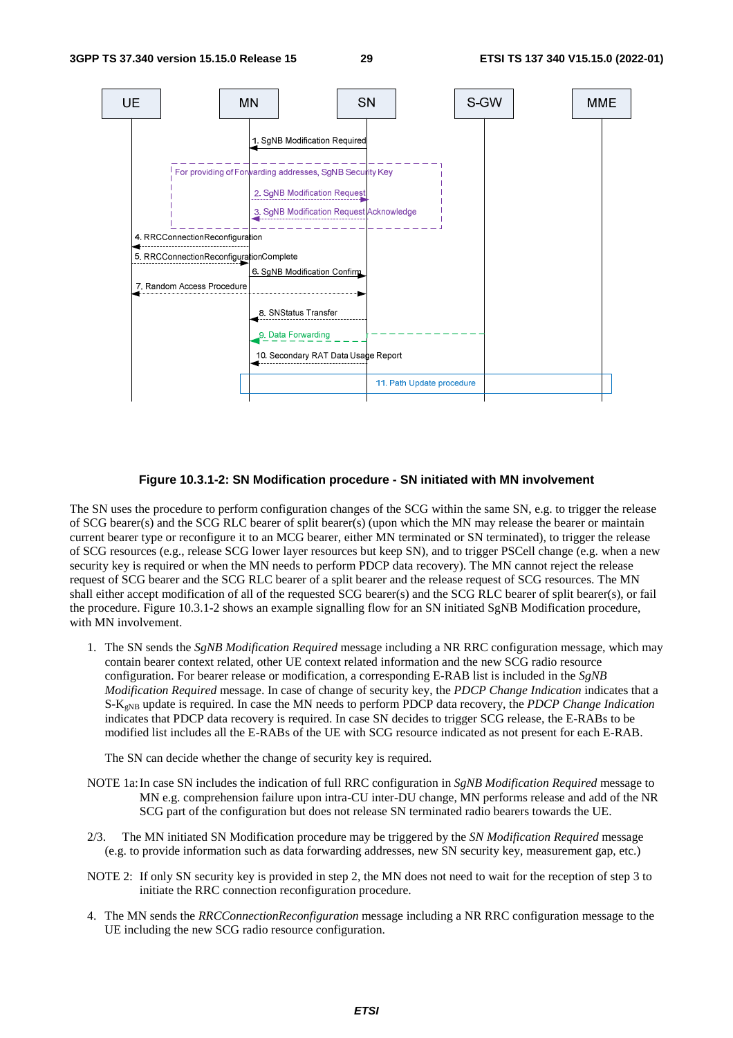**Figure 10.3.1-2: SN Modification procedure - SN initiated with MN involvement**

The SN uses the procedure to perform configuration changes of the SCG within the same SN, e.g. to trigger the release of SCG bearer(s) and the SCG RLC bearer of split bearer(s) (upon which the MN may release the bearer or maintain current bearer type or reconfigure it to an MCG bearer, either MN terminated or SN terminated), to trigger the release of SCG resources (e.g., release SCG lower layer resources but keep SN), and to trigger PSCell change (e.g. when a new security key is required or when the MN needs to perform PDCP data recovery). The MN cannot reject the release request of SCG bearer and the SCG RLC bearer of a split bearer and the release request of SCG resources. The MN shall either accept modification of all of the requested SCG bearer(s) and the SCG RLC bearer of split bearer(s), or fail the procedure. Figure 10.3.1-2 shows an example signalling flow for an SN initiated SgNB Modification procedure, with MN involvement.

1. The SN sends the *SgNB Modification Required* message including a NR RRC configuration message, which may contain bearer context related, other UE context related information and the new SCG radio resource configuration. For bearer release or modification, a corresponding E-RAB list is included in the *SgNB Modification Required* message. In case of change of security key, the *PDCP Change Indication* indicates that a $S\text{-}K_{gNB}$ update is required. In case the MN needs to perform PDCP data recovery, the *PDCP Change Indication* indicates that PDCP data recovery is required. In case SN decides to trigger SCG release, the E-RABs to be modified list includes all the E-RABs of the UE with SCG resource indicated as not present for each E-RAB.

   The SN can decide whether the change of security key is required.

NOTE 1a: In case SN includes the indication of full RRC configuration in *SgNB Modification Required* message to MN e.g. comprehension failure upon intra-CU inter-DU change, MN performs release and add of the NR SCG part of the configuration but does not release SN terminated radio bearers towards the UE.

2/3. The MN initiated SN Modification procedure may be triggered by the *SN Modification Required* message (e.g. to provide information such as data forwarding addresses, new SN security key, measurement gap, etc.)

NOTE 2: If only SN security key is provided in step 2, the MN does not need to wait for the reception of step 3 to initiate the RRC connection reconfiguration procedure.

4. The MN sends the *RRCConnectionReconfiguration* message including a NR RRC configuration message to the UE including the new SCG radio resource configuration.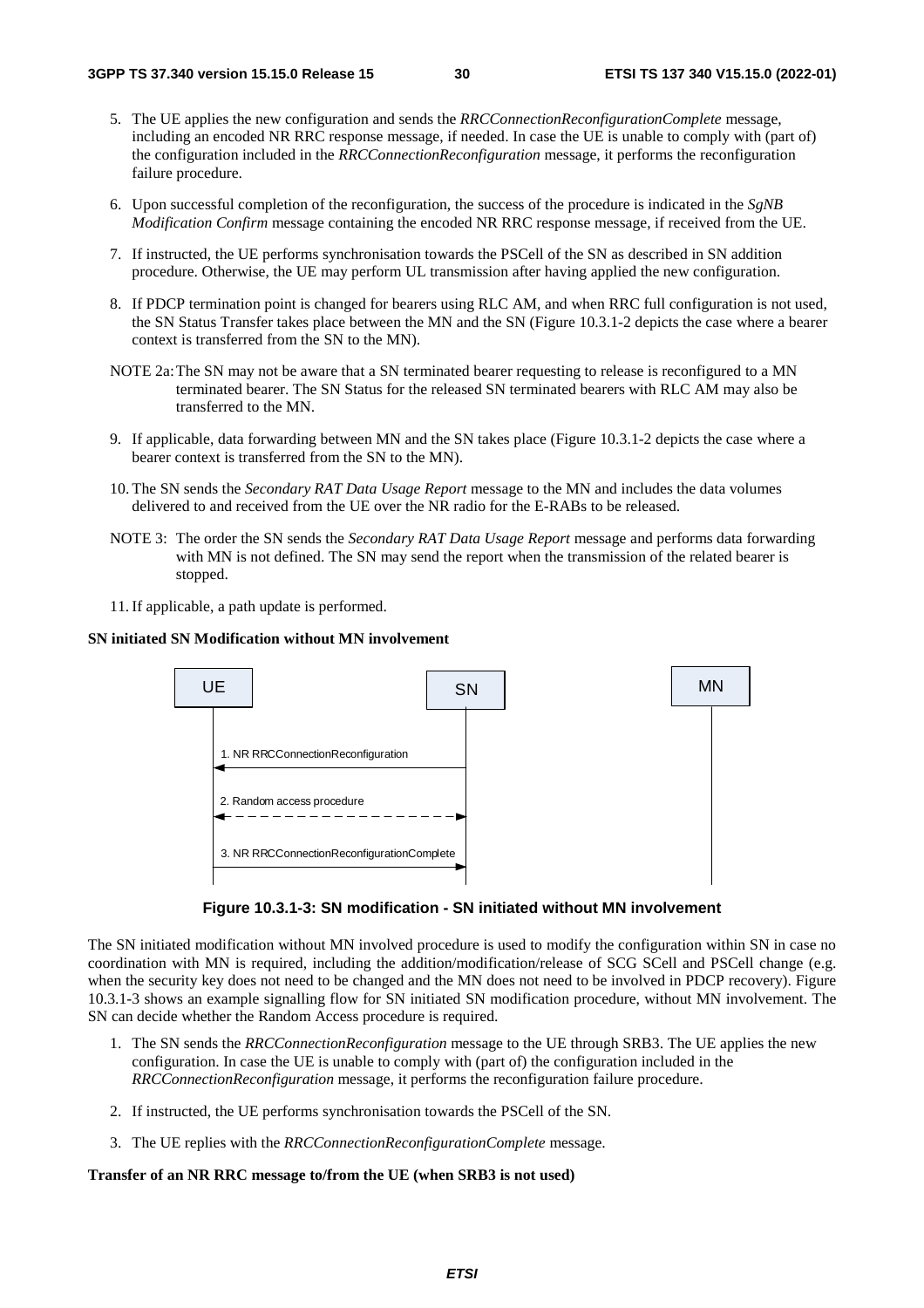5. The UE applies the new configuration and sends the *RRCConnectionReconfigurationComplete* message, including an encoded NR RRC response message, if needed. In case the UE is unable to comply with (part of) the configuration included in the *RRCConnectionReconfiguration* message, it performs the reconfiguration failure procedure.

6. Upon successful completion of the reconfiguration, the success of the procedure is indicated in the *SgNB Modification Confirm* message containing the encoded NR RRC response message, if received from the UE.

7. If instructed, the UE performs synchronisation towards the PSCell of the SN as described in SN addition procedure. Otherwise, the UE may perform UL transmission after having applied the new configuration.

8. If PDCP termination point is changed for bearers using RLC AM, and when RRC full configuration is not used, the SN Status Transfer takes place between the MN and the SN (Figure 10.3.1-2 depicts the case where a bearer context is transferred from the SN to the MN).

NOTE 2a: The SN may not be aware that a SN terminated bearer requesting to release is reconfigured to a MN terminated bearer. The SN Status for the released SN terminated bearers with RLC AM may also be transferred to the MN.

9. If applicable, data forwarding between MN and the SN takes place (Figure 10.3.1-2 depicts the case where a bearer context is transferred from the SN to the MN).

10. The SN sends the *Secondary RAT Data Usage Report* message to the MN and includes the data volumes delivered to and received from the UE over the NR radio for the E-RABs to be released.

NOTE 3: The order the SN sends the *Secondary RAT Data Usage Report* message and performs data forwarding with MN is not defined. The SN may send the report when the transmission of the related bearer is stopped.

11. If applicable, a path update is performed.

**SN initiated SN Modification without MN involvement**

UE | SN | MN

1. NR RRCConnectionReconfiguration
2. Random access procedure
3. NR RRCConnectionReconfigurationComplete

**Figure 10.3.1-3: SN modification - SN initiated without MN involvement**

The SN initiated modification without MN involved procedure is used to modify the configuration within SN in case no coordination with MN is required, including the addition/modification/release of SCG SCell and PSCell change (e.g. when the security key does not need to be changed and the MN does not need to be involved in PDCP recovery). Figure 10.3.1-3 shows an example signalling flow for SN initiated SN modification procedure, without MN involvement. The SN can decide whether the Random Access procedure is required.

1. The SN sends the *RRCConnectionReconfiguration* message to the UE through SRB3. The UE applies the new configuration. In case the UE is unable to comply with (part of) the configuration included in the *RRCConnectionReconfiguration* message, it performs the reconfiguration failure procedure.

2. If instructed, the UE performs synchronisation towards the PSCell of the SN.

3. The UE replies with the *RRCConnectionReconfigurationComplete* message.

**Transfer of an NR RRC message to/from the UE (when SRB3 is not used)**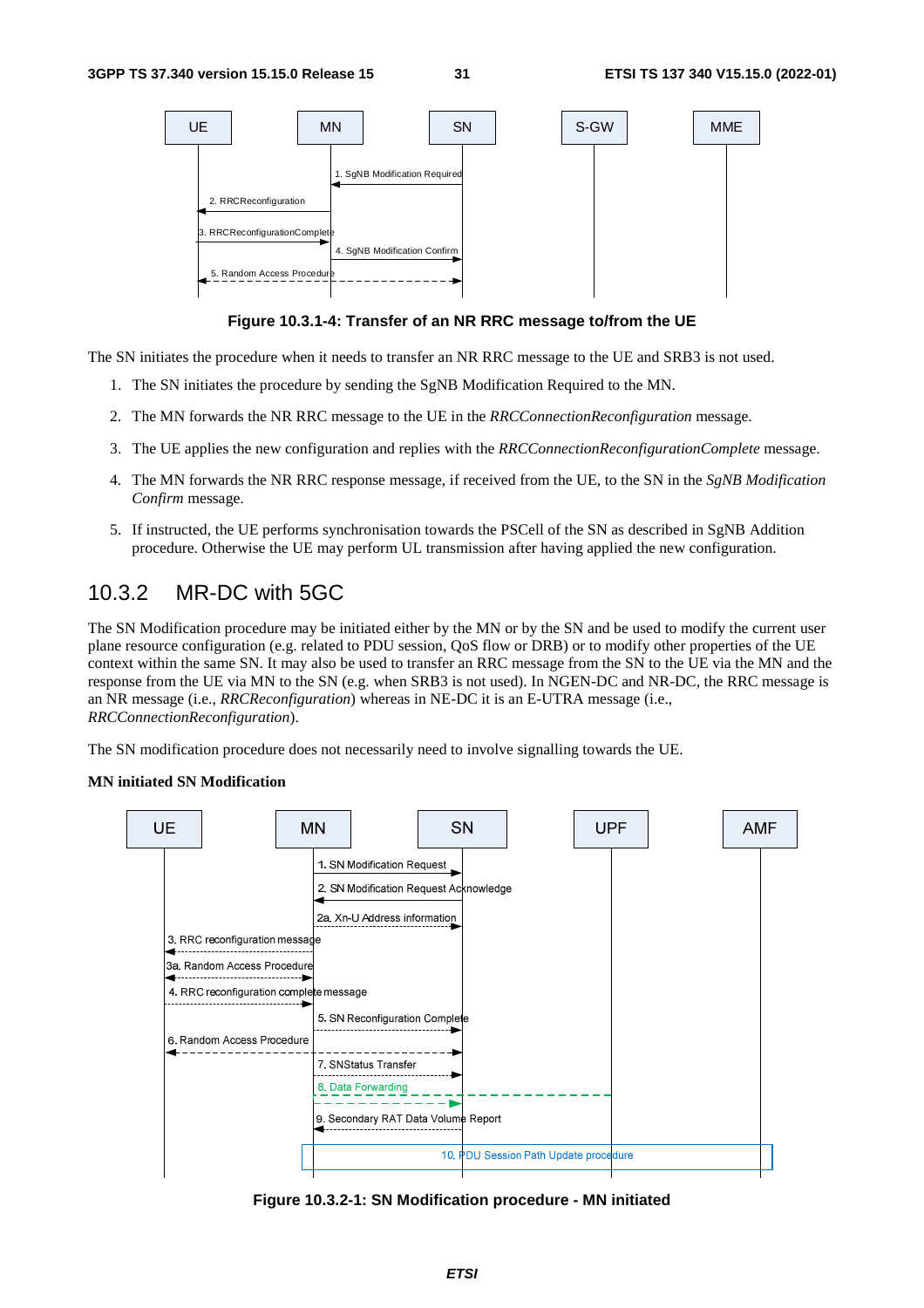Figure 10.3.1-4: Transfer of an NR RRC message to/from the UE

The SN initiates the procedure when it needs to transfer an NR RRC message to the UE and SRB3 is not used.

1. The SN initiates the procedure by sending the SgNB Modification Required to the MN.
2. The MN forwards the NR RRC message to the UE in the *RRCConnectionReconfiguration* message.
3. The UE applies the new configuration and replies with the *RRCConnectionReconfigurationComplete* message.
4. The MN forwards the NR RRC response message, if received from the UE, to the SN in the *SgNB Modification Confirm* message.
5. If instructed, the UE performs synchronisation towards the PSCell of the SN as described in SgNB Addition procedure. Otherwise the UE may perform UL transmission after having applied the new configuration.

## 10.3.2 MR-DC with 5GC

The SN Modification procedure may be initiated either by the MN or by the SN and be used to modify the current user plane resource configuration (e.g. related to PDU session, QoS flow or DRB) or to modify other properties of the UE context within the same SN. It may also be used to transfer an RRC message from the SN to the UE via the MN and the response from the UE via MN to the SN (e.g. when SRB3 is not used). In NGEN-DC and NR-DC, the RRC message is an NR message (i.e., *RRCReconfiguration*) whereas in NE-DC it is an E-UTRA message (i.e., *RRCConnectionReconfiguration*).

The SN modification procedure does not necessarily need to involve signalling towards the UE.

**MN initiated SN Modification**

Figure 10.3.2-1: SN Modification procedure - MN initiated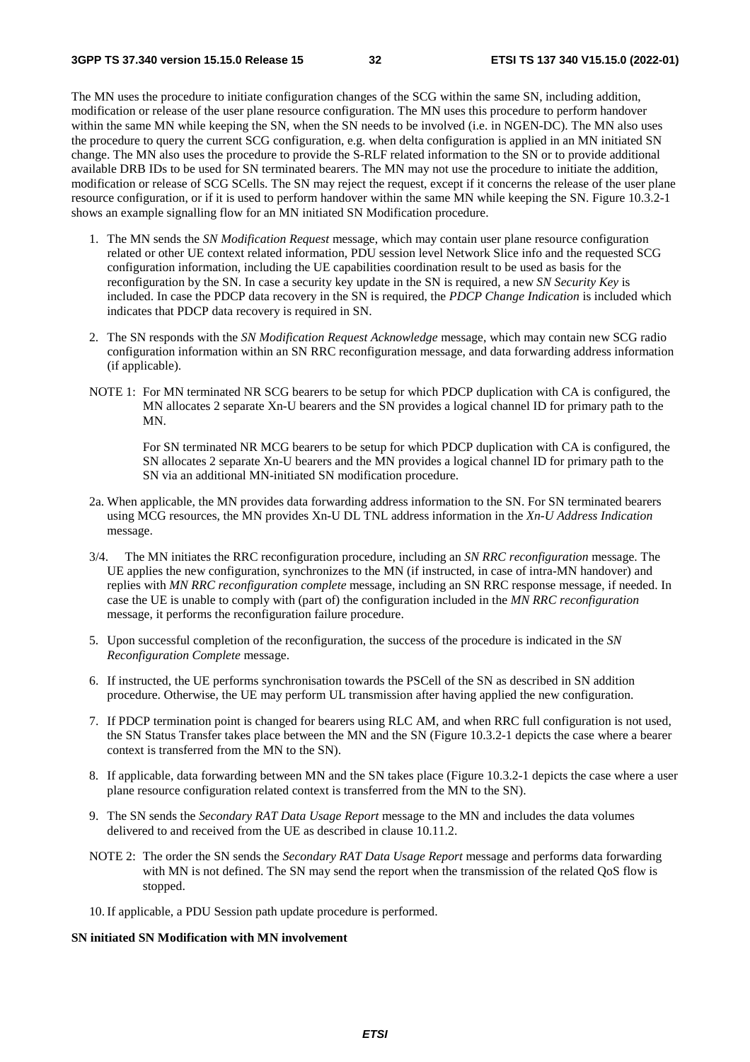The MN uses the procedure to initiate configuration changes of the SCG within the same SN, including addition, modification or release of the user plane resource configuration. The MN uses this procedure to perform handover within the same MN while keeping the SN, when the SN needs to be involved (i.e. in NGEN-DC). The MN also uses the procedure to query the current SCG configuration, e.g. when delta configuration is applied in an MN initiated SN change. The MN also uses the procedure to provide the S-RLF related information to the SN or to provide additional available DRB IDs to be used for SN terminated bearers. The MN may not use the procedure to initiate the addition, modification or release of SCG SCells. The SN may reject the request, except if it concerns the release of the user plane resource configuration, or if it is used to perform handover within the same MN while keeping the SN. Figure 10.3.2-1 shows an example signalling flow for an MN initiated SN Modification procedure.

1. The MN sends the *SN Modification Request* message, which may contain user plane resource configuration related or other UE context related information, PDU session level Network Slice info and the requested SCG configuration information, including the UE capabilities coordination result to be used as basis for the reconfiguration by the SN. In case a security key update in the SN is required, a new *SN Security Key* is included. In case the PDCP data recovery in the SN is required, the *PDCP Change Indication* is included which indicates that PDCP data recovery is required in SN.

2. The SN responds with the *SN Modification Request Acknowledge* message, which may contain new SCG radio configuration information within an SN RRC reconfiguration message, and data forwarding address information (if applicable).

NOTE 1: For MN terminated NR SCG bearers to be setup for which PDCP duplication with CA is configured, the MN allocates 2 separate Xn-U bearers and the SN provides a logical channel ID for primary path to the MN.

For SN terminated NR MCG bearers to be setup for which PDCP duplication with CA is configured, the SN allocates 2 separate Xn-U bearers and the MN provides a logical channel ID for primary path to the SN via an additional MN-initiated SN modification procedure.

2a. When applicable, the MN provides data forwarding address information to the SN. For SN terminated bearers using MCG resources, the MN provides Xn-U DL TNL address information in the *Xn-U Address Indication* message.

3/4. The MN initiates the RRC reconfiguration procedure, including an *SN RRC reconfiguration* message. The UE applies the new configuration, synchronizes to the MN (if instructed, in case of intra-MN handover) and replies with *MN RRC reconfiguration complete* message, including an SN RRC response message, if needed. In case the UE is unable to comply with (part of) the configuration included in the *MN RRC reconfiguration* message, it performs the reconfiguration failure procedure.

5. Upon successful completion of the reconfiguration, the success of the procedure is indicated in the *SN Reconfiguration Complete* message.

6. If instructed, the UE performs synchronisation towards the PSCell of the SN as described in SN addition procedure. Otherwise, the UE may perform UL transmission after having applied the new configuration.

7. If PDCP termination point is changed for bearers using RLC AM, and when RRC full configuration is not used, the SN Status Transfer takes place between the MN and the SN (Figure 10.3.2-1 depicts the case where a bearer context is transferred from the MN to the SN).

8. If applicable, data forwarding between MN and the SN takes place (Figure 10.3.2-1 depicts the case where a user plane resource configuration related context is transferred from the MN to the SN).

9. The SN sends the *Secondary RAT Data Usage Report* message to the MN and includes the data volumes delivered to and received from the UE as described in clause 10.11.2.

NOTE 2: The order the SN sends the *Secondary RAT Data Usage Report* message and performs data forwarding with MN is not defined. The SN may send the report when the transmission of the related QoS flow is stopped.

10. If applicable, a PDU Session path update procedure is performed.

**SN initiated SN Modification with MN involvement**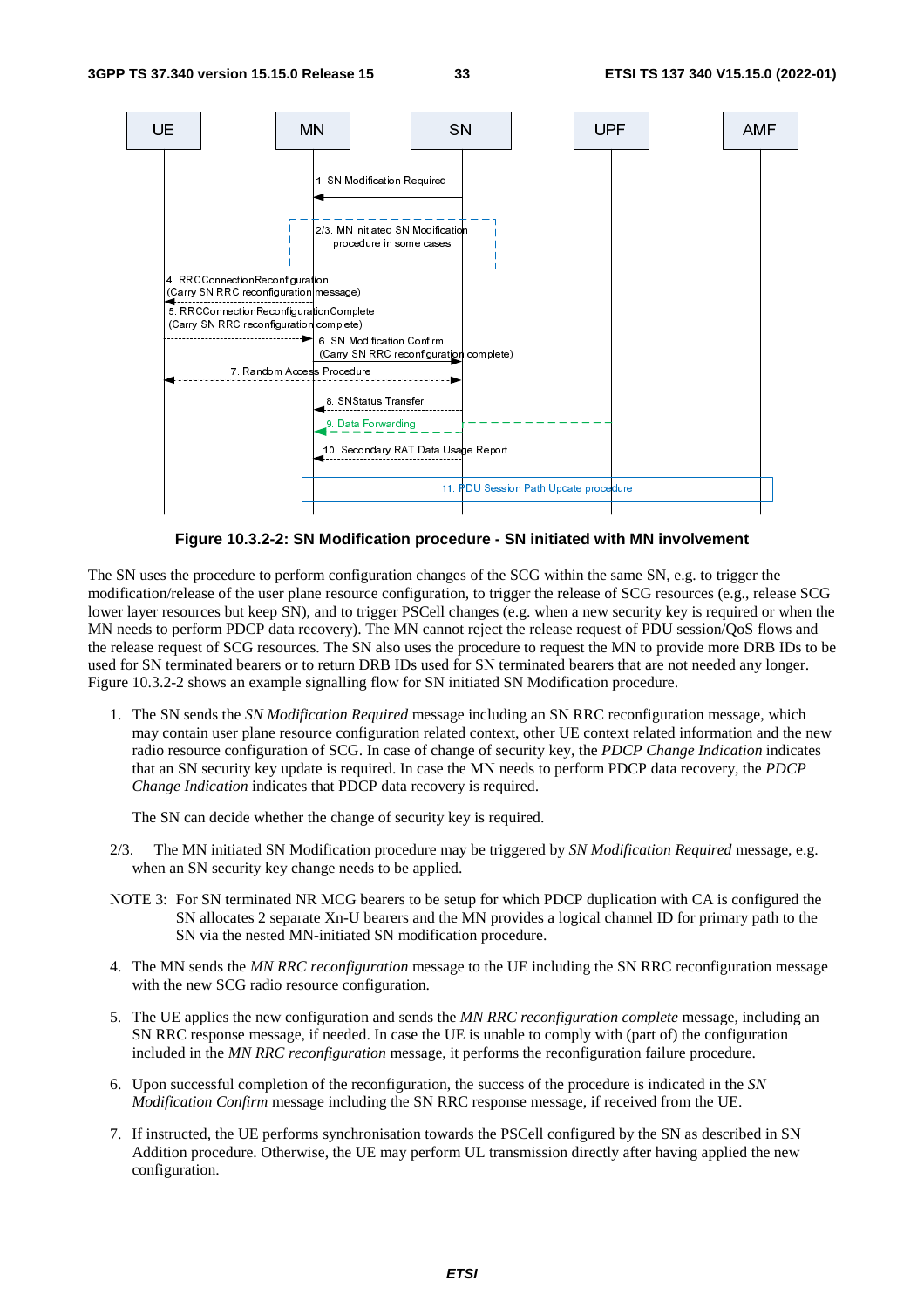**Figure 10.3.2-2: SN Modification procedure - SN initiated with MN involvement**

The SN uses the procedure to perform configuration changes of the SCG within the same SN, e.g. to trigger the modification/release of the user plane resource configuration, to trigger the release of SCG resources (e.g., release SCG lower layer resources but keep SN), and to trigger PSCell changes (e.g. when a new security key is required or when the MN needs to perform PDCP data recovery). The MN cannot reject the release request of PDU session/QoS flows and the release request of SCG resources. The SN also uses the procedure to request the MN to provide more DRB IDs to be used for SN terminated bearers or to return DRB IDs used for SN terminated bearers that are not needed any longer. Figure 10.3.2-2 shows an example signalling flow for SN initiated SN Modification procedure.

1. The SN sends the *SN Modification Required* message including an SN RRC reconfiguration message, which may contain user plane resource configuration related context, other UE context related information and the new radio resource configuration of SCG. In case of change of security key, the *PDCP Change Indication* indicates that an SN security key update is required. In case the MN needs to perform PDCP data recovery, the *PDCP Change Indication* indicates that PDCP data recovery is required.

   The SN can decide whether the change of security key is required.

2/3. The MN initiated SN Modification procedure may be triggered by *SN Modification Required* message, e.g. when an SN security key change needs to be applied.

NOTE 3: For SN terminated NR MCG bearers to be setup for which PDCP duplication with CA is configured the SN allocates 2 separate Xn-U bearers and the MN provides a logical channel ID for primary path to the SN via the nested MN-initiated SN modification procedure.

4. The MN sends the *MN RRC reconfiguration* message to the UE including the SN RRC reconfiguration message with the new SCG radio resource configuration.

5. The UE applies the new configuration and sends the *MN RRC reconfiguration complete* message, including an SN RRC response message, if needed. In case the UE is unable to comply with (part of) the configuration included in the *MN RRC reconfiguration* message, it performs the reconfiguration failure procedure.

6. Upon successful completion of the reconfiguration, the success of the procedure is indicated in the *SN Modification Confirm* message including the SN RRC response message, if received from the UE.

7. If instructed, the UE performs synchronisation towards the PSCell configured by the SN as described in SN Addition procedure. Otherwise, the UE may perform UL transmission directly after having applied the new configuration.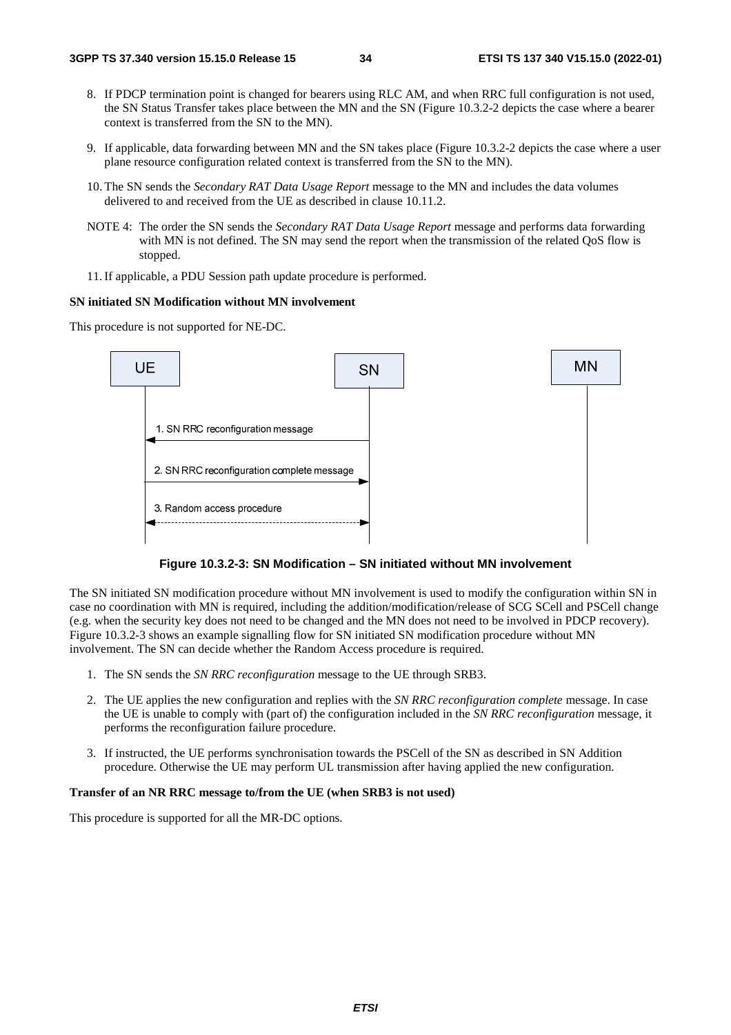8. If PDCP termination point is changed for bearers using RLC AM, and when RRC full configuration is not used, the SN Status Transfer takes place between the MN and the SN (Figure 10.3.2-2 depicts the case where a bearer context is transferred from the SN to the MN).

9. If applicable, data forwarding between MN and the SN takes place (Figure 10.3.2-2 depicts the case where a user plane resource configuration related context is transferred from the SN to the MN).

10. The SN sends the *Secondary RAT Data Usage Report* message to the MN and includes the data volumes delivered to and received from the UE as described in clause 10.11.2.

NOTE 4: The order the SN sends the *Secondary RAT Data Usage Report* message and performs data forwarding with MN is not defined. The SN may send the report when the transmission of the related QoS flow is stopped.

11. If applicable, a PDU Session path update procedure is performed.

**SN initiated SN Modification without MN involvement**

This procedure is not supported for NE-DC.

**Figure 10.3.2-3: SN Modification – SN initiated without MN involvement**

The SN initiated SN modification procedure without MN involvement is used to modify the configuration within SN in case no coordination with MN is required, including the addition/modification/release of SCG SCell and PSCell change (e.g. when the security key does not need to be changed and the MN does not need to be involved in PDCP recovery). Figure 10.3.2-3 shows an example signalling flow for SN initiated SN modification procedure without MN involvement. The SN can decide whether the Random Access procedure is required.

1. The SN sends the *SN RRC reconfiguration* message to the UE through SRB3.

2. The UE applies the new configuration and replies with the *SN RRC reconfiguration complete* message. In case the UE is unable to comply with (part of) the configuration included in the *SN RRC reconfiguration* message, it performs the reconfiguration failure procedure.

3. If instructed, the UE performs synchronisation towards the PSCell of the SN as described in SN Addition procedure. Otherwise the UE may perform UL transmission after having applied the new configuration.

**Transfer of an NR RRC message to/from the UE (when SRB3 is not used)**

This procedure is supported for all the MR-DC options.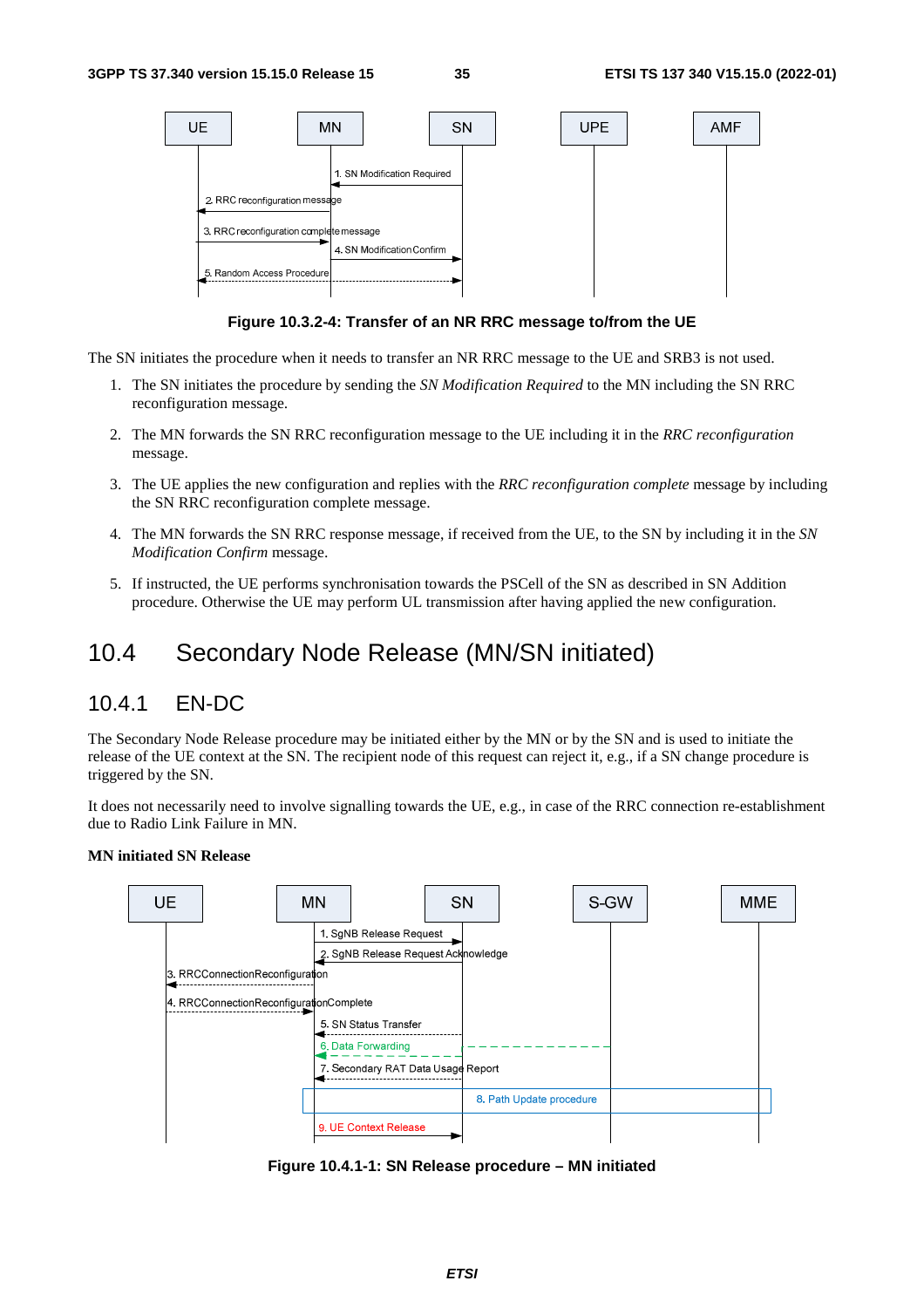**Figure 10.3.2-4: Transfer of an NR RRC message to/from the UE**

The SN initiates the procedure when it needs to transfer an NR RRC message to the UE and SRB3 is not used.

1. The SN initiates the procedure by sending the *SN Modification Required* to the MN including the SN RRC reconfiguration message.

2. The MN forwards the SN RRC reconfiguration message to the UE including it in the *RRC reconfiguration* message.

3. The UE applies the new configuration and replies with the *RRC reconfiguration complete* message by including the SN RRC reconfiguration complete message.

4. The MN forwards the SN RRC response message, if received from the UE, to the SN by including it in the *SN Modification Confirm* message.

5. If instructed, the UE performs synchronisation towards the PSCell of the SN as described in SN Addition procedure. Otherwise the UE may perform UL transmission after having applied the new configuration.

# 10.4 Secondary Node Release (MN/SN initiated)

## 10.4.1 EN-DC

The Secondary Node Release procedure may be initiated either by the MN or by the SN and is used to initiate the release of the UE context at the SN. The recipient node of this request can reject it, e.g., if a SN change procedure is triggered by the SN.

It does not necessarily need to involve signalling towards the UE, e.g., in case of the RRC connection re-establishment due to Radio Link Failure in MN.

**MN initiated SN Release**

**Figure 10.4.1-1: SN Release procedure – MN initiated**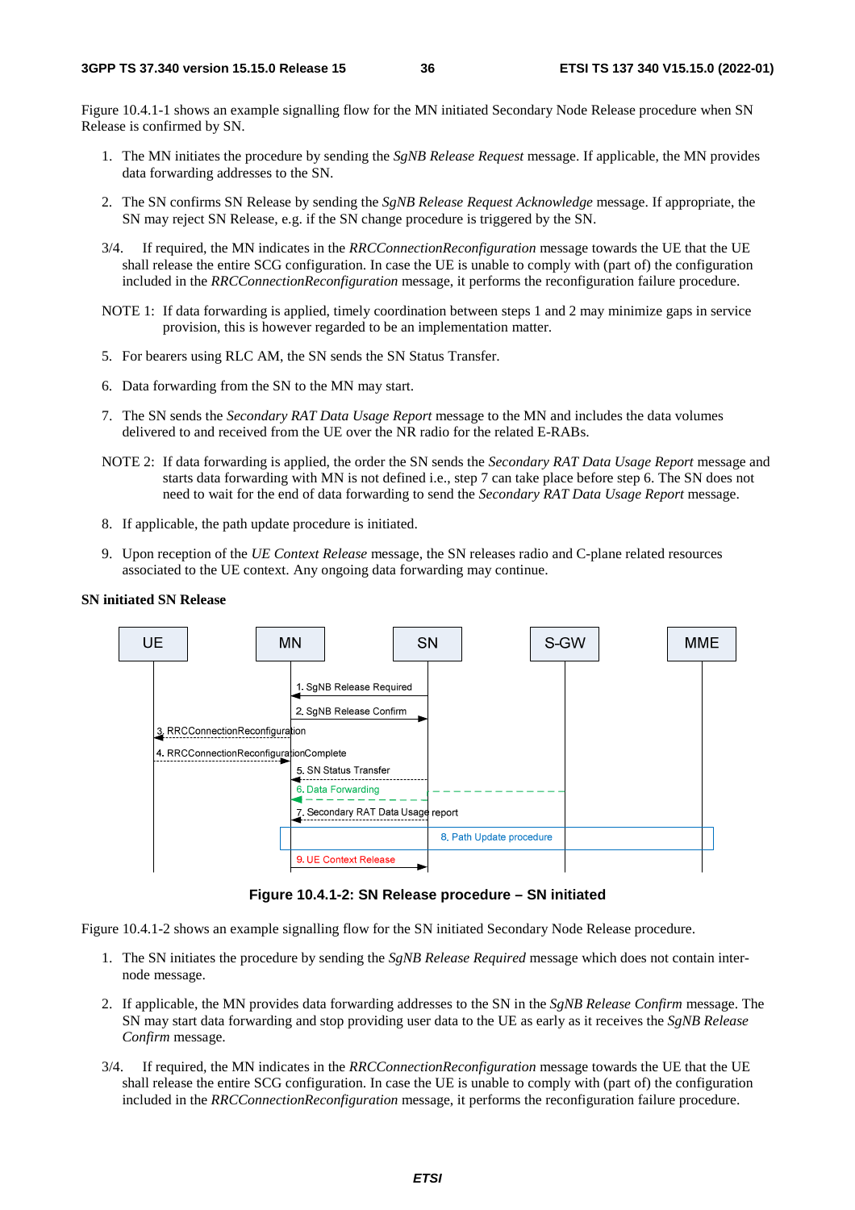Figure 10.4.1-1 shows an example signalling flow for the MN initiated Secondary Node Release procedure when SN Release is confirmed by SN.

1. The MN initiates the procedure by sending the *SgNB Release Request* message. If applicable, the MN provides data forwarding addresses to the SN.

2. The SN confirms SN Release by sending the *SgNB Release Request Acknowledge* message. If appropriate, the SN may reject SN Release, e.g. if the SN change procedure is triggered by the SN.

3/4. If required, the MN indicates in the *RRCConnectionReconfiguration* message towards the UE that the UE shall release the entire SCG configuration. In case the UE is unable to comply with (part of) the configuration included in the *RRCConnectionReconfiguration* message, it performs the reconfiguration failure procedure.

NOTE 1: If data forwarding is applied, timely coordination between steps 1 and 2 may minimize gaps in service provision, this is however regarded to be an implementation matter.

5. For bearers using RLC AM, the SN sends the SN Status Transfer.

6. Data forwarding from the SN to the MN may start.

7. The SN sends the *Secondary RAT Data Usage Report* message to the MN and includes the data volumes delivered to and received from the UE over the NR radio for the related E-RABs.

NOTE 2: If data forwarding is applied, the order the SN sends the *Secondary RAT Data Usage Report* message and starts data forwarding with MN is not defined i.e., step 7 can take place before step 6. The SN does not need to wait for the end of data forwarding to send the *Secondary RAT Data Usage Report* message.

8. If applicable, the path update procedure is initiated.

9. Upon reception of the *UE Context Release* message, the SN releases radio and C-plane related resources associated to the UE context. Any ongoing data forwarding may continue.

**SN initiated SN Release**

UE | MN | SN | S-GW | MME

1. SgNB Release Required
2. SgNB Release Confirm
3. RRCConnectionReconfiguration
4. RRCConnectionReconfigurationComplete
5. SN Status Transfer
6. Data Forwarding
7. Secondary RAT Data Usage report
8. Path Update procedure
9. UE Context Release

**Figure 10.4.1-2: SN Release procedure – SN initiated**

Figure 10.4.1-2 shows an example signalling flow for the SN initiated Secondary Node Release procedure.

1. The SN initiates the procedure by sending the *SgNB Release Required* message which does not contain inter-node message.

2. If applicable, the MN provides data forwarding addresses to the SN in the *SgNB Release Confirm* message. The SN may start data forwarding and stop providing user data to the UE as early as it receives the *SgNB Release Confirm* message.

3/4. If required, the MN indicates in the *RRCConnectionReconfiguration* message towards the UE that the UE shall release the entire SCG configuration. In case the UE is unable to comply with (part of) the configuration included in the *RRCConnectionReconfiguration* message, it performs the reconfiguration failure procedure.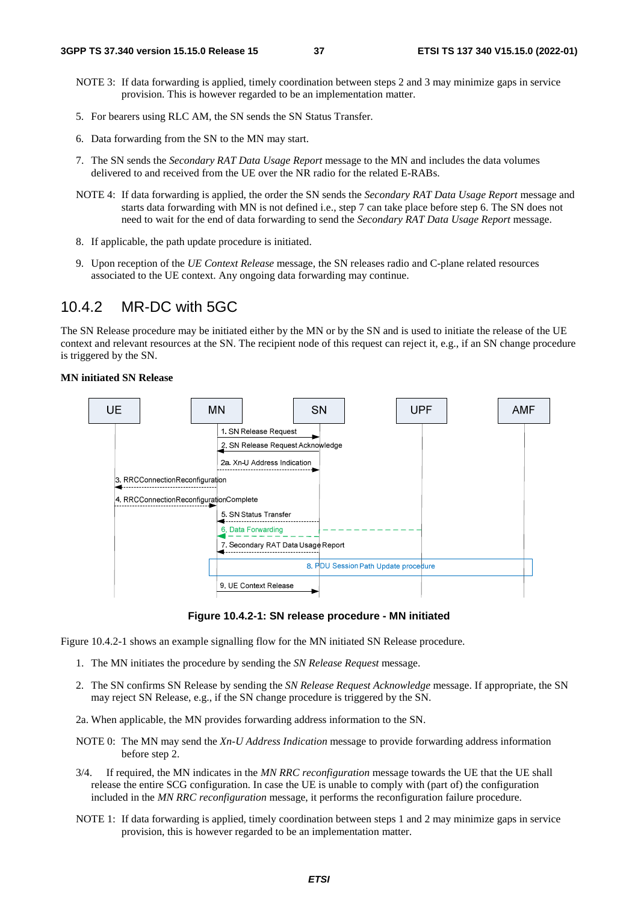NOTE 3: If data forwarding is applied, timely coordination between steps 2 and 3 may minimize gaps in service provision. This is however regarded to be an implementation matter.

5. For bearers using RLC AM, the SN sends the SN Status Transfer.

6. Data forwarding from the SN to the MN may start.

7. The SN sends the *Secondary RAT Data Usage Report* message to the MN and includes the data volumes delivered to and received from the UE over the NR radio for the related E-RABs.

NOTE 4: If data forwarding is applied, the order the SN sends the *Secondary RAT Data Usage Report* message and starts data forwarding with MN is not defined i.e., step 7 can take place before step 6. The SN does not need to wait for the end of data forwarding to send the *Secondary RAT Data Usage Report* message.

8. If applicable, the path update procedure is initiated.

9. Upon reception of the *UE Context Release* message, the SN releases radio and C-plane related resources associated to the UE context. Any ongoing data forwarding may continue.

## 10.4.2 MR-DC with 5GC

The SN Release procedure may be initiated either by the MN or by the SN and is used to initiate the release of the UE context and relevant resources at the SN. The recipient node of this request can reject it, e.g., if an SN change procedure is triggered by the SN.

**MN initiated SN Release**

**Figure 10.4.2-1: SN release procedure - MN initiated**

Figure 10.4.2-1 shows an example signalling flow for the MN initiated SN Release procedure.

1. The MN initiates the procedure by sending the *SN Release Request* message.

2. The SN confirms SN Release by sending the *SN Release Request Acknowledge* message. If appropriate, the SN may reject SN Release, e.g., if the SN change procedure is triggered by the SN.

2a. When applicable, the MN provides forwarding address information to the SN.

NOTE 0: The MN may send the *Xn-U Address Indication* message to provide forwarding address information before step 2.

3/4. If required, the MN indicates in the *MN RRC reconfiguration* message towards the UE that the UE shall release the entire SCG configuration. In case the UE is unable to comply with (part of) the configuration included in the *MN RRC reconfiguration* message, it performs the reconfiguration failure procedure.

NOTE 1: If data forwarding is applied, timely coordination between steps 1 and 2 may minimize gaps in service provision, this is however regarded to be an implementation matter.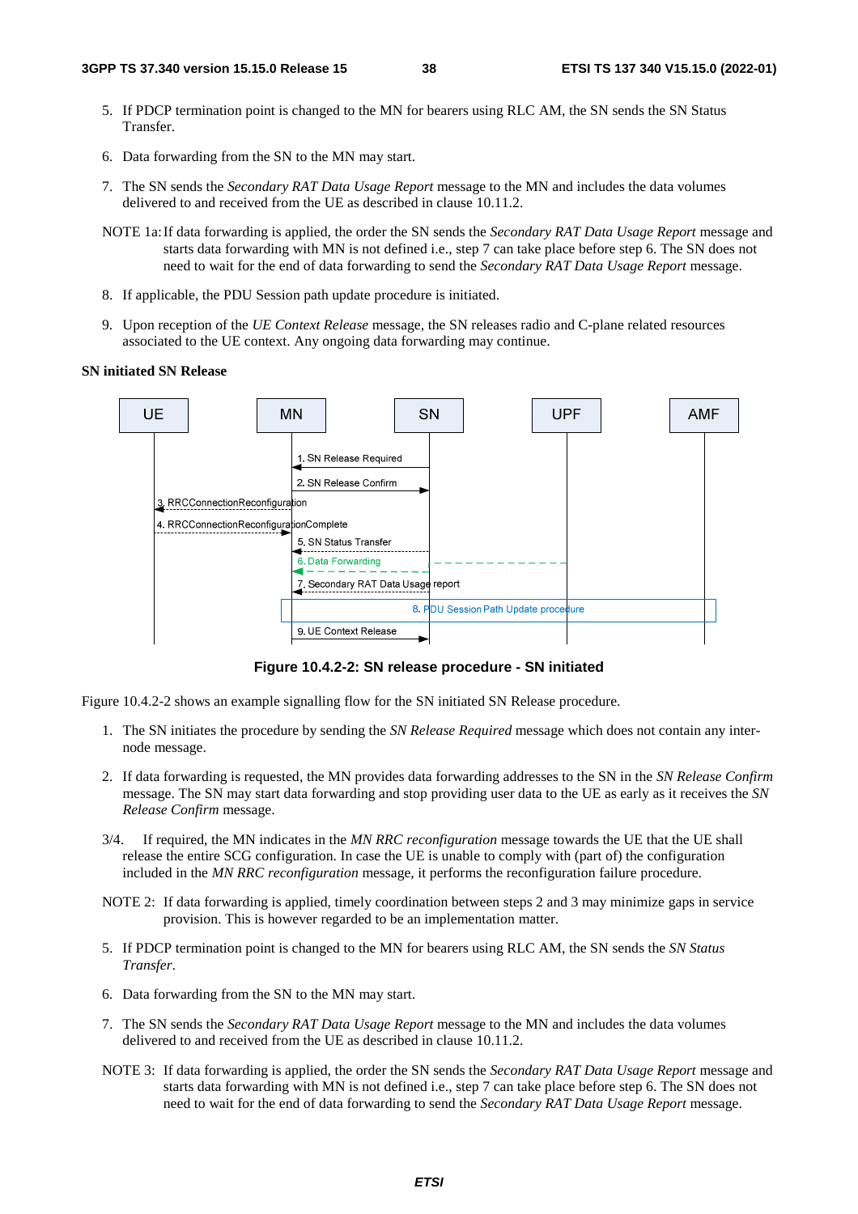5. If PDCP termination point is changed to the MN for bearers using RLC AM, the SN sends the SN Status Transfer.

6. Data forwarding from the SN to the MN may start.

7. The SN sends the *Secondary RAT Data Usage Report* message to the MN and includes the data volumes delivered to and received from the UE as described in clause 10.11.2.

NOTE 1a: If data forwarding is applied, the order the SN sends the *Secondary RAT Data Usage Report* message and starts data forwarding with MN is not defined i.e., step 7 can take place before step 6. The SN does not need to wait for the end of data forwarding to send the *Secondary RAT Data Usage Report* message.

8. If applicable, the PDU Session path update procedure is initiated.

9. Upon reception of the *UE Context Release* message, the SN releases radio and C-plane related resources associated to the UE context. Any ongoing data forwarding may continue.

**SN initiated SN Release**

UE | MN | SN | UPF | AMF

1. SN Release Required
2. SN Release Confirm
3. RRCConnectionReconfiguration
4. RRCConnectionReconfigurationComplete
5. SN Status Transfer
6. Data Forwarding
7. Secondary RAT Data Usage report
8. PDU Session Path Update procedure
9. UE Context Release

**Figure 10.4.2-2: SN release procedure - SN initiated**

Figure 10.4.2-2 shows an example signalling flow for the SN initiated SN Release procedure.

1. The SN initiates the procedure by sending the *SN Release Required* message which does not contain any inter-node message.

2. If data forwarding is requested, the MN provides data forwarding addresses to the SN in the *SN Release Confirm* message. The SN may start data forwarding and stop providing user data to the UE as early as it receives the *SN Release Confirm* message.

3/4. If required, the MN indicates in the *MN RRC reconfiguration* message towards the UE that the UE shall release the entire SCG configuration. In case the UE is unable to comply with (part of) the configuration included in the *MN RRC reconfiguration* message, it performs the reconfiguration failure procedure.

NOTE 2: If data forwarding is applied, timely coordination between steps 2 and 3 may minimize gaps in service provision. This is however regarded to be an implementation matter.

5. If PDCP termination point is changed to the MN for bearers using RLC AM, the SN sends the *SN Status Transfer*.

6. Data forwarding from the SN to the MN may start.

7. The SN sends the *Secondary RAT Data Usage Report* message to the MN and includes the data volumes delivered to and received from the UE as described in clause 10.11.2.

NOTE 3: If data forwarding is applied, the order the SN sends the *Secondary RAT Data Usage Report* message and starts data forwarding with MN is not defined i.e., step 7 can take place before step 6. The SN does not need to wait for the end of data forwarding to send the *Secondary RAT Data Usage Report* message.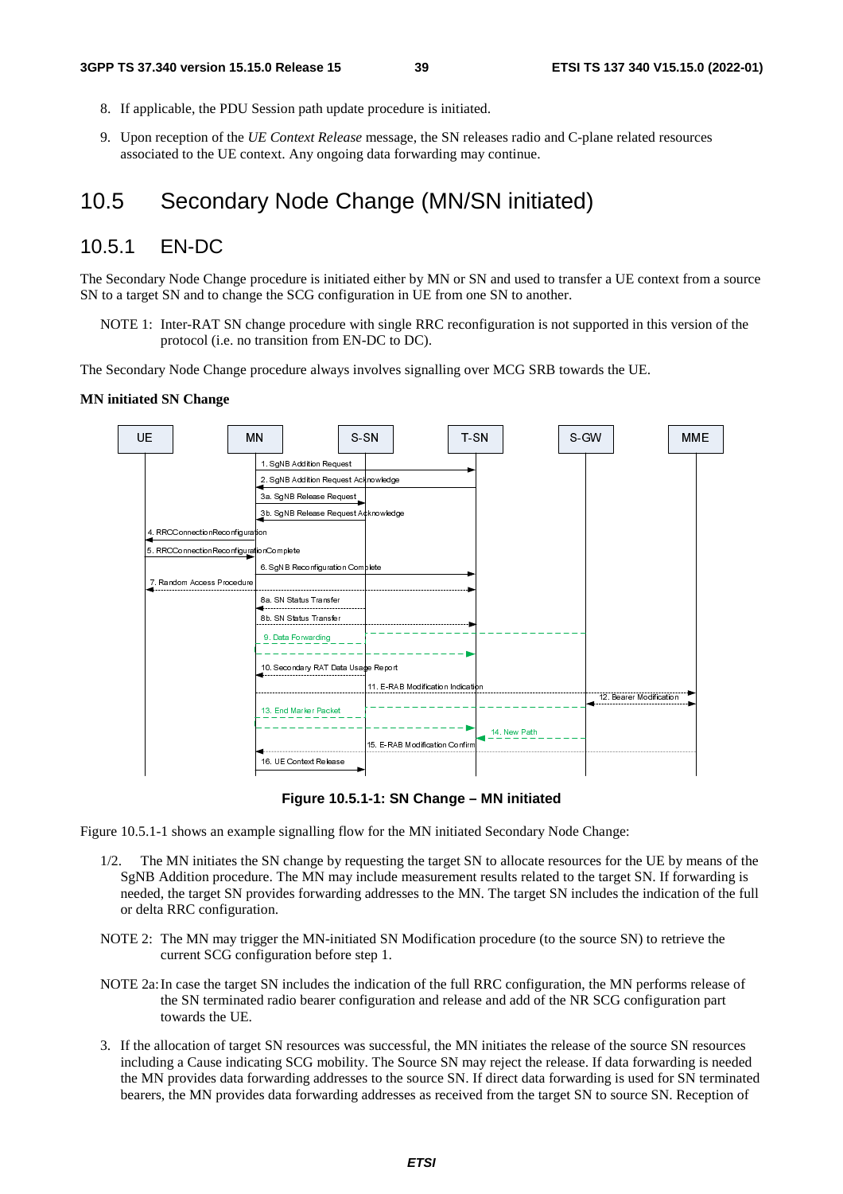8. If applicable, the PDU Session path update procedure is initiated.

9. Upon reception of the *UE Context Release* message, the SN releases radio and C-plane related resources associated to the UE context. Any ongoing data forwarding may continue.

# 10.5 Secondary Node Change (MN/SN initiated)

## 10.5.1 EN-DC

The Secondary Node Change procedure is initiated either by MN or SN and used to transfer a UE context from a source SN to a target SN and to change the SCG configuration in UE from one SN to another.

NOTE 1: Inter-RAT SN change procedure with single RRC reconfiguration is not supported in this version of the protocol (i.e. no transition from EN-DC to DC).

The Secondary Node Change procedure always involves signalling over MCG SRB towards the UE.

**MN initiated SN Change**

**Figure 10.5.1-1: SN Change – MN initiated**

Figure 10.5.1-1 shows an example signalling flow for the MN initiated Secondary Node Change:

1/2. The MN initiates the SN change by requesting the target SN to allocate resources for the UE by means of the SgNB Addition procedure. The MN may include measurement results related to the target SN. If forwarding is needed, the target SN provides forwarding addresses to the MN. The target SN includes the indication of the full or delta RRC configuration.

NOTE 2: The MN may trigger the MN-initiated SN Modification procedure (to the source SN) to retrieve the current SCG configuration before step 1.

NOTE 2a: In case the target SN includes the indication of the full RRC configuration, the MN performs release of the SN terminated radio bearer configuration and release and add of the NR SCG configuration part towards the UE.

3. If the allocation of target SN resources was successful, the MN initiates the release of the source SN resources including a Cause indicating SCG mobility. The Source SN may reject the release. If data forwarding is needed the MN provides data forwarding addresses to the source SN. If direct data forwarding is used for SN terminated bearers, the MN provides data forwarding addresses as received from the target SN to source SN. Reception of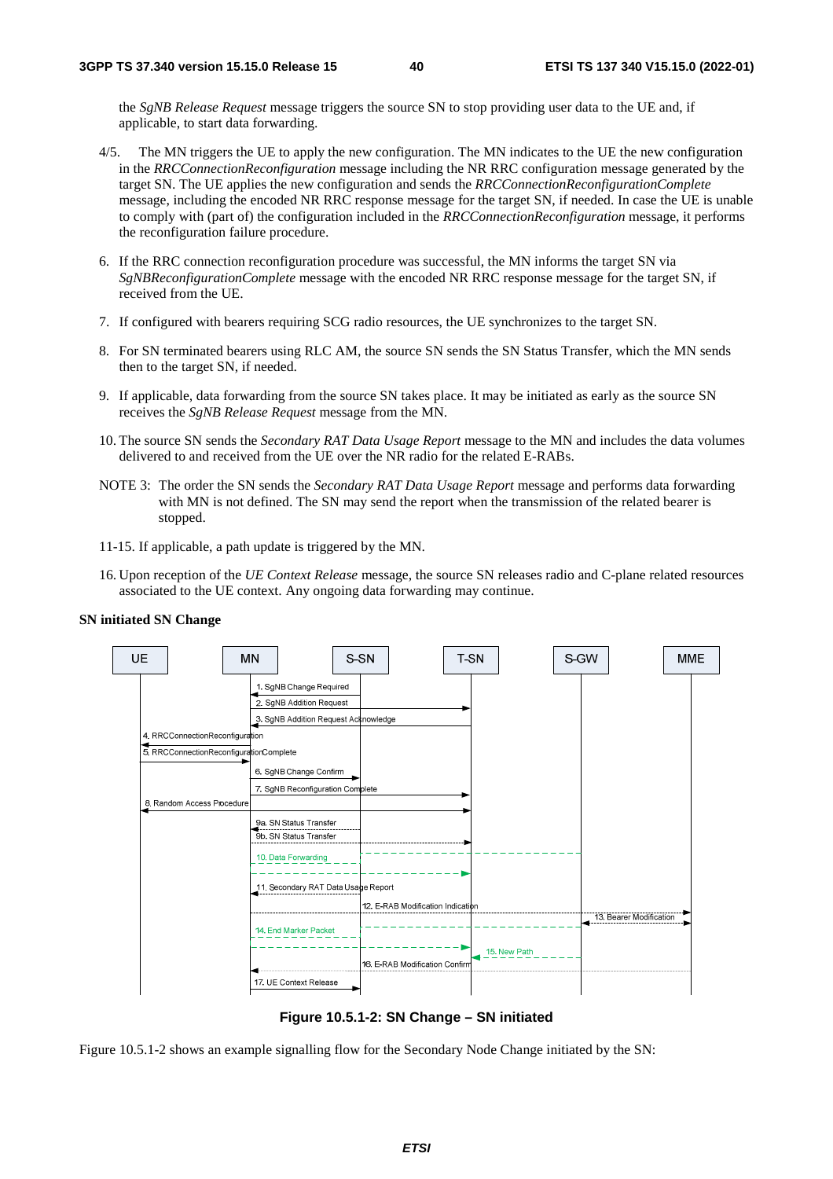the *SgNB Release Request* message triggers the source SN to stop providing user data to the UE and, if applicable, to start data forwarding.

4/5. The MN triggers the UE to apply the new configuration. The MN indicates to the UE the new configuration in the *RRCConnectionReconfiguration* message including the NR RRC configuration message generated by the target SN. The UE applies the new configuration and sends the *RRCConnectionReconfigurationComplete* message, including the encoded NR RRC response message for the target SN, if needed. In case the UE is unable to comply with (part of) the configuration included in the *RRCConnectionReconfiguration* message, it performs the reconfiguration failure procedure.

6. If the RRC connection reconfiguration procedure was successful, the MN informs the target SN via *SgNBReconfigurationComplete* message with the encoded NR RRC response message for the target SN, if received from the UE.

7. If configured with bearers requiring SCG radio resources, the UE synchronizes to the target SN.

8. For SN terminated bearers using RLC AM, the source SN sends the SN Status Transfer, which the MN sends then to the target SN, if needed.

9. If applicable, data forwarding from the source SN takes place. It may be initiated as early as the source SN receives the *SgNB Release Request* message from the MN.

10. The source SN sends the *Secondary RAT Data Usage Report* message to the MN and includes the data volumes delivered to and received from the UE over the NR radio for the related E-RABs.

NOTE 3: The order the SN sends the *Secondary RAT Data Usage Report* message and performs data forwarding with MN is not defined. The SN may send the report when the transmission of the related bearer is stopped.

11-15. If applicable, a path update is triggered by the MN.

16. Upon reception of the *UE Context Release* message, the source SN releases radio and C-plane related resources associated to the UE context. Any ongoing data forwarding may continue.

**SN initiated SN Change**

```
UE          MN          S-SN        T-SN        S-GW        MME
            1. SgNB Change Required (S-SN -> MN)
            2. SgNB Addition Request (MN -> T-SN)
            3. SgNB Addition Request Acknowledge (T-SN -> MN)
4. RRCConnectionReconfiguration (MN -> UE)
5. RRCConnectionReconfigurationComplete (UE -> MN)
            6. SgNB Change Confirm (MN -> S-SN)
            7. SgNB Reconfiguration Complete (MN -> T-SN)
8. Random Access Procedure (UE <-> T-SN)
            9a. SN Status Transfer (S-SN -> MN)
            9b. SN Status Transfer (MN -> T-SN)
            10. Data Forwarding
            11. Secondary RAT Data Usage Report (S-SN -> MN)
            12. E-RAB Modification Indication (MN -> MME)
                                                13. Bearer Modification (S-GW <-> MME)
            14. End Marker Packet
                                    15. New Path (S-GW -> T-SN)
            16. E-RAB Modification Confirm (MME -> MN)
            17. UE Context Release (MN -> S-SN)
```

**Figure 10.5.1-2: SN Change – SN initiated**

Figure 10.5.1-2 shows an example signalling flow for the Secondary Node Change initiated by the SN: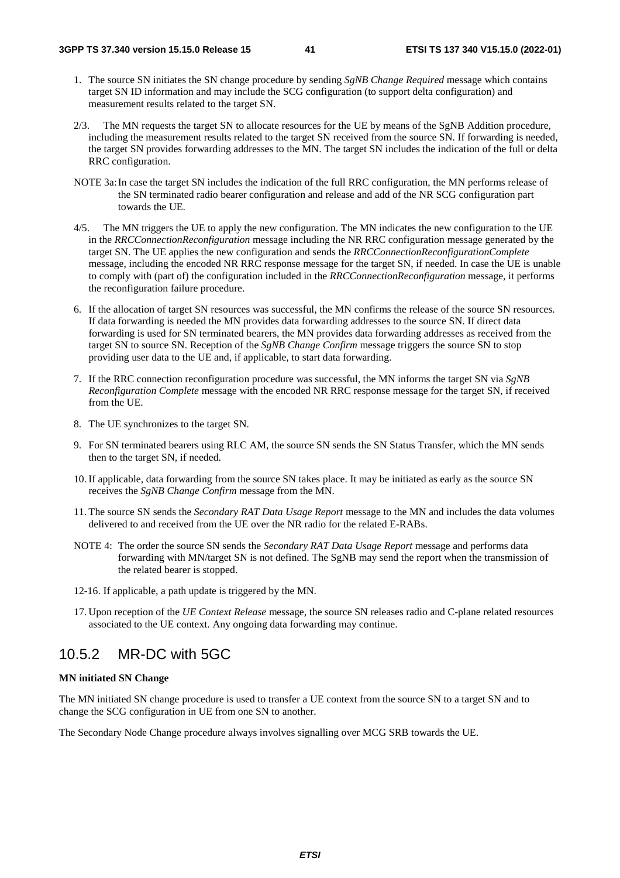1. The source SN initiates the SN change procedure by sending *SgNB Change Required* message which contains target SN ID information and may include the SCG configuration (to support delta configuration) and measurement results related to the target SN.

2/3. The MN requests the target SN to allocate resources for the UE by means of the SgNB Addition procedure, including the measurement results related to the target SN received from the source SN. If forwarding is needed, the target SN provides forwarding addresses to the MN. The target SN includes the indication of the full or delta RRC configuration.

NOTE 3a: In case the target SN includes the indication of the full RRC configuration, the MN performs release of the SN terminated radio bearer configuration and release and add of the NR SCG configuration part towards the UE.

4/5. The MN triggers the UE to apply the new configuration. The MN indicates the new configuration to the UE in the *RRCConnectionReconfiguration* message including the NR RRC configuration message generated by the target SN. The UE applies the new configuration and sends the *RRCConnectionReconfigurationComplete* message, including the encoded NR RRC response message for the target SN, if needed. In case the UE is unable to comply with (part of) the configuration included in the *RRCConnectionReconfiguration* message, it performs the reconfiguration failure procedure.

6. If the allocation of target SN resources was successful, the MN confirms the release of the source SN resources. If data forwarding is needed the MN provides data forwarding addresses to the source SN. If direct data forwarding is used for SN terminated bearers, the MN provides data forwarding addresses as received from the target SN to source SN. Reception of the *SgNB Change Confirm* message triggers the source SN to stop providing user data to the UE and, if applicable, to start data forwarding.

7. If the RRC connection reconfiguration procedure was successful, the MN informs the target SN via *SgNB Reconfiguration Complete* message with the encoded NR RRC response message for the target SN, if received from the UE.

8. The UE synchronizes to the target SN.

9. For SN terminated bearers using RLC AM, the source SN sends the SN Status Transfer, which the MN sends then to the target SN, if needed.

10. If applicable, data forwarding from the source SN takes place. It may be initiated as early as the source SN receives the *SgNB Change Confirm* message from the MN.

11. The source SN sends the *Secondary RAT Data Usage Report* message to the MN and includes the data volumes delivered to and received from the UE over the NR radio for the related E-RABs.

NOTE 4: The order the source SN sends the *Secondary RAT Data Usage Report* message and performs data forwarding with MN/target SN is not defined. The SgNB may send the report when the transmission of the related bearer is stopped.

12-16. If applicable, a path update is triggered by the MN.

17. Upon reception of the *UE Context Release* message, the source SN releases radio and C-plane related resources associated to the UE context. Any ongoing data forwarding may continue.

## 10.5.2 MR-DC with 5GC

**MN initiated SN Change**

The MN initiated SN change procedure is used to transfer a UE context from the source SN to a target SN and to change the SCG configuration in UE from one SN to another.

The Secondary Node Change procedure always involves signalling over MCG SRB towards the UE.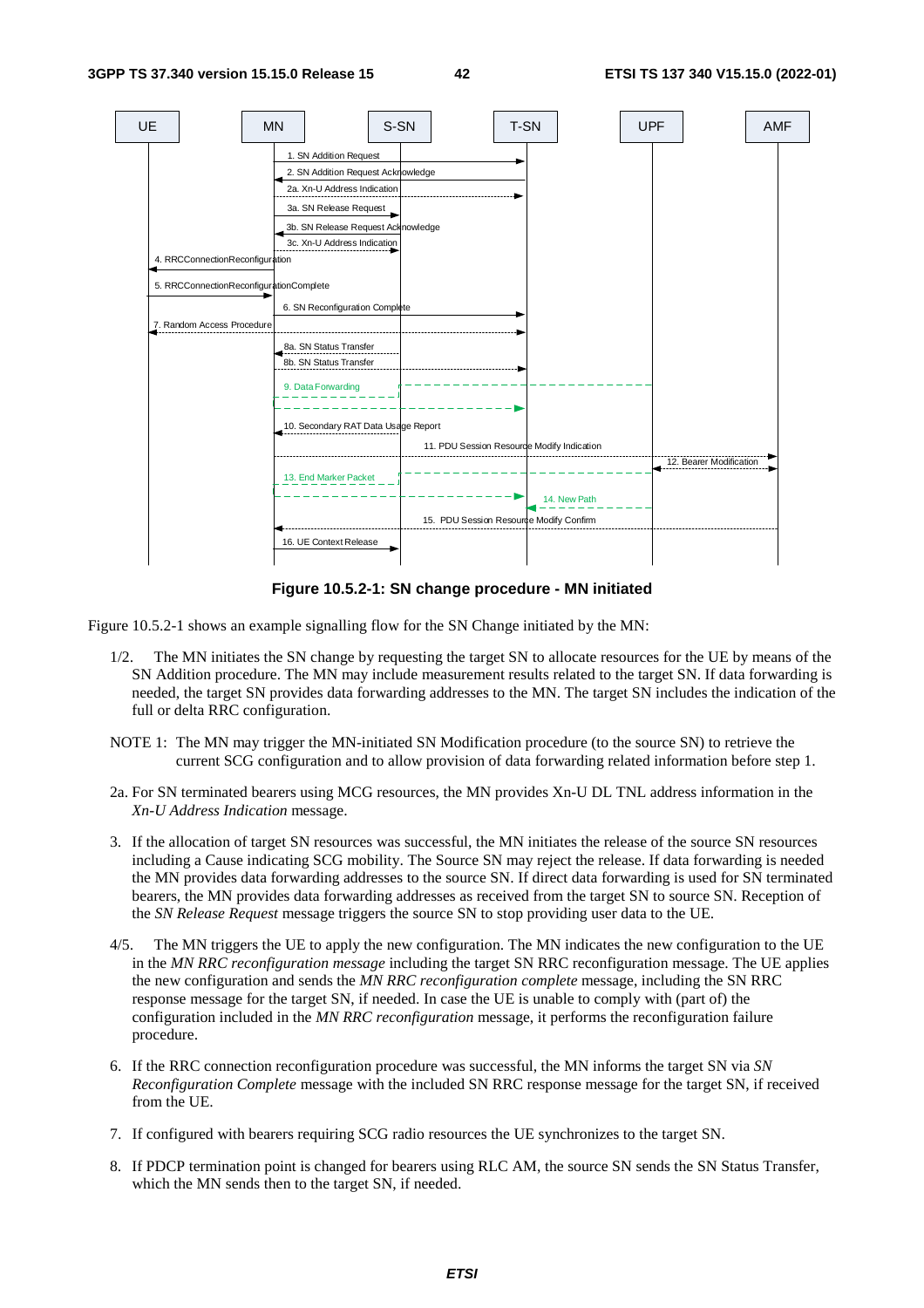Figure 10.5.2-1: SN change procedure - MN initiated

Figure 10.5.2-1 shows an example signalling flow for the SN Change initiated by the MN:

1/2. The MN initiates the SN change by requesting the target SN to allocate resources for the UE by means of the SN Addition procedure. The MN may include measurement results related to the target SN. If data forwarding is needed, the target SN provides data forwarding addresses to the MN. The target SN includes the indication of the full or delta RRC configuration.

NOTE 1: The MN may trigger the MN-initiated SN Modification procedure (to the source SN) to retrieve the current SCG configuration and to allow provision of data forwarding related information before step 1.

2a. For SN terminated bearers using MCG resources, the MN provides Xn-U DL TNL address information in the *Xn-U Address Indication* message.

3. If the allocation of target SN resources was successful, the MN initiates the release of the source SN resources including a Cause indicating SCG mobility. The Source SN may reject the release. If data forwarding is needed the MN provides data forwarding addresses to the source SN. If direct data forwarding is used for SN terminated bearers, the MN provides data forwarding addresses as received from the target SN to source SN. Reception of the *SN Release Request* message triggers the source SN to stop providing user data to the UE.

4/5. The MN triggers the UE to apply the new configuration. The MN indicates the new configuration to the UE in the *MN RRC reconfiguration message* including the target SN RRC reconfiguration message. The UE applies the new configuration and sends the *MN RRC reconfiguration complete* message, including the SN RRC response message for the target SN, if needed. In case the UE is unable to comply with (part of) the configuration included in the *MN RRC reconfiguration* message, it performs the reconfiguration failure procedure.

6. If the RRC connection reconfiguration procedure was successful, the MN informs the target SN via *SN Reconfiguration Complete* message with the included SN RRC response message for the target SN, if received from the UE.

7. If configured with bearers requiring SCG radio resources the UE synchronizes to the target SN.

8. If PDCP termination point is changed for bearers using RLC AM, the source SN sends the SN Status Transfer, which the MN sends then to the target SN, if needed.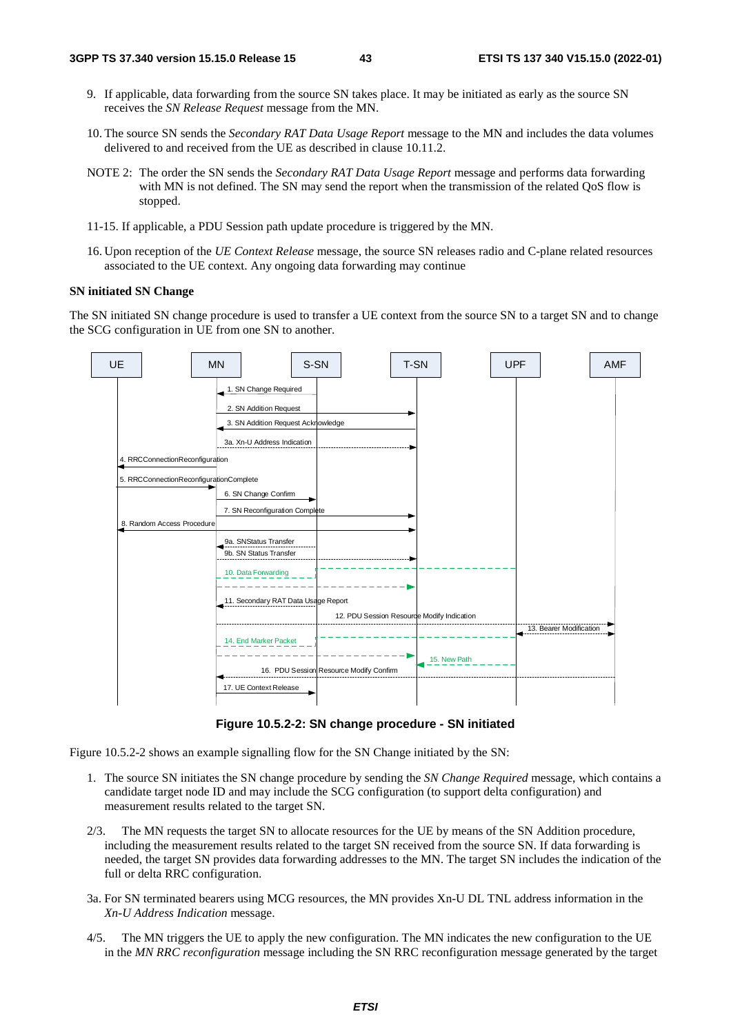9. If applicable, data forwarding from the source SN takes place. It may be initiated as early as the source SN receives the *SN Release Request* message from the MN.

10. The source SN sends the *Secondary RAT Data Usage Report* message to the MN and includes the data volumes delivered to and received from the UE as described in clause 10.11.2.

NOTE 2: The order the SN sends the *Secondary RAT Data Usage Report* message and performs data forwarding with MN is not defined. The SN may send the report when the transmission of the related QoS flow is stopped.

11-15. If applicable, a PDU Session path update procedure is triggered by the MN.

16. Upon reception of the *UE Context Release* message, the source SN releases radio and C-plane related resources associated to the UE context. Any ongoing data forwarding may continue

**SN initiated SN Change**

The SN initiated SN change procedure is used to transfer a UE context from the source SN to a target SN and to change the SCG configuration in UE from one SN to another.

**Figure 10.5.2-2: SN change procedure - SN initiated**

Figure 10.5.2-2 shows an example signalling flow for the SN Change initiated by the SN:

1. The source SN initiates the SN change procedure by sending the *SN Change Required* message, which contains a candidate target node ID and may include the SCG configuration (to support delta configuration) and measurement results related to the target SN.

2/3. The MN requests the target SN to allocate resources for the UE by means of the SN Addition procedure, including the measurement results related to the target SN received from the source SN. If data forwarding is needed, the target SN provides data forwarding addresses to the MN. The target SN includes the indication of the full or delta RRC configuration.

3a. For SN terminated bearers using MCG resources, the MN provides Xn-U DL TNL address information in the *Xn-U Address Indication* message.

4/5. The MN triggers the UE to apply the new configuration. The MN indicates the new configuration to the UE in the *MN RRC reconfiguration* message including the SN RRC reconfiguration message generated by the target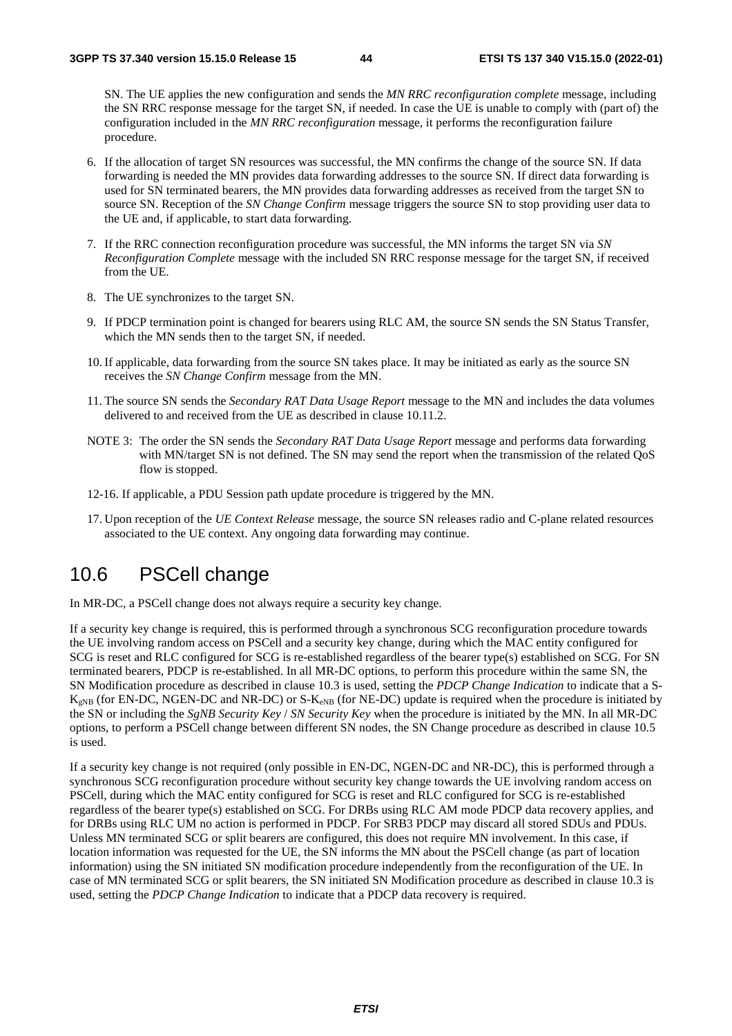SN. The UE applies the new configuration and sends the *MN RRC reconfiguration complete* message, including the SN RRC response message for the target SN, if needed. In case the UE is unable to comply with (part of) the configuration included in the *MN RRC reconfiguration* message, it performs the reconfiguration failure procedure.

6. If the allocation of target SN resources was successful, the MN confirms the change of the source SN. If data forwarding is needed the MN provides data forwarding addresses to the source SN. If direct data forwarding is used for SN terminated bearers, the MN provides data forwarding addresses as received from the target SN to source SN. Reception of the *SN Change Confirm* message triggers the source SN to stop providing user data to the UE and, if applicable, to start data forwarding.

7. If the RRC connection reconfiguration procedure was successful, the MN informs the target SN via *SN Reconfiguration Complete* message with the included SN RRC response message for the target SN, if received from the UE.

8. The UE synchronizes to the target SN.

9. If PDCP termination point is changed for bearers using RLC AM, the source SN sends the SN Status Transfer, which the MN sends then to the target SN, if needed.

10. If applicable, data forwarding from the source SN takes place. It may be initiated as early as the source SN receives the *SN Change Confirm* message from the MN.

11. The source SN sends the *Secondary RAT Data Usage Report* message to the MN and includes the data volumes delivered to and received from the UE as described in clause 10.11.2.

NOTE 3: The order the SN sends the *Secondary RAT Data Usage Report* message and performs data forwarding with MN/target SN is not defined. The SN may send the report when the transmission of the related QoS flow is stopped.

12-16. If applicable, a PDU Session path update procedure is triggered by the MN.

17. Upon reception of the *UE Context Release* message, the source SN releases radio and C-plane related resources associated to the UE context. Any ongoing data forwarding may continue.

## 10.6 PSCell change

In MR-DC, a PSCell change does not always require a security key change.

If a security key change is required, this is performed through a synchronous SCG reconfiguration procedure towards the UE involving random access on PSCell and a security key change, during which the MAC entity configured for SCG is reset and RLC configured for SCG is re-established regardless of the bearer type(s) established on SCG. For SN terminated bearers, PDCP is re-established. In all MR-DC options, to perform this procedure within the same SN, the SN Modification procedure as described in clause 10.3 is used, setting the *PDCP Change Indication* to indicate that a S-$K_{gNB}$ (for EN-DC, NGEN-DC and NR-DC) or S-$K_{eNB}$ (for NE-DC) update is required when the procedure is initiated by the SN or including the *SgNB Security Key* / *SN Security Key* when the procedure is initiated by the MN. In all MR-DC options, to perform a PSCell change between different SN nodes, the SN Change procedure as described in clause 10.5 is used.

If a security key change is not required (only possible in EN-DC, NGEN-DC and NR-DC), this is performed through a synchronous SCG reconfiguration procedure without security key change towards the UE involving random access on PSCell, during which the MAC entity configured for SCG is reset and RLC configured for SCG is re-established regardless of the bearer type(s) established on SCG. For DRBs using RLC AM mode PDCP data recovery applies, and for DRBs using RLC UM no action is performed in PDCP. For SRB3 PDCP may discard all stored SDUs and PDUs. Unless MN terminated SCG or split bearers are configured, this does not require MN involvement. In this case, if location information was requested for the UE, the SN informs the MN about the PSCell change (as part of location information) using the SN initiated SN modification procedure independently from the reconfiguration of the UE. In case of MN terminated SCG or split bearers, the SN initiated SN Modification procedure as described in clause 10.3 is used, setting the *PDCP Change Indication* to indicate that a PDCP data recovery is required.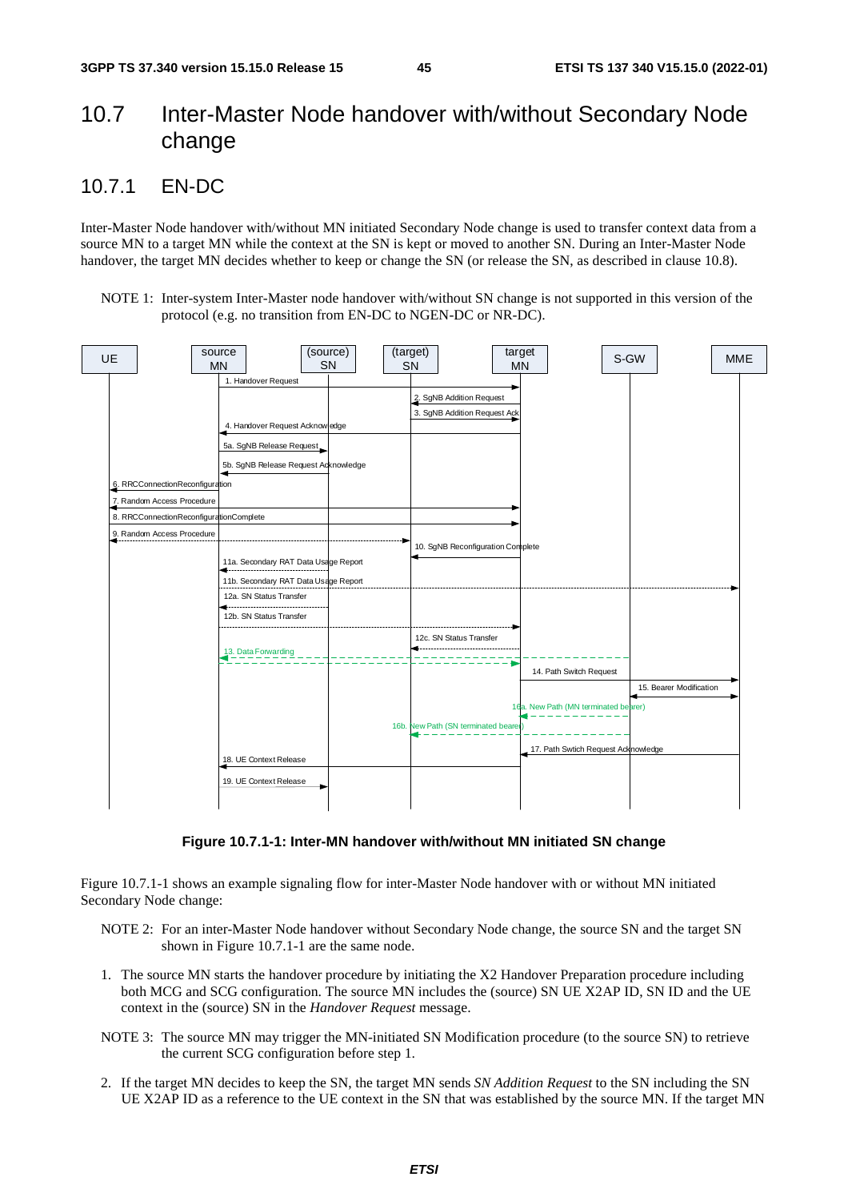# 10.7 Inter-Master Node handover with/without Secondary Node change

## 10.7.1 EN-DC

Inter-Master Node handover with/without MN initiated Secondary Node change is used to transfer context data from a source MN to a target MN while the context at the SN is kept or moved to another SN. During an Inter-Master Node handover, the target MN decides whether to keep or change the SN (or release the SN, as described in clause 10.8).

NOTE 1: Inter-system Inter-Master node handover with/without SN change is not supported in this version of the protocol (e.g. no transition from EN-DC to NGEN-DC or NR-DC).

**Figure 10.7.1-1: Inter-MN handover with/without MN initiated SN change**

Figure 10.7.1-1 shows an example signaling flow for inter-Master Node handover with or without MN initiated Secondary Node change:

NOTE 2: For an inter-Master Node handover without Secondary Node change, the source SN and the target SN shown in Figure 10.7.1-1 are the same node.

1. The source MN starts the handover procedure by initiating the X2 Handover Preparation procedure including both MCG and SCG configuration. The source MN includes the (source) SN UE X2AP ID, SN ID and the UE context in the (source) SN in the *Handover Request* message.

NOTE 3: The source MN may trigger the MN-initiated SN Modification procedure (to the source SN) to retrieve the current SCG configuration before step 1.

2. If the target MN decides to keep the SN, the target MN sends *SN Addition Request* to the SN including the SN UE X2AP ID as a reference to the UE context in the SN that was established by the source MN. If the target MN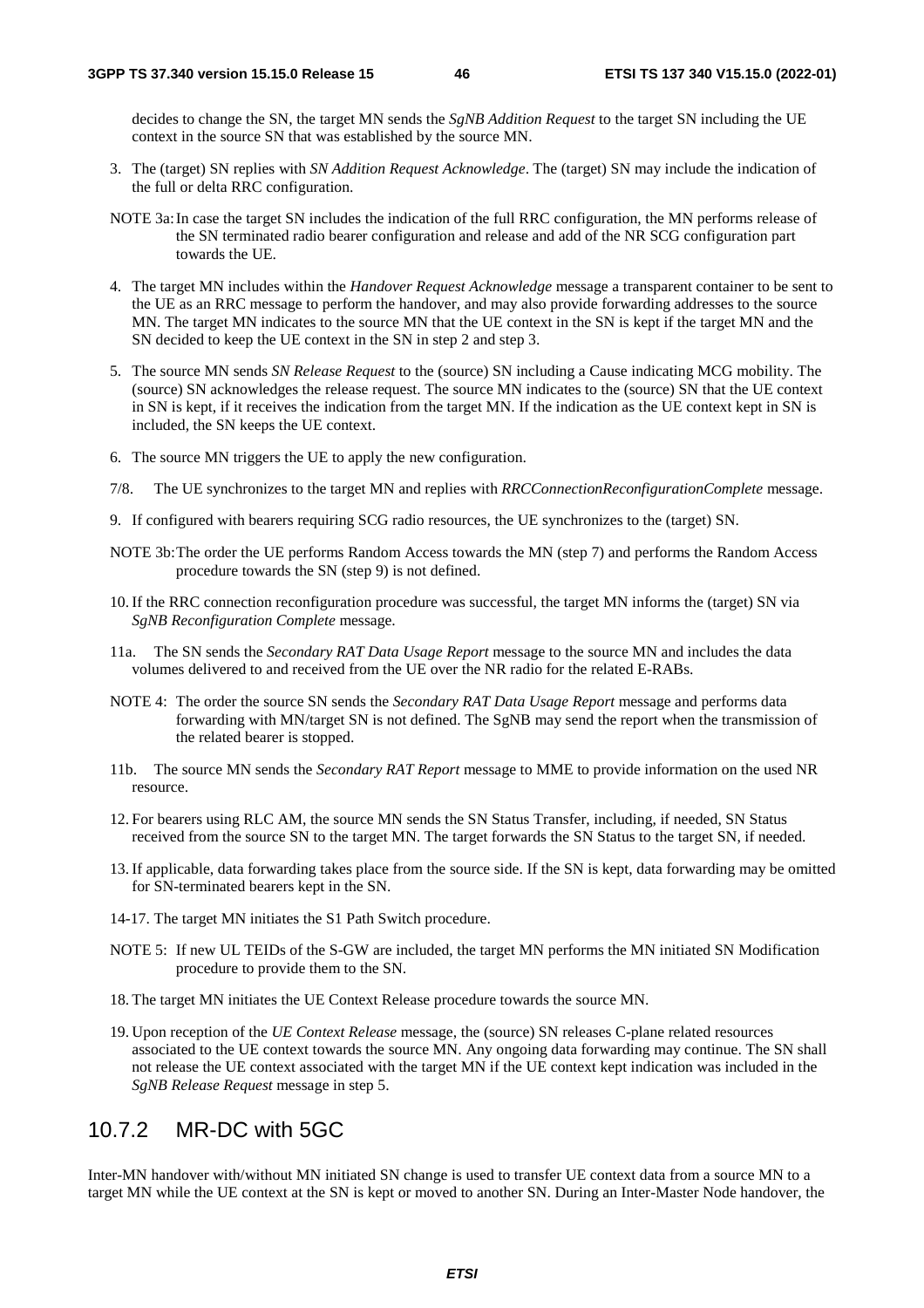decides to change the SN, the target MN sends the *SgNB Addition Request* to the target SN including the UE context in the source SN that was established by the source MN.

3. The (target) SN replies with *SN Addition Request Acknowledge*. The (target) SN may include the indication of the full or delta RRC configuration.

NOTE 3a: In case the target SN includes the indication of the full RRC configuration, the MN performs release of the SN terminated radio bearer configuration and release and add of the NR SCG configuration part towards the UE.

4. The target MN includes within the *Handover Request Acknowledge* message a transparent container to be sent to the UE as an RRC message to perform the handover, and may also provide forwarding addresses to the source MN. The target MN indicates to the source MN that the UE context in the SN is kept if the target MN and the SN decided to keep the UE context in the SN in step 2 and step 3.

5. The source MN sends *SN Release Request* to the (source) SN including a Cause indicating MCG mobility. The (source) SN acknowledges the release request. The source MN indicates to the (source) SN that the UE context in SN is kept, if it receives the indication from the target MN. If the indication as the UE context kept in SN is included, the SN keeps the UE context.

6. The source MN triggers the UE to apply the new configuration.

7/8. The UE synchronizes to the target MN and replies with *RRCConnectionReconfigurationComplete* message.

9. If configured with bearers requiring SCG radio resources, the UE synchronizes to the (target) SN.

NOTE 3b: The order the UE performs Random Access towards the MN (step 7) and performs the Random Access procedure towards the SN (step 9) is not defined.

10. If the RRC connection reconfiguration procedure was successful, the target MN informs the (target) SN via *SgNB Reconfiguration Complete* message.

11a. The SN sends the *Secondary RAT Data Usage Report* message to the source MN and includes the data volumes delivered to and received from the UE over the NR radio for the related E-RABs.

NOTE 4: The order the source SN sends the *Secondary RAT Data Usage Report* message and performs data forwarding with MN/target SN is not defined. The SgNB may send the report when the transmission of the related bearer is stopped.

11b. The source MN sends the *Secondary RAT Report* message to MME to provide information on the used NR resource.

12. For bearers using RLC AM, the source MN sends the SN Status Transfer, including, if needed, SN Status received from the source SN to the target MN. The target forwards the SN Status to the target SN, if needed.

13. If applicable, data forwarding takes place from the source side. If the SN is kept, data forwarding may be omitted for SN-terminated bearers kept in the SN.

14-17. The target MN initiates the S1 Path Switch procedure.

NOTE 5: If new UL TEIDs of the S-GW are included, the target MN performs the MN initiated SN Modification procedure to provide them to the SN.

18. The target MN initiates the UE Context Release procedure towards the source MN.

19. Upon reception of the *UE Context Release* message, the (source) SN releases C-plane related resources associated to the UE context towards the source MN. Any ongoing data forwarding may continue. The SN shall not release the UE context associated with the target MN if the UE context kept indication was included in the *SgNB Release Request* message in step 5.

### 10.7.2 MR-DC with 5GC

Inter-MN handover with/without MN initiated SN change is used to transfer UE context data from a source MN to a target MN while the UE context at the SN is kept or moved to another SN. During an Inter-Master Node handover, the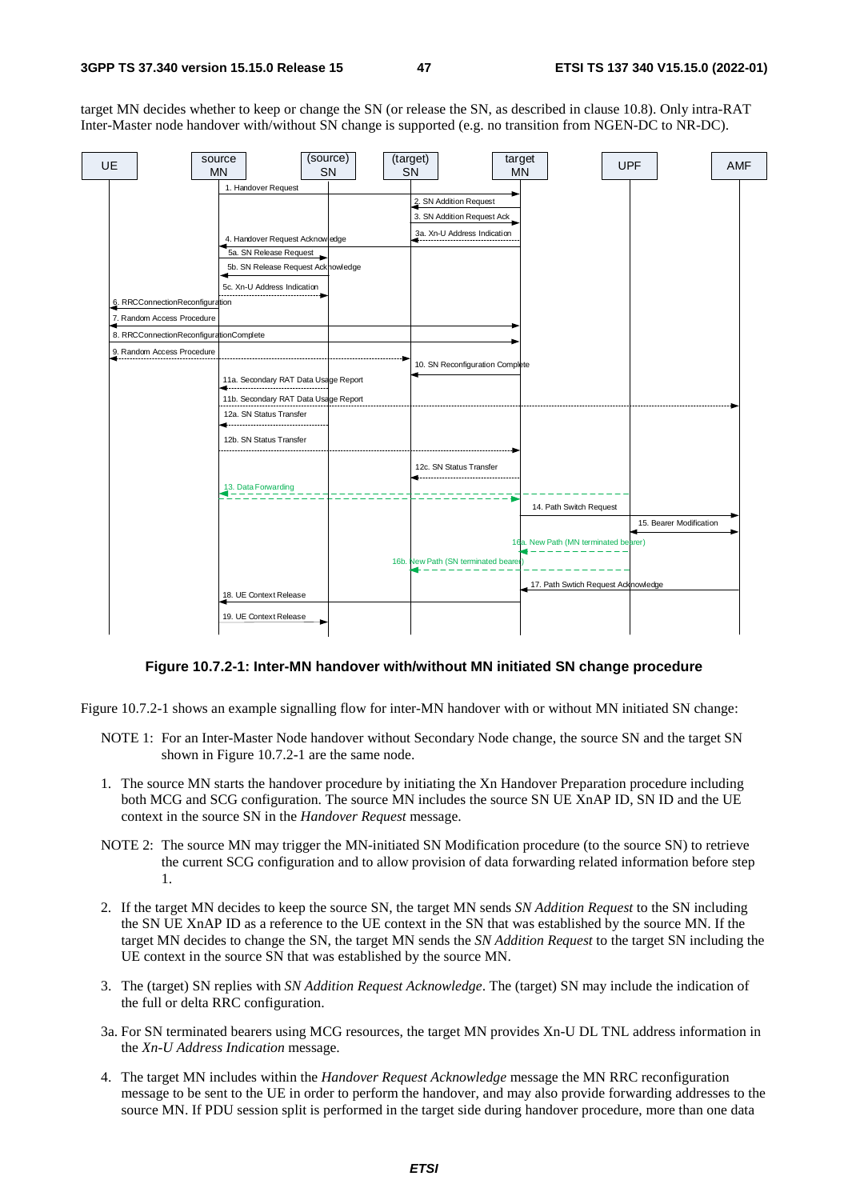target MN decides whether to keep or change the SN (or release the SN, as described in clause 10.8). Only intra-RAT Inter-Master node handover with/without SN change is supported (e.g. no transition from NGEN-DC to NR-DC).

**Figure 10.7.2-1: Inter-MN handover with/without MN initiated SN change procedure**

Figure 10.7.2-1 shows an example signalling flow for inter-MN handover with or without MN initiated SN change:

NOTE 1: For an Inter-Master Node handover without Secondary Node change, the source SN and the target SN shown in Figure 10.7.2-1 are the same node.

1. The source MN starts the handover procedure by initiating the Xn Handover Preparation procedure including both MCG and SCG configuration. The source MN includes the source SN UE XnAP ID, SN ID and the UE context in the source SN in the *Handover Request* message.

NOTE 2: The source MN may trigger the MN-initiated SN Modification procedure (to the source SN) to retrieve the current SCG configuration and to allow provision of data forwarding related information before step 1.

2. If the target MN decides to keep the source SN, the target MN sends *SN Addition Request* to the SN including the SN UE XnAP ID as a reference to the UE context in the SN that was established by the source MN. If the target MN decides to change the SN, the target MN sends the *SN Addition Request* to the target SN including the UE context in the source SN that was established by the source MN.

3. The (target) SN replies with *SN Addition Request Acknowledge*. The (target) SN may include the indication of the full or delta RRC configuration.

3a. For SN terminated bearers using MCG resources, the target MN provides Xn-U DL TNL address information in the *Xn-U Address Indication* message.

4. The target MN includes within the *Handover Request Acknowledge* message the MN RRC reconfiguration message to be sent to the UE in order to perform the handover, and may also provide forwarding addresses to the source MN. If PDU session split is performed in the target side during handover procedure, more than one data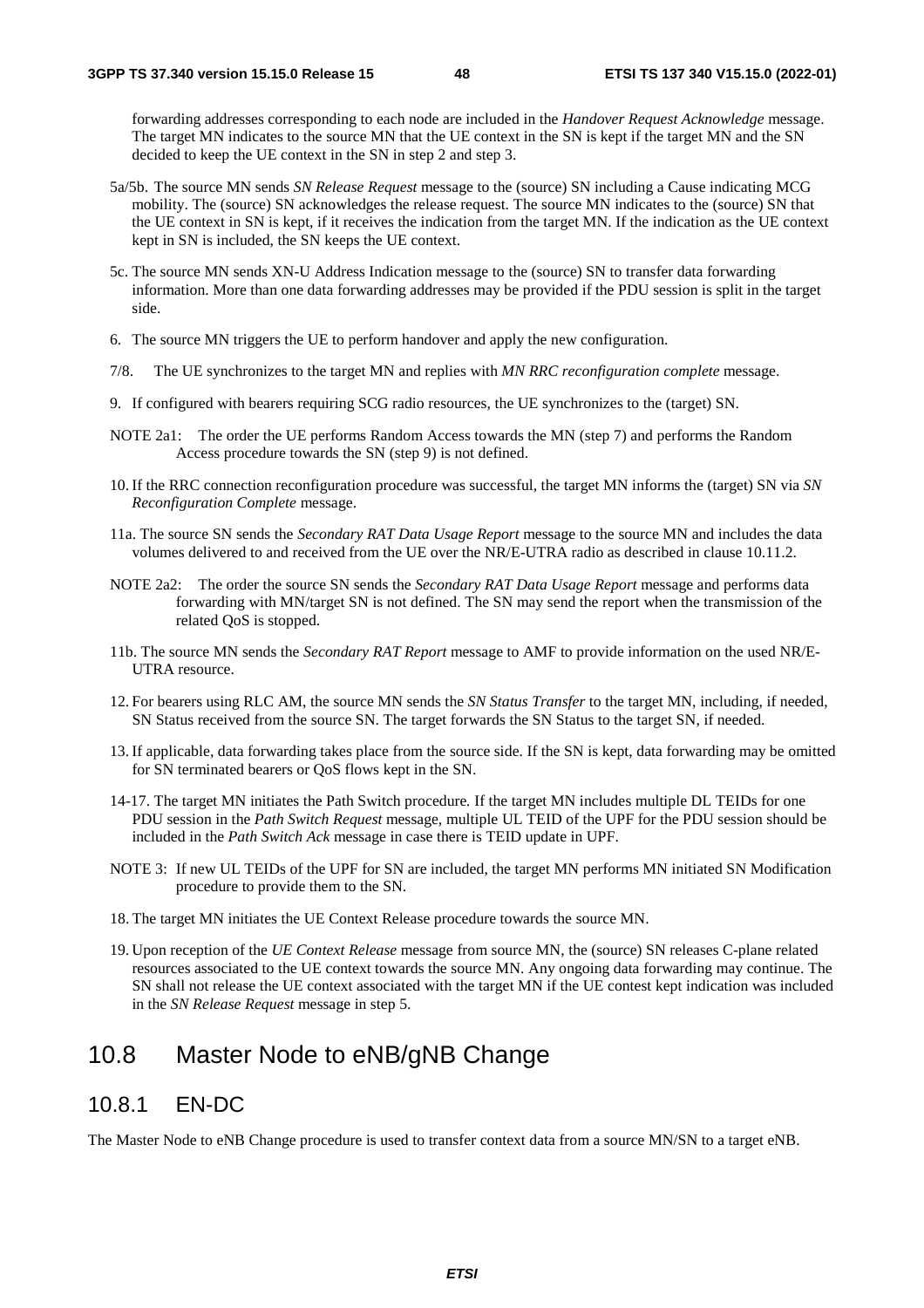forwarding addresses corresponding to each node are included in the *Handover Request Acknowledge* message. The target MN indicates to the source MN that the UE context in the SN is kept if the target MN and the SN decided to keep the UE context in the SN in step 2 and step 3.

5a/5b. The source MN sends *SN Release Request* message to the (source) SN including a Cause indicating MCG mobility. The (source) SN acknowledges the release request. The source MN indicates to the (source) SN that the UE context in SN is kept, if it receives the indication from the target MN. If the indication as the UE context kept in SN is included, the SN keeps the UE context.

5c. The source MN sends XN-U Address Indication message to the (source) SN to transfer data forwarding information. More than one data forwarding addresses may be provided if the PDU session is split in the target side.

6. The source MN triggers the UE to perform handover and apply the new configuration.

7/8. The UE synchronizes to the target MN and replies with *MN RRC reconfiguration complete* message.

9. If configured with bearers requiring SCG radio resources, the UE synchronizes to the (target) SN.

NOTE 2a1: The order the UE performs Random Access towards the MN (step 7) and performs the Random Access procedure towards the SN (step 9) is not defined.

10. If the RRC connection reconfiguration procedure was successful, the target MN informs the (target) SN via *SN Reconfiguration Complete* message.

11a. The source SN sends the *Secondary RAT Data Usage Report* message to the source MN and includes the data volumes delivered to and received from the UE over the NR/E-UTRA radio as described in clause 10.11.2.

NOTE 2a2: The order the source SN sends the *Secondary RAT Data Usage Report* message and performs data forwarding with MN/target SN is not defined. The SN may send the report when the transmission of the related QoS is stopped.

11b. The source MN sends the *Secondary RAT Report* message to AMF to provide information on the used NR/E-UTRA resource.

12. For bearers using RLC AM, the source MN sends the *SN Status Transfer* to the target MN, including, if needed, SN Status received from the source SN. The target forwards the SN Status to the target SN, if needed.

13. If applicable, data forwarding takes place from the source side. If the SN is kept, data forwarding may be omitted for SN terminated bearers or QoS flows kept in the SN.

14-17. The target MN initiates the Path Switch procedure. If the target MN includes multiple DL TEIDs for one PDU session in the *Path Switch Request* message, multiple UL TEID of the UPF for the PDU session should be included in the *Path Switch Ack* message in case there is TEID update in UPF.

NOTE 3: If new UL TEIDs of the UPF for SN are included, the target MN performs MN initiated SN Modification procedure to provide them to the SN.

18. The target MN initiates the UE Context Release procedure towards the source MN.

19. Upon reception of the *UE Context Release* message from source MN, the (source) SN releases C-plane related resources associated to the UE context towards the source MN. Any ongoing data forwarding may continue. The SN shall not release the UE context associated with the target MN if the UE contest kept indication was included in the *SN Release Request* message in step 5.

## 10.8 Master Node to eNB/gNB Change

### 10.8.1 EN-DC

The Master Node to eNB Change procedure is used to transfer context data from a source MN/SN to a target eNB.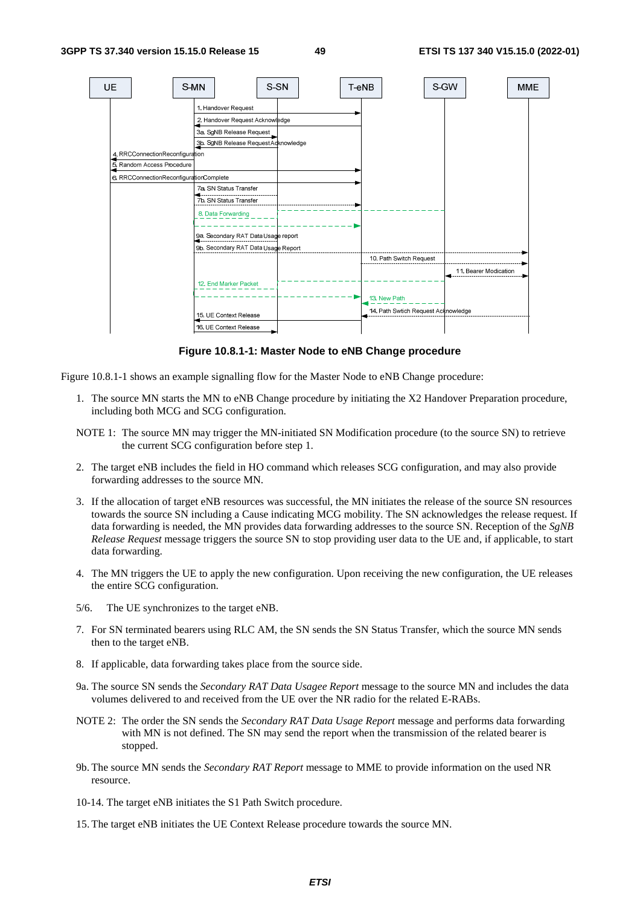**Figure 10.8.1-1: Master Node to eNB Change procedure**

Figure 10.8.1-1 shows an example signalling flow for the Master Node to eNB Change procedure:

1. The source MN starts the MN to eNB Change procedure by initiating the X2 Handover Preparation procedure, including both MCG and SCG configuration.

NOTE 1: The source MN may trigger the MN-initiated SN Modification procedure (to the source SN) to retrieve the current SCG configuration before step 1.

2. The target eNB includes the field in HO command which releases SCG configuration, and may also provide forwarding addresses to the source MN.

3. If the allocation of target eNB resources was successful, the MN initiates the release of the source SN resources towards the source SN including a Cause indicating MCG mobility. The SN acknowledges the release request. If data forwarding is needed, the MN provides data forwarding addresses to the source SN. Reception of the *SgNB Release Request* message triggers the source SN to stop providing user data to the UE and, if applicable, to start data forwarding.

4. The MN triggers the UE to apply the new configuration. Upon receiving the new configuration, the UE releases the entire SCG configuration.

5/6. The UE synchronizes to the target eNB.

7. For SN terminated bearers using RLC AM, the SN sends the SN Status Transfer, which the source MN sends then to the target eNB.

8. If applicable, data forwarding takes place from the source side.

9a. The source SN sends the *Secondary RAT Data Usage Report* message to the source MN and includes the data volumes delivered to and received from the UE over the NR radio for the related E-RABs.

NOTE 2: The order the SN sends the *Secondary RAT Data Usage Report* message and performs data forwarding with MN is not defined. The SN may send the report when the transmission of the related bearer is stopped.

9b. The source MN sends the *Secondary RAT Report* message to MME to provide information on the used NR resource.

10-14. The target eNB initiates the S1 Path Switch procedure.

15. The target eNB initiates the UE Context Release procedure towards the source MN.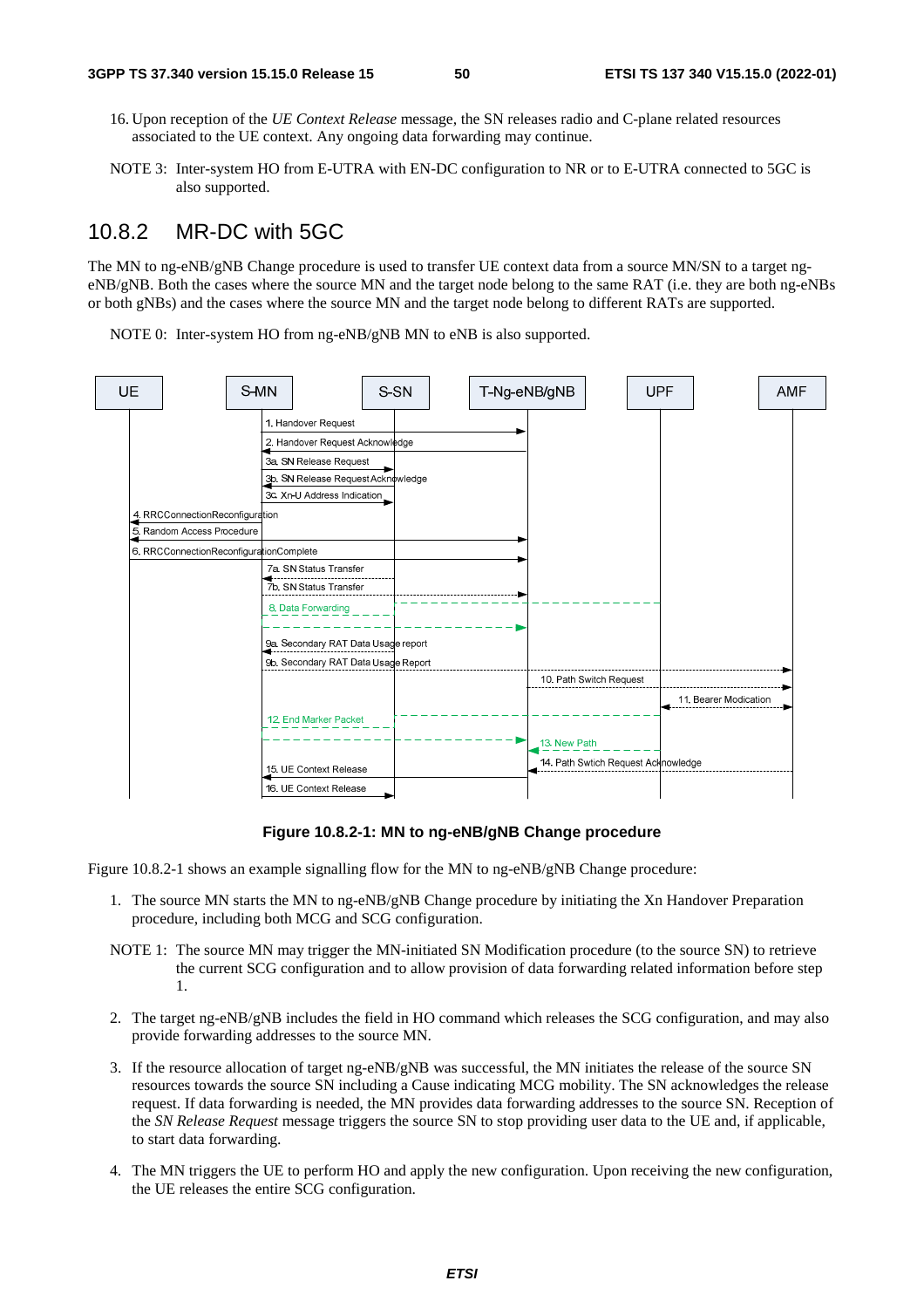16. Upon reception of the *UE Context Release* message, the SN releases radio and C-plane related resources associated to the UE context. Any ongoing data forwarding may continue.

NOTE 3: Inter-system HO from E-UTRA with EN-DC configuration to NR or to E-UTRA connected to 5GC is also supported.

## 10.8.2 MR-DC with 5GC

The MN to ng-eNB/gNB Change procedure is used to transfer UE context data from a source MN/SN to a target ng-eNB/gNB. Both the cases where the source MN and the target node belong to the same RAT (i.e. they are both ng-eNBs or both gNBs) and the cases where the source MN and the target node belong to different RATs are supported.

NOTE 0: Inter-system HO from ng-eNB/gNB MN to eNB is also supported.

**Figure 10.8.2-1: MN to ng-eNB/gNB Change procedure**

Figure 10.8.2-1 shows an example signalling flow for the MN to ng-eNB/gNB Change procedure:

1. The source MN starts the MN to ng-eNB/gNB Change procedure by initiating the Xn Handover Preparation procedure, including both MCG and SCG configuration.

NOTE 1: The source MN may trigger the MN-initiated SN Modification procedure (to the source SN) to retrieve the current SCG configuration and to allow provision of data forwarding related information before step 1.

2. The target ng-eNB/gNB includes the field in HO command which releases the SCG configuration, and may also provide forwarding addresses to the source MN.

3. If the resource allocation of target ng-eNB/gNB was successful, the MN initiates the release of the source SN resources towards the source SN including a Cause indicating MCG mobility. The SN acknowledges the release request. If data forwarding is needed, the MN provides data forwarding addresses to the source SN. Reception of the *SN Release Request* message triggers the source SN to stop providing user data to the UE and, if applicable, to start data forwarding.

4. The MN triggers the UE to perform HO and apply the new configuration. Upon receiving the new configuration, the UE releases the entire SCG configuration.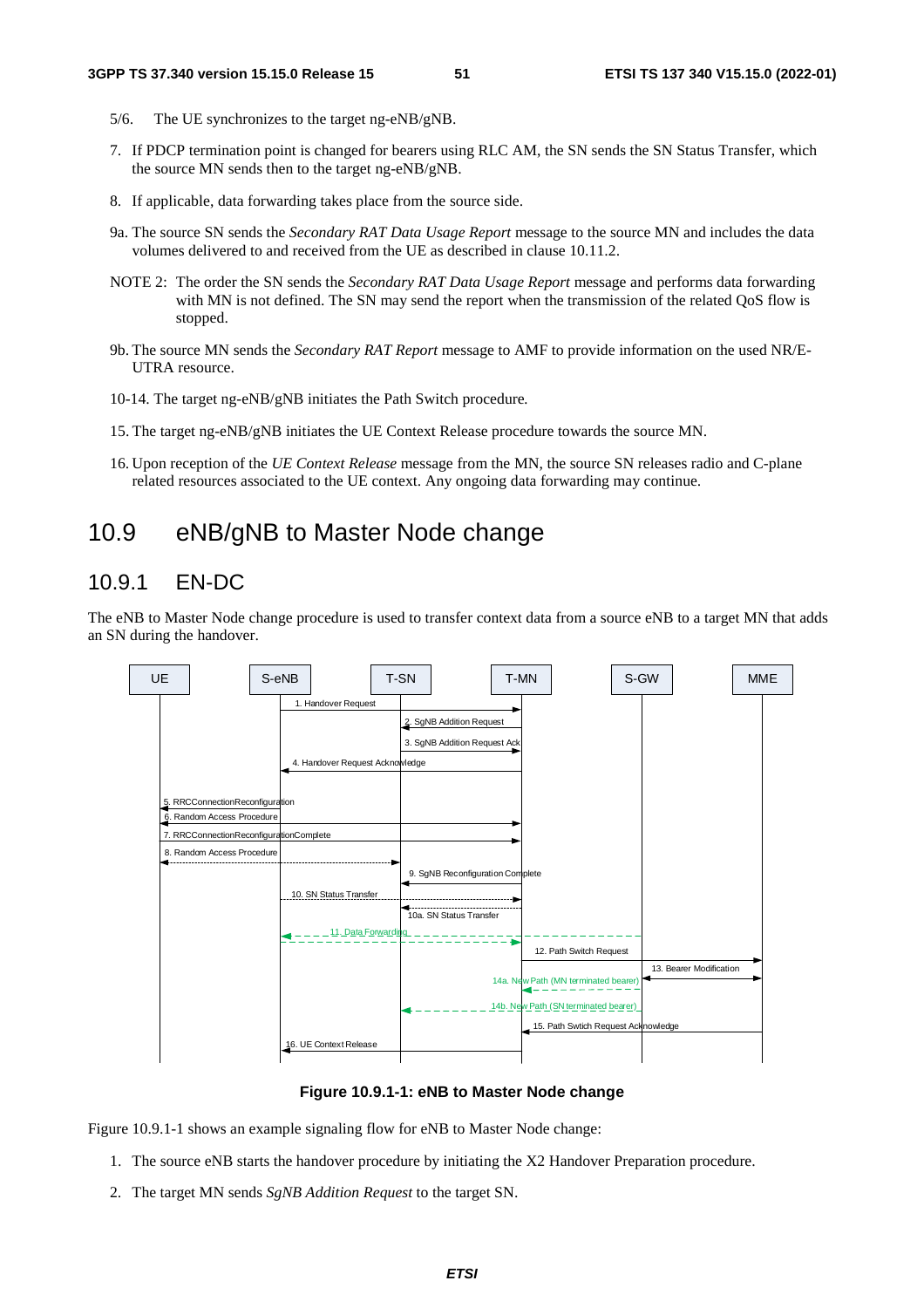5/6. The UE synchronizes to the target ng-eNB/gNB.

7. If PDCP termination point is changed for bearers using RLC AM, the SN sends the SN Status Transfer, which the source MN sends then to the target ng-eNB/gNB.

8. If applicable, data forwarding takes place from the source side.

9a. The source SN sends the *Secondary RAT Data Usage Report* message to the source MN and includes the data volumes delivered to and received from the UE as described in clause 10.11.2.

NOTE 2: The order the SN sends the *Secondary RAT Data Usage Report* message and performs data forwarding with MN is not defined. The SN may send the report when the transmission of the related QoS flow is stopped.

9b. The source MN sends the *Secondary RAT Report* message to AMF to provide information on the used NR/E-UTRA resource.

10-14. The target ng-eNB/gNB initiates the Path Switch procedure.

15. The target ng-eNB/gNB initiates the UE Context Release procedure towards the source MN.

16. Upon reception of the *UE Context Release* message from the MN, the source SN releases radio and C-plane related resources associated to the UE context. Any ongoing data forwarding may continue.

# 10.9 eNB/gNB to Master Node change

## 10.9.1 EN-DC

The eNB to Master Node change procedure is used to transfer context data from a source eNB to a target MN that adds an SN during the handover.

**Figure 10.9.1-1: eNB to Master Node change**

Figure 10.9.1-1 shows an example signaling flow for eNB to Master Node change:

1. The source eNB starts the handover procedure by initiating the X2 Handover Preparation procedure.

2. The target MN sends *SgNB Addition Request* to the target SN.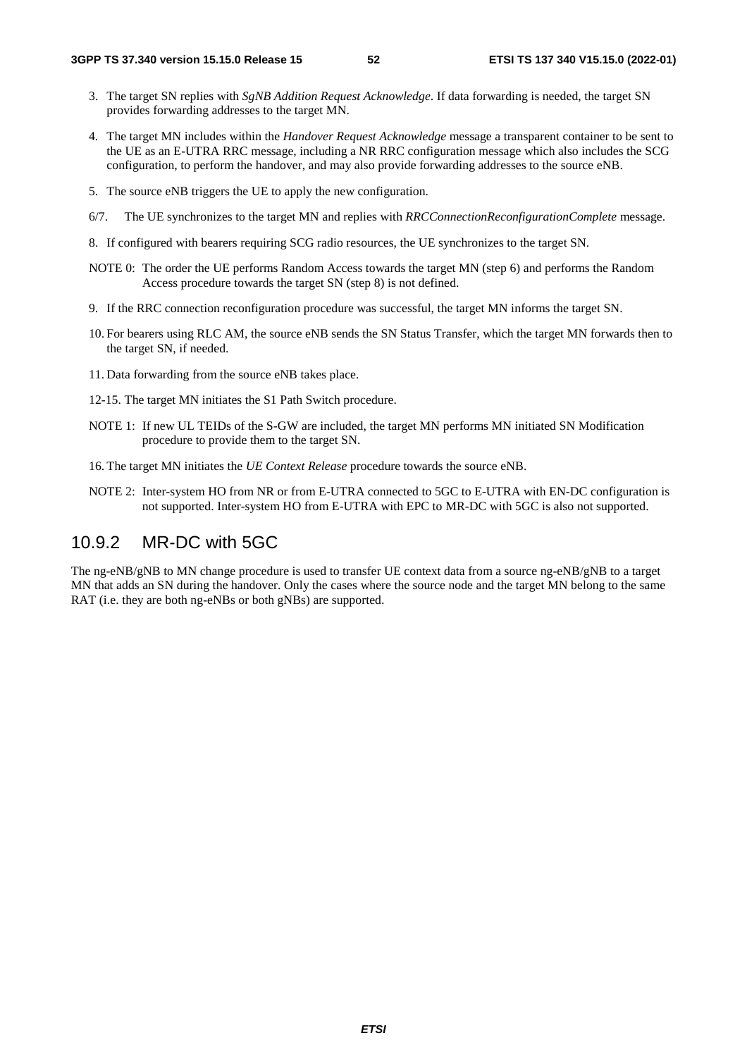3. The target SN replies with *SgNB Addition Request Acknowledge*. If data forwarding is needed, the target SN provides forwarding addresses to the target MN.

4. The target MN includes within the *Handover Request Acknowledge* message a transparent container to be sent to the UE as an E-UTRA RRC message, including a NR RRC configuration message which also includes the SCG configuration, to perform the handover, and may also provide forwarding addresses to the source eNB.

5. The source eNB triggers the UE to apply the new configuration.

6/7. The UE synchronizes to the target MN and replies with *RRCConnectionReconfigurationComplete* message.

8. If configured with bearers requiring SCG radio resources, the UE synchronizes to the target SN.

NOTE 0: The order the UE performs Random Access towards the target MN (step 6) and performs the Random Access procedure towards the target SN (step 8) is not defined.

9. If the RRC connection reconfiguration procedure was successful, the target MN informs the target SN.

10. For bearers using RLC AM, the source eNB sends the SN Status Transfer, which the target MN forwards then to the target SN, if needed.

11. Data forwarding from the source eNB takes place.

12-15. The target MN initiates the S1 Path Switch procedure.

NOTE 1: If new UL TEIDs of the S-GW are included, the target MN performs MN initiated SN Modification procedure to provide them to the target SN.

16. The target MN initiates the *UE Context Release* procedure towards the source eNB.

NOTE 2: Inter-system HO from NR or from E-UTRA connected to 5GC to E-UTRA with EN-DC configuration is not supported. Inter-system HO from E-UTRA with EPC to MR-DC with 5GC is also not supported.

### 10.9.2 MR-DC with 5GC

The ng-eNB/gNB to MN change procedure is used to transfer UE context data from a source ng-eNB/gNB to a target MN that adds an SN during the handover. Only the cases where the source node and the target MN belong to the same RAT (i.e. they are both ng-eNBs or both gNBs) are supported.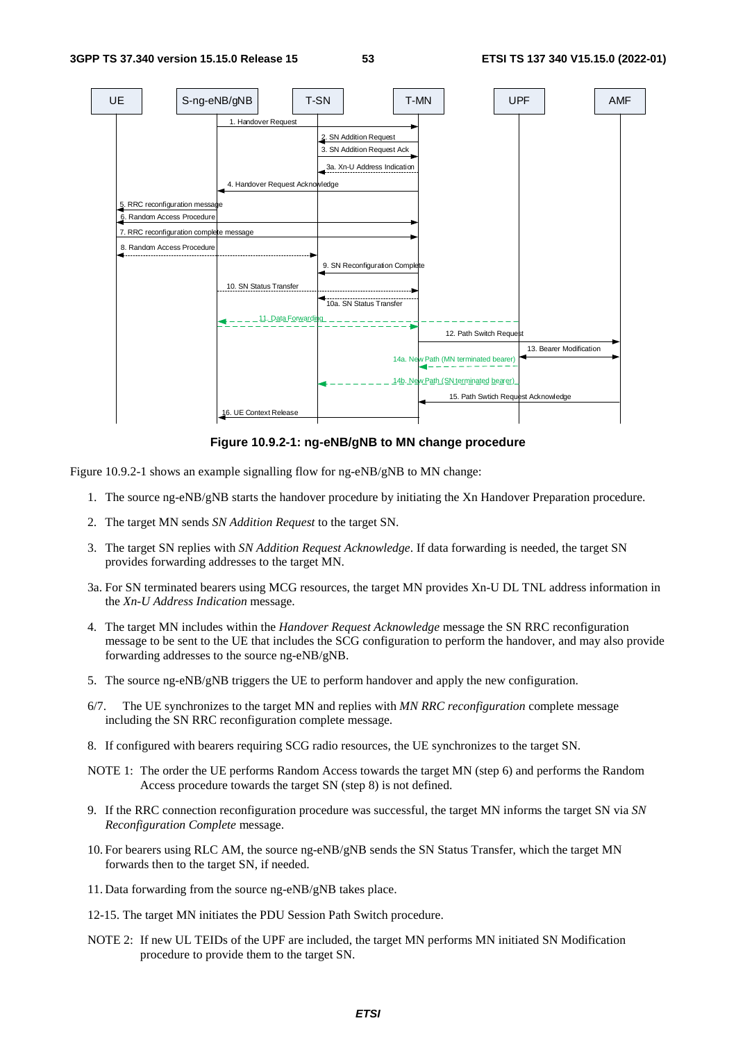**Figure 10.9.2-1: ng-eNB/gNB to MN change procedure**

Figure 10.9.2-1 shows an example signalling flow for ng-eNB/gNB to MN change:

1. The source ng-eNB/gNB starts the handover procedure by initiating the Xn Handover Preparation procedure.

2. The target MN sends *SN Addition Request* to the target SN.

3. The target SN replies with *SN Addition Request Acknowledge*. If data forwarding is needed, the target SN provides forwarding addresses to the target MN.

3a. For SN terminated bearers using MCG resources, the target MN provides Xn-U DL TNL address information in the *Xn-U Address Indication* message.

4. The target MN includes within the *Handover Request Acknowledge* message the SN RRC reconfiguration message to be sent to the UE that includes the SCG configuration to perform the handover, and may also provide forwarding addresses to the source ng-eNB/gNB.

5. The source ng-eNB/gNB triggers the UE to perform handover and apply the new configuration.

6/7. The UE synchronizes to the target MN and replies with *MN RRC reconfiguration* complete message including the SN RRC reconfiguration complete message.

8. If configured with bearers requiring SCG radio resources, the UE synchronizes to the target SN.

NOTE 1: The order the UE performs Random Access towards the target MN (step 6) and performs the Random Access procedure towards the target SN (step 8) is not defined.

9. If the RRC connection reconfiguration procedure was successful, the target MN informs the target SN via *SN Reconfiguration Complete* message.

10. For bearers using RLC AM, the source ng-eNB/gNB sends the SN Status Transfer, which the target MN forwards then to the target SN, if needed.

11. Data forwarding from the source ng-eNB/gNB takes place.

12-15. The target MN initiates the PDU Session Path Switch procedure.

NOTE 2: If new UL TEIDs of the UPF are included, the target MN performs MN initiated SN Modification procedure to provide them to the target SN.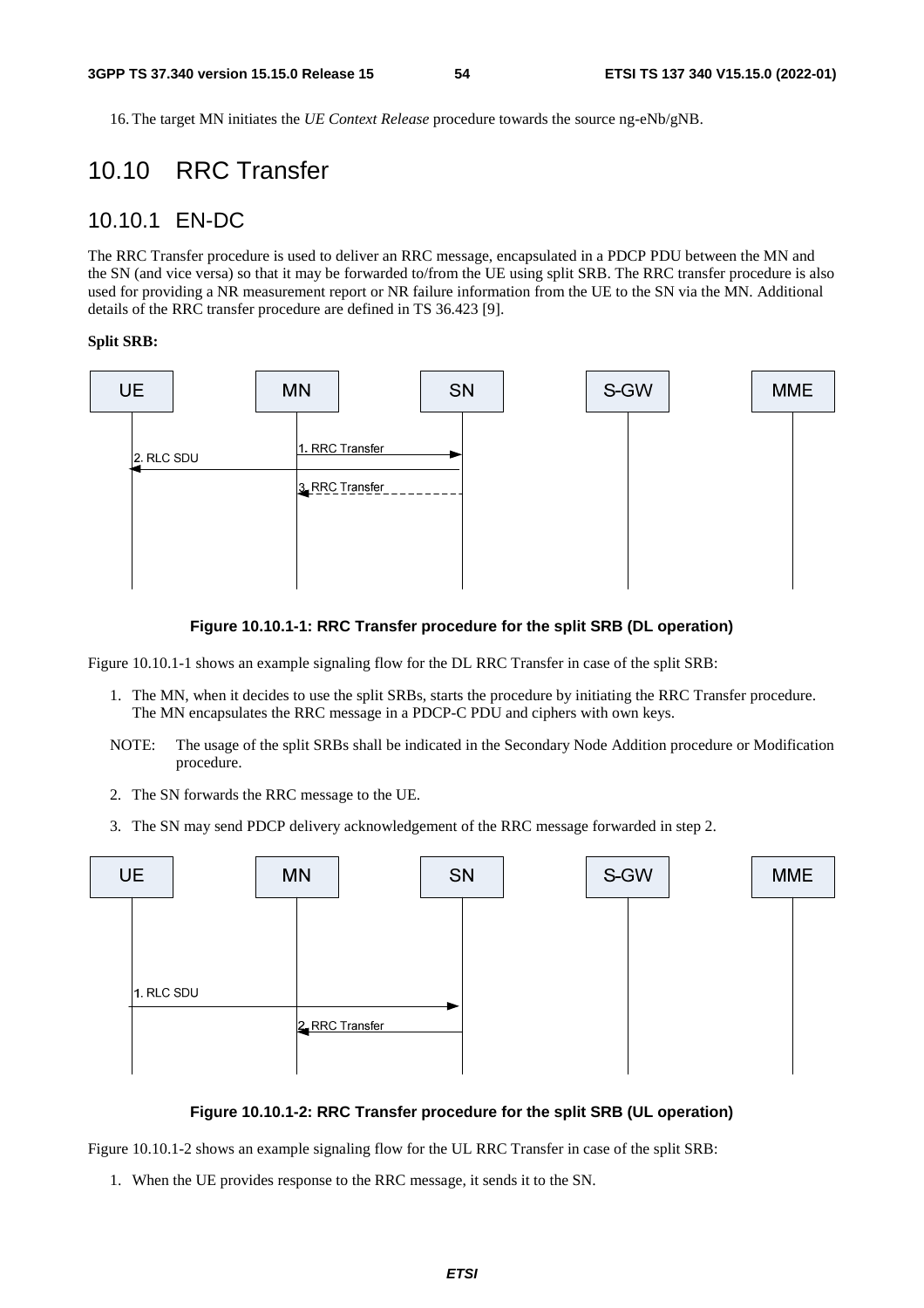16. The target MN initiates the *UE Context Release* procedure towards the source ng-eNb/gNB.

# 10.10 RRC Transfer

## 10.10.1 EN-DC

The RRC Transfer procedure is used to deliver an RRC message, encapsulated in a PDCP PDU between the MN and the SN (and vice versa) so that it may be forwarded to/from the UE using split SRB. The RRC transfer procedure is also used for providing a NR measurement report or NR failure information from the UE to the SN via the MN. Additional details of the RRC transfer procedure are defined in TS 36.423 [9].

**Split SRB:**

**Figure 10.10.1-1: RRC Transfer procedure for the split SRB (DL operation)**

Figure 10.10.1-1 shows an example signaling flow for the DL RRC Transfer in case of the split SRB:

1. The MN, when it decides to use the split SRBs, starts the procedure by initiating the RRC Transfer procedure. The MN encapsulates the RRC message in a PDCP-C PDU and ciphers with own keys.

NOTE: The usage of the split SRBs shall be indicated in the Secondary Node Addition procedure or Modification procedure.

2. The SN forwards the RRC message to the UE.
3. The SN may send PDCP delivery acknowledgement of the RRC message forwarded in step 2.

**Figure 10.10.1-2: RRC Transfer procedure for the split SRB (UL operation)**

Figure 10.10.1-2 shows an example signaling flow for the UL RRC Transfer in case of the split SRB:

1. When the UE provides response to the RRC message, it sends it to the SN.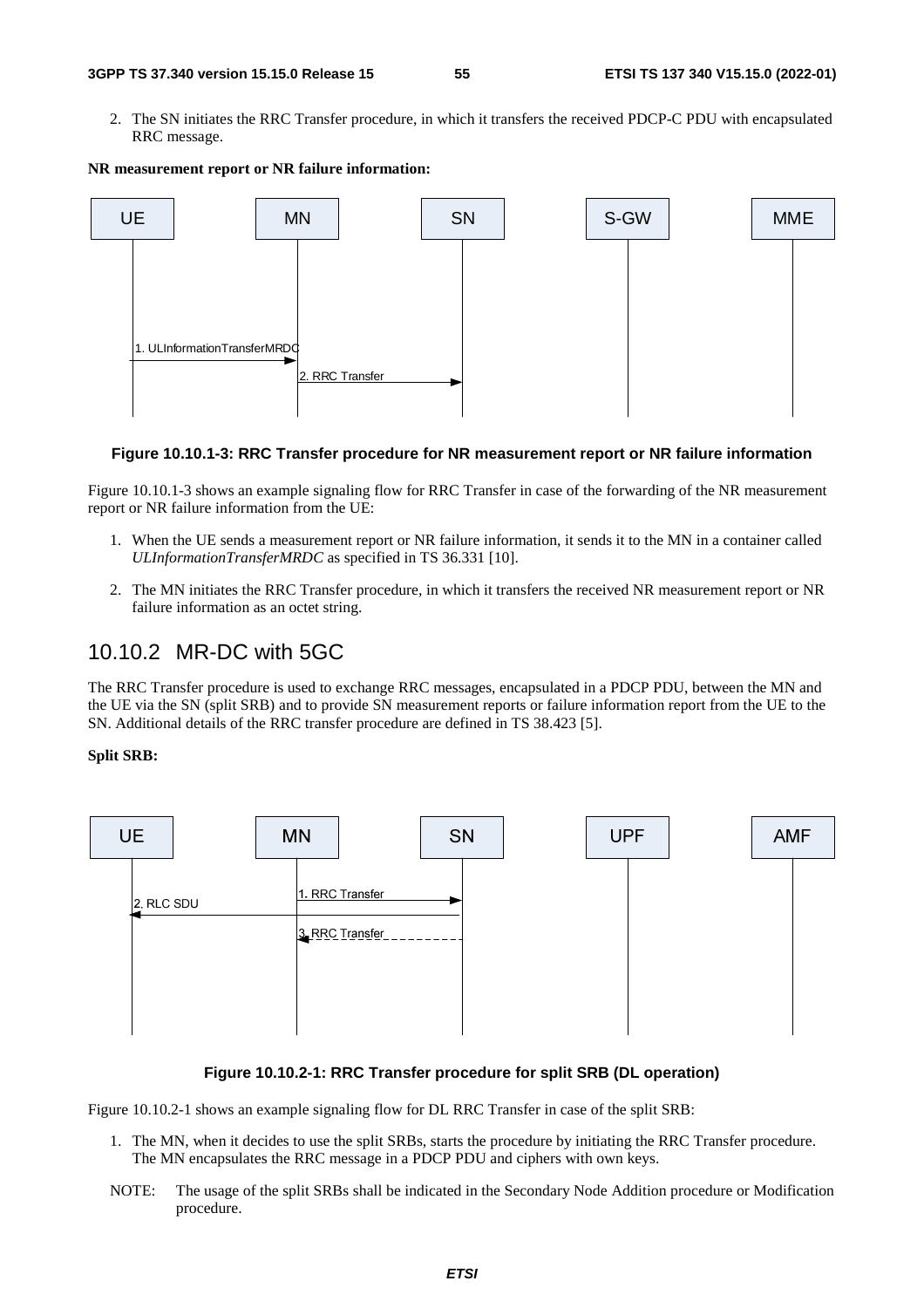2. The SN initiates the RRC Transfer procedure, in which it transfers the received PDCP-C PDU with encapsulated RRC message.

**NR measurement report or NR failure information:**

**Figure 10.10.1-3: RRC Transfer procedure for NR measurement report or NR failure information**

Figure 10.10.1-3 shows an example signaling flow for RRC Transfer in case of the forwarding of the NR measurement report or NR failure information from the UE:

1. When the UE sends a measurement report or NR failure information, it sends it to the MN in a container called *ULInformationTransferMRDC* as specified in TS 36.331 [10].

2. The MN initiates the RRC Transfer procedure, in which it transfers the received NR measurement report or NR failure information as an octet string.

## 10.10.2 MR-DC with 5GC

The RRC Transfer procedure is used to exchange RRC messages, encapsulated in a PDCP PDU, between the MN and the UE via the SN (split SRB) and to provide SN measurement reports or failure information report from the UE to the SN. Additional details of the RRC transfer procedure are defined in TS 38.423 [5].

**Split SRB:**

**Figure 10.10.2-1: RRC Transfer procedure for split SRB (DL operation)**

Figure 10.10.2-1 shows an example signaling flow for DL RRC Transfer in case of the split SRB:

1. The MN, when it decides to use the split SRBs, starts the procedure by initiating the RRC Transfer procedure. The MN encapsulates the RRC message in a PDCP PDU and ciphers with own keys.

NOTE: The usage of the split SRBs shall be indicated in the Secondary Node Addition procedure or Modification procedure.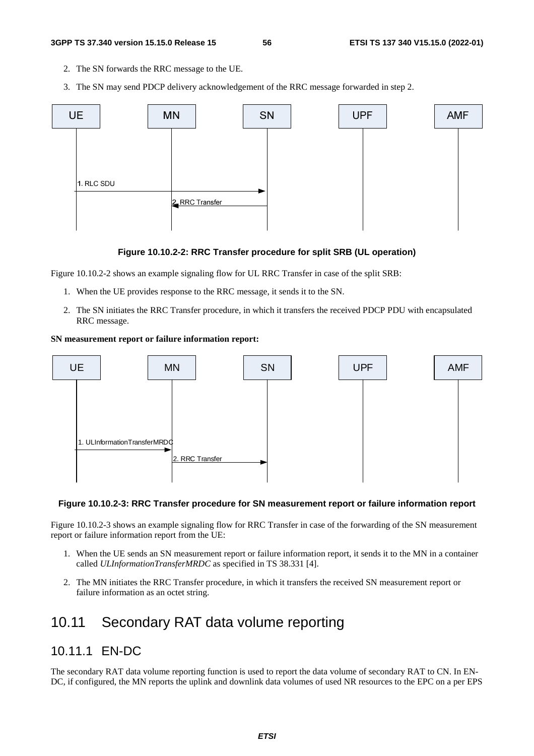2. The SN forwards the RRC message to the UE.

3. The SN may send PDCP delivery acknowledgement of the RRC message forwarded in step 2.

**Figure 10.10.2-2: RRC Transfer procedure for split SRB (UL operation)**

Figure 10.10.2-2 shows an example signaling flow for UL RRC Transfer in case of the split SRB:

1. When the UE provides response to the RRC message, it sends it to the SN.

2. The SN initiates the RRC Transfer procedure, in which it transfers the received PDCP PDU with encapsulated RRC message.

**SN measurement report or failure information report:**

**Figure 10.10.2-3: RRC Transfer procedure for SN measurement report or failure information report**

Figure 10.10.2-3 shows an example signaling flow for RRC Transfer in case of the forwarding of the SN measurement report or failure information report from the UE:

1. When the UE sends an SN measurement report or failure information report, it sends it to the MN in a container called *ULInformationTransferMRDC* as specified in TS 38.331 [4].

2. The MN initiates the RRC Transfer procedure, in which it transfers the received SN measurement report or failure information as an octet string.

## 10.11 Secondary RAT data volume reporting

### 10.11.1 EN-DC

The secondary RAT data volume reporting function is used to report the data volume of secondary RAT to CN. In EN-DC, if configured, the MN reports the uplink and downlink data volumes of used NR resources to the EPC on a per EPS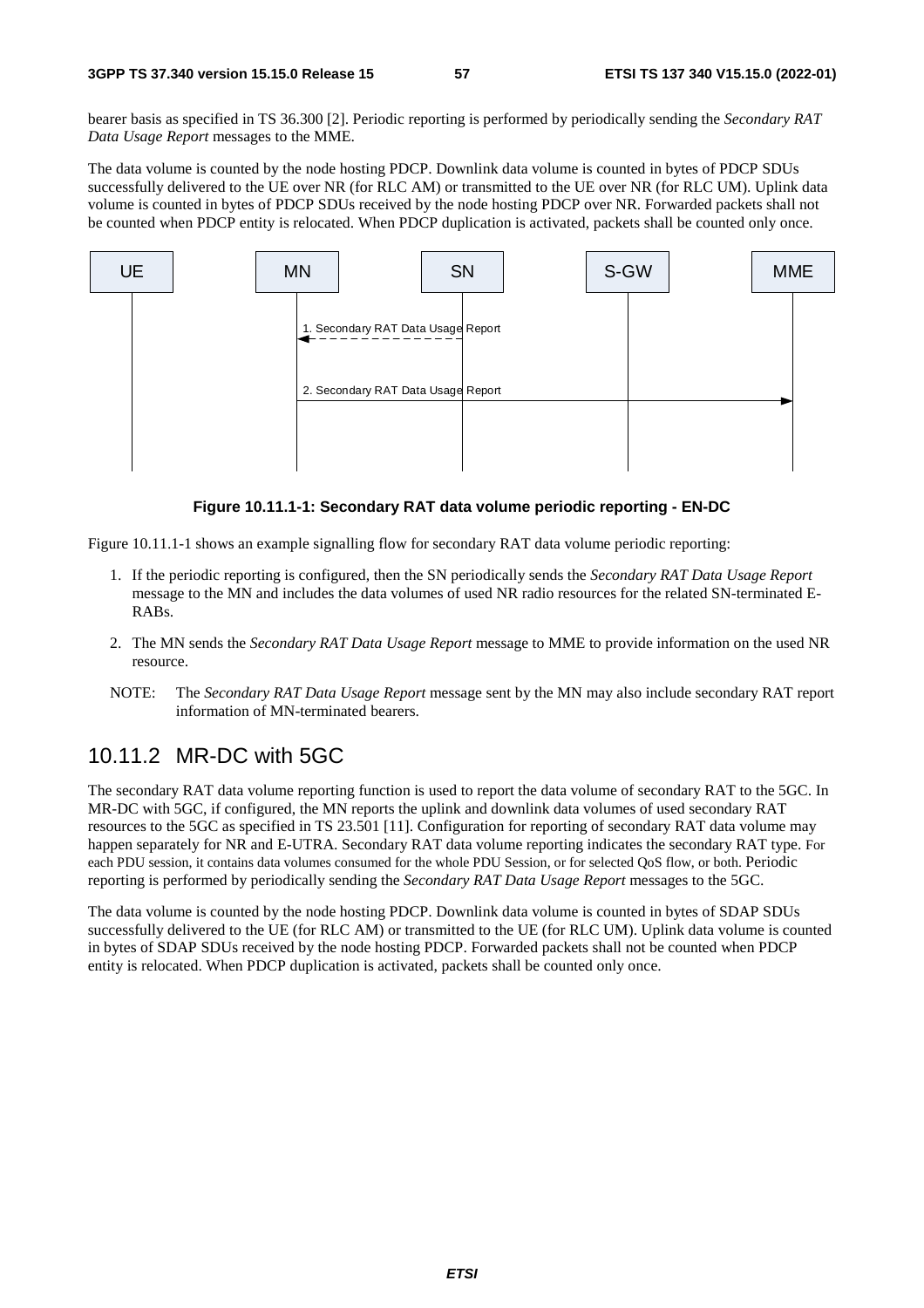bearer basis as specified in TS 36.300 [2]. Periodic reporting is performed by periodically sending the *Secondary RAT Data Usage Report* messages to the MME.

The data volume is counted by the node hosting PDCP. Downlink data volume is counted in bytes of PDCP SDUs successfully delivered to the UE over NR (for RLC AM) or transmitted to the UE over NR (for RLC UM). Uplink data volume is counted in bytes of PDCP SDUs received by the node hosting PDCP over NR. Forwarded packets shall not be counted when PDCP entity is relocated. When PDCP duplication is activated, packets shall be counted only once.

**Figure 10.11.1-1: Secondary RAT data volume periodic reporting - EN-DC**

Figure 10.11.1-1 shows an example signalling flow for secondary RAT data volume periodic reporting:

1. If the periodic reporting is configured, then the SN periodically sends the *Secondary RAT Data Usage Report* message to the MN and includes the data volumes of used NR radio resources for the related SN-terminated E-RABs.

2. The MN sends the *Secondary RAT Data Usage Report* message to MME to provide information on the used NR resource.

NOTE: The *Secondary RAT Data Usage Report* message sent by the MN may also include secondary RAT report information of MN-terminated bearers.

## 10.11.2 MR-DC with 5GC

The secondary RAT data volume reporting function is used to report the data volume of secondary RAT to the 5GC. In MR-DC with 5GC, if configured, the MN reports the uplink and downlink data volumes of used secondary RAT resources to the 5GC as specified in TS 23.501 [11]. Configuration for reporting of secondary RAT data volume may happen separately for NR and E-UTRA. Secondary RAT data volume reporting indicates the secondary RAT type. For each PDU session, it contains data volumes consumed for the whole PDU Session, or for selected QoS flow, or both. Periodic reporting is performed by periodically sending the *Secondary RAT Data Usage Report* messages to the 5GC.

The data volume is counted by the node hosting PDCP. Downlink data volume is counted in bytes of SDAP SDUs successfully delivered to the UE (for RLC AM) or transmitted to the UE (for RLC UM). Uplink data volume is counted in bytes of SDAP SDUs received by the node hosting PDCP. Forwarded packets shall not be counted when PDCP entity is relocated. When PDCP duplication is activated, packets shall be counted only once.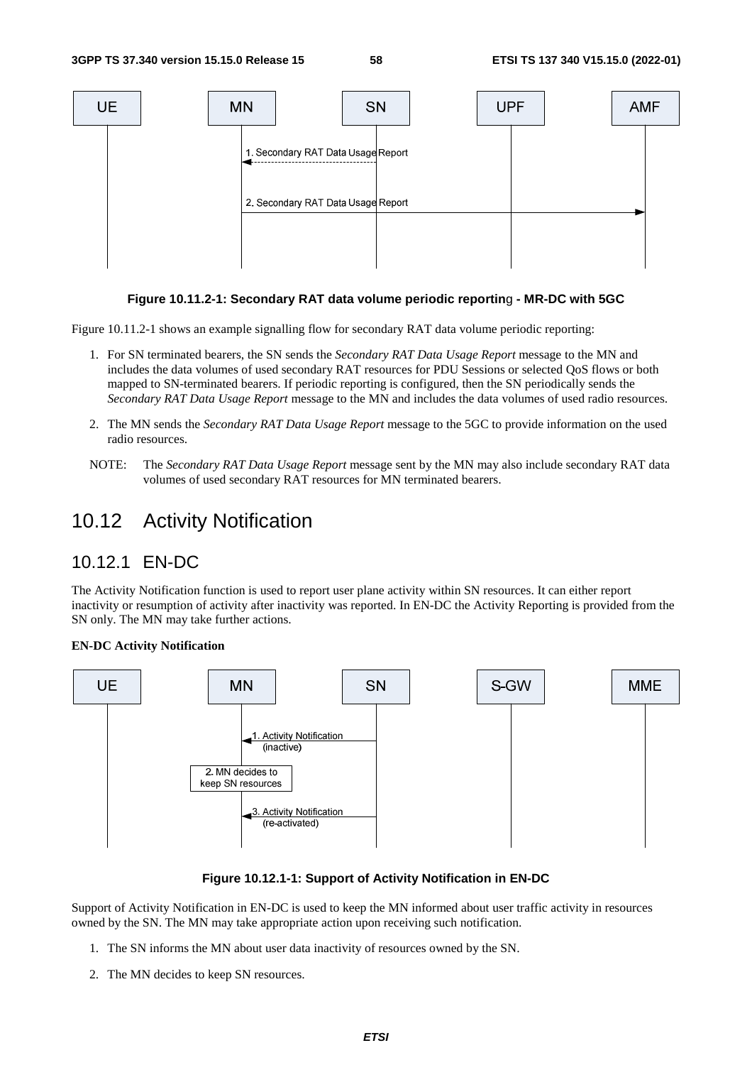**Figure 10.11.2-1: Secondary RAT data volume periodic reporting - MR-DC with 5GC**

Figure 10.11.2-1 shows an example signalling flow for secondary RAT data volume periodic reporting:

1. For SN terminated bearers, the SN sends the *Secondary RAT Data Usage Report* message to the MN and includes the data volumes of used secondary RAT resources for PDU Sessions or selected QoS flows or both mapped to SN-terminated bearers. If periodic reporting is configured, then the SN periodically sends the *Secondary RAT Data Usage Report* message to the MN and includes the data volumes of used radio resources.

2. The MN sends the *Secondary RAT Data Usage Report* message to the 5GC to provide information on the used radio resources.

NOTE: The *Secondary RAT Data Usage Report* message sent by the MN may also include secondary RAT data volumes of used secondary RAT resources for MN terminated bearers.

# 10.12 Activity Notification

## 10.12.1 EN-DC

The Activity Notification function is used to report user plane activity within SN resources. It can either report inactivity or resumption of activity after inactivity was reported. In EN-DC the Activity Reporting is provided from the SN only. The MN may take further actions.

**EN-DC Activity Notification**

**Figure 10.12.1-1: Support of Activity Notification in EN-DC**

Support of Activity Notification in EN-DC is used to keep the MN informed about user traffic activity in resources owned by the SN. The MN may take appropriate action upon receiving such notification.

1. The SN informs the MN about user data inactivity of resources owned by the SN.

2. The MN decides to keep SN resources.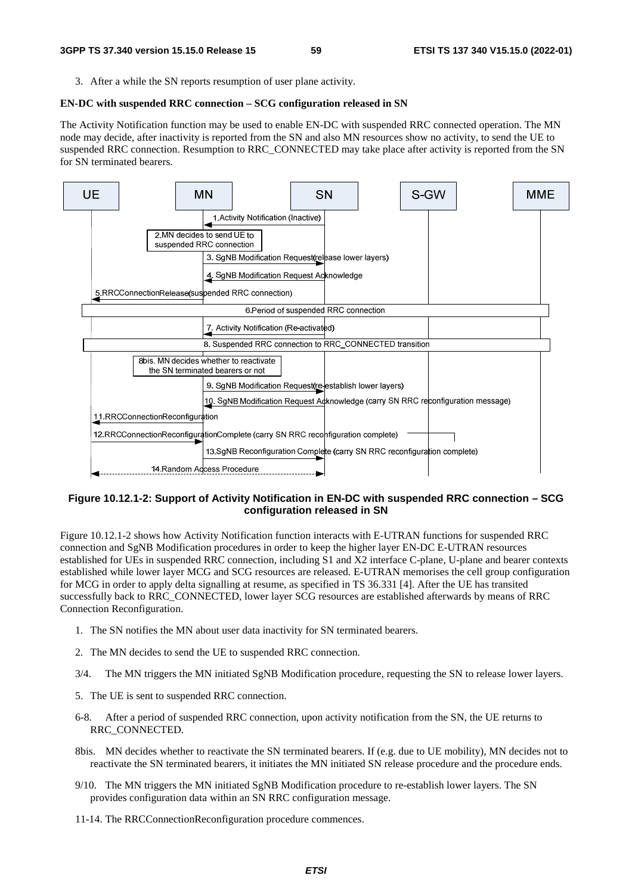3. After a while the SN reports resumption of user plane activity.

**EN-DC with suspended RRC connection – SCG configuration released in SN**

The Activity Notification function may be used to enable EN-DC with suspended RRC connected operation. The MN node may decide, after inactivity is reported from the SN and also MN resources show no activity, to send the UE to suspended RRC connection. Resumption to RRC_CONNECTED may take place after activity is reported from the SN for SN terminated bearers.

**Figure 10.12.1-2: Support of Activity Notification in EN-DC with suspended RRC connection – SCG configuration released in SN**

Figure 10.12.1-2 shows how Activity Notification function interacts with E-UTRAN functions for suspended RRC connection and SgNB Modification procedures in order to keep the higher layer EN-DC E-UTRAN resources established for UEs in suspended RRC connection, including S1 and X2 interface C-plane, U-plane and bearer contexts established while lower layer MCG and SCG resources are released. E-UTRAN memorises the cell group configuration for MCG in order to apply delta signalling at resume, as specified in TS 36.331 [4]. After the UE has transited successfully back to RRC_CONNECTED, lower layer SCG resources are established afterwards by means of RRC Connection Reconfiguration.

1. The SN notifies the MN about user data inactivity for SN terminated bearers.

2. The MN decides to send the UE to suspended RRC connection.

3/4. The MN triggers the MN initiated SgNB Modification procedure, requesting the SN to release lower layers.

5. The UE is sent to suspended RRC connection.

6-8. After a period of suspended RRC connection, upon activity notification from the SN, the UE returns to RRC_CONNECTED.

8bis. MN decides whether to reactivate the SN terminated bearers. If (e.g. due to UE mobility), MN decides not to reactivate the SN terminated bearers, it initiates the MN initiated SN release procedure and the procedure ends.

9/10. The MN triggers the MN initiated SgNB Modification procedure to re-establish lower layers. The SN provides configuration data within an SN RRC configuration message.

11-14. The RRCConnectionReconfiguration procedure commences.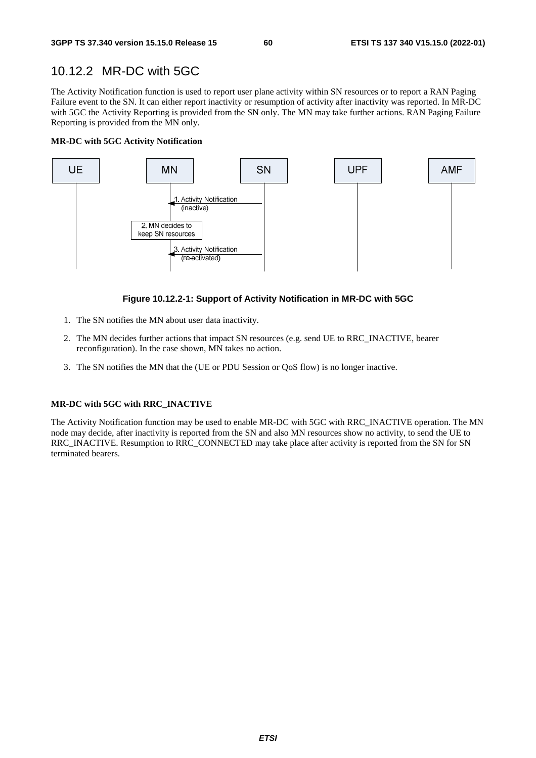## 10.12.2 MR-DC with 5GC

The Activity Notification function is used to report user plane activity within SN resources or to report a RAN Paging Failure event to the SN. It can either report inactivity or resumption of activity after inactivity was reported. In MR-DC with 5GC the Activity Reporting is provided from the SN only. The MN may take further actions. RAN Paging Failure Reporting is provided from the MN only.

**MR-DC with 5GC Activity Notification**

**Figure 10.12.2-1: Support of Activity Notification in MR-DC with 5GC**

1. The SN notifies the MN about user data inactivity.
2. The MN decides further actions that impact SN resources (e.g. send UE to RRC_INACTIVE, bearer reconfiguration). In the case shown, MN takes no action.
3. The SN notifies the MN that the (UE or PDU Session or QoS flow) is no longer inactive.

**MR-DC with 5GC with RRC_INACTIVE**

The Activity Notification function may be used to enable MR-DC with 5GC with RRC_INACTIVE operation. The MN node may decide, after inactivity is reported from the SN and also MN resources show no activity, to send the UE to RRC_INACTIVE. Resumption to RRC_CONNECTED may take place after activity is reported from the SN for SN terminated bearers.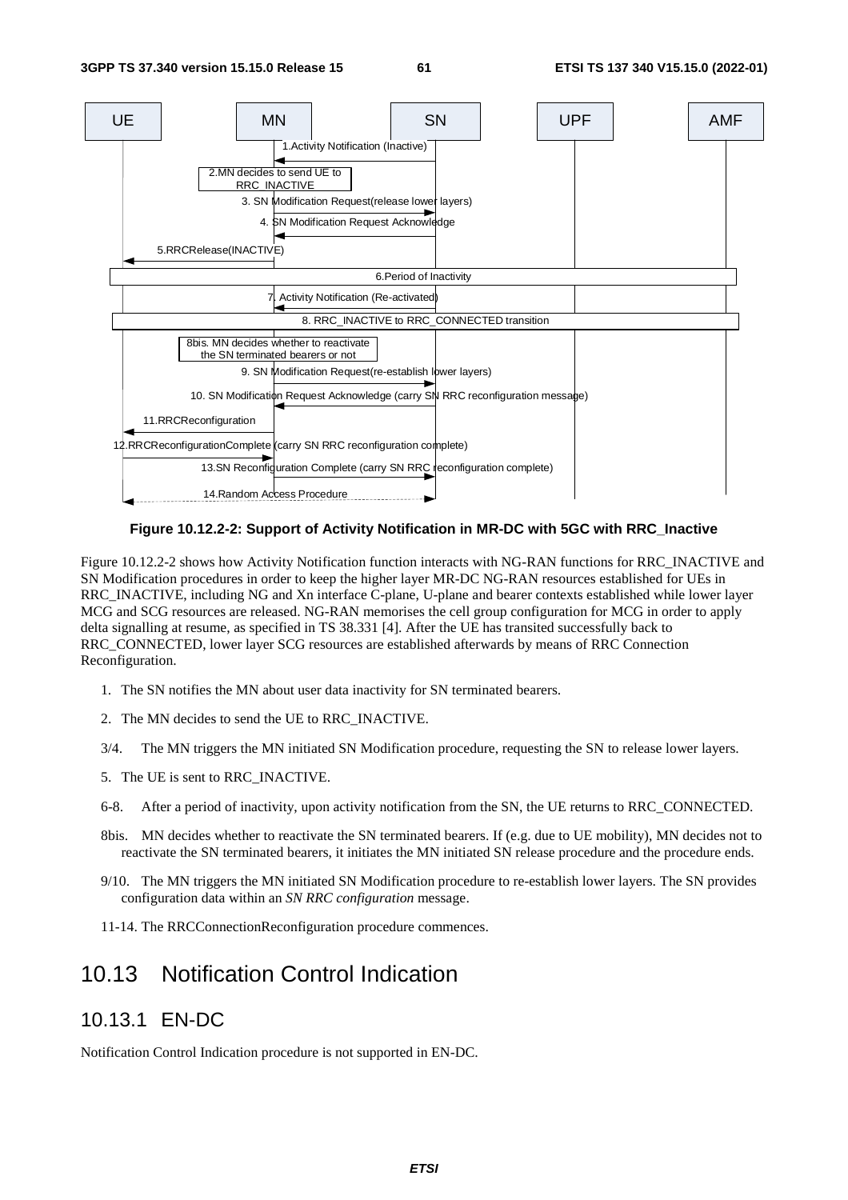Figure 10.12.2-2: Support of Activity Notification in MR-DC with 5GC with RRC_Inactive

Figure 10.12.2-2 shows how Activity Notification function interacts with NG-RAN functions for RRC_INACTIVE and SN Modification procedures in order to keep the higher layer MR-DC NG-RAN resources established for UEs in RRC_INACTIVE, including NG and Xn interface C-plane, U-plane and bearer contexts established while lower layer MCG and SCG resources are released. NG-RAN memorises the cell group configuration for MCG in order to apply delta signalling at resume, as specified in TS 38.331 [4]. After the UE has transited successfully back to RRC_CONNECTED, lower layer SCG resources are established afterwards by means of RRC Connection Reconfiguration.

1. The SN notifies the MN about user data inactivity for SN terminated bearers.

2. The MN decides to send the UE to RRC_INACTIVE.

3/4. The MN triggers the MN initiated SN Modification procedure, requesting the SN to release lower layers.

5. The UE is sent to RRC_INACTIVE.

6-8. After a period of inactivity, upon activity notification from the SN, the UE returns to RRC_CONNECTED.

8bis. MN decides whether to reactivate the SN terminated bearers. If (e.g. due to UE mobility), MN decides not to reactivate the SN terminated bearers, it initiates the MN initiated SN release procedure and the procedure ends.

9/10. The MN triggers the MN initiated SN Modification procedure to re-establish lower layers. The SN provides configuration data within an *SN RRC configuration* message.

11-14. The RRCConnectionReconfiguration procedure commences.

# 10.13 Notification Control Indication

## 10.13.1 EN-DC

Notification Control Indication procedure is not supported in EN-DC.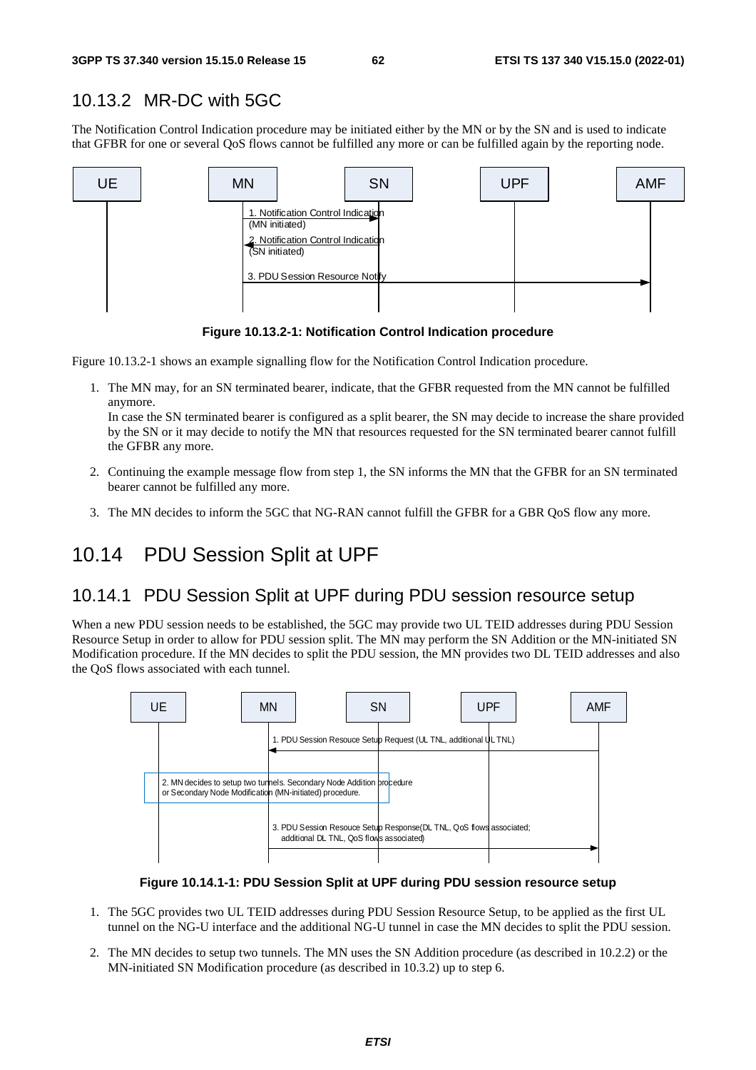## 10.13.2 MR-DC with 5GC

The Notification Control Indication procedure may be initiated either by the MN or by the SN and is used to indicate that GFBR for one or several QoS flows cannot be fulfilled any more or can be fulfilled again by the reporting node.

**Figure 10.13.2-1: Notification Control Indication procedure**

Figure 10.13.2-1 shows an example signalling flow for the Notification Control Indication procedure.

1. The MN may, for an SN terminated bearer, indicate, that the GFBR requested from the MN cannot be fulfilled anymore.
   In case the SN terminated bearer is configured as a split bearer, the SN may decide to increase the share provided by the SN or it may decide to notify the MN that resources requested for the SN terminated bearer cannot fulfill the GFBR any more.
2. Continuing the example message flow from step 1, the SN informs the MN that the GFBR for an SN terminated bearer cannot be fulfilled any more.
3. The MN decides to inform the 5GC that NG-RAN cannot fulfill the GFBR for a GBR QoS flow any more.

# 10.14 PDU Session Split at UPF

## 10.14.1 PDU Session Split at UPF during PDU session resource setup

When a new PDU session needs to be established, the 5GC may provide two UL TEID addresses during PDU Session Resource Setup in order to allow for PDU session split. The MN may perform the SN Addition or the MN-initiated SN Modification procedure. If the MN decides to split the PDU session, the MN provides two DL TEID addresses and also the QoS flows associated with each tunnel.

**Figure 10.14.1-1: PDU Session Split at UPF during PDU session resource setup**

1. The 5GC provides two UL TEID addresses during PDU Session Resource Setup, to be applied as the first UL tunnel on the NG-U interface and the additional NG-U tunnel in case the MN decides to split the PDU session.
2. The MN decides to setup two tunnels. The MN uses the SN Addition procedure (as described in 10.2.2) or the MN-initiated SN Modification procedure (as described in 10.3.2) up to step 6.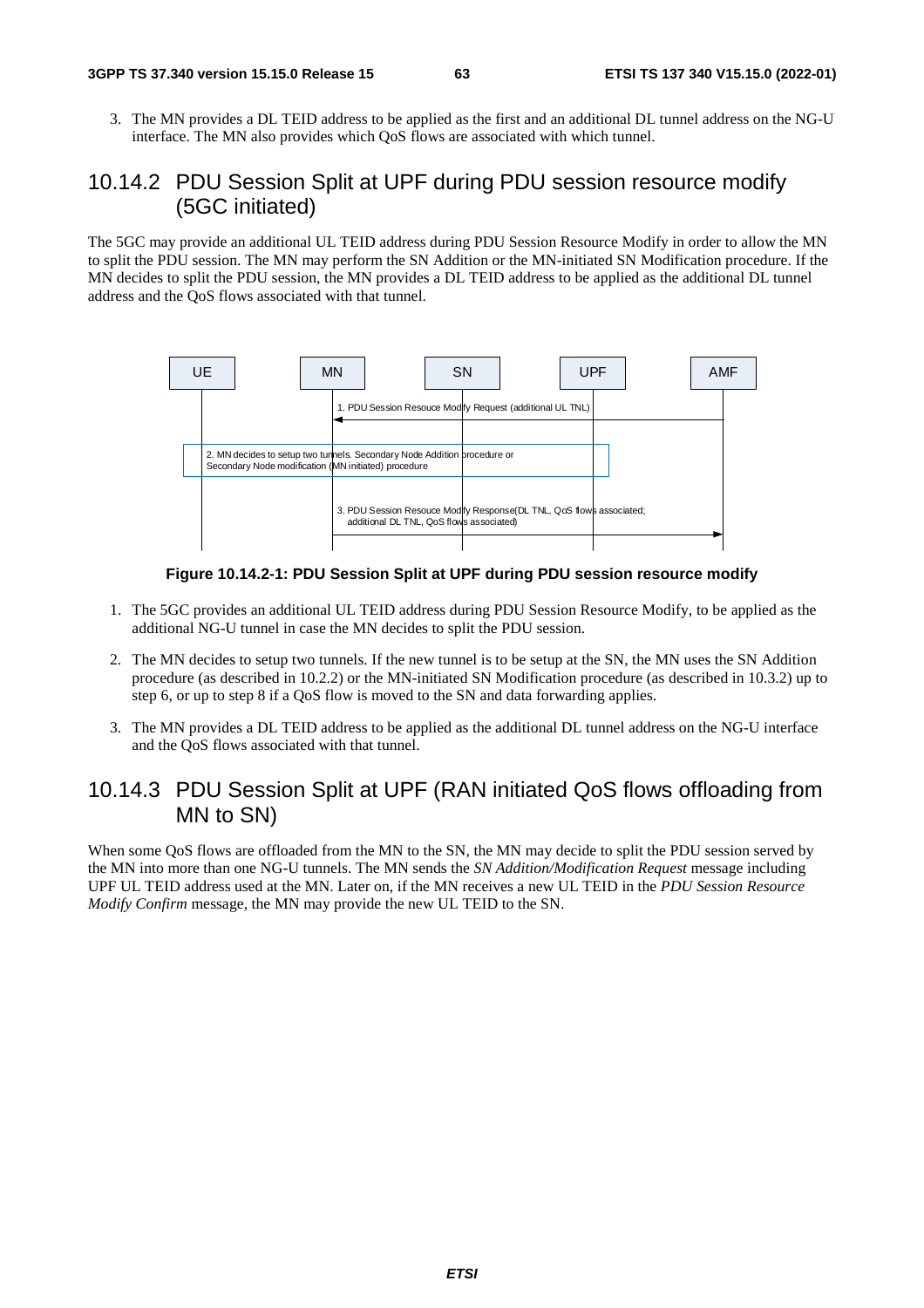3. The MN provides a DL TEID address to be applied as the first and an additional DL tunnel address on the NG-U interface. The MN also provides which QoS flows are associated with which tunnel.

### 10.14.2 PDU Session Split at UPF during PDU session resource modify (5GC initiated)

The 5GC may provide an additional UL TEID address during PDU Session Resource Modify in order to allow the MN to split the PDU session. The MN may perform the SN Addition or the MN-initiated SN Modification procedure. If the MN decides to split the PDU session, the MN provides a DL TEID address to be applied as the additional DL tunnel address and the QoS flows associated with that tunnel.

**Figure 10.14.2-1: PDU Session Split at UPF during PDU session resource modify**

1. The 5GC provides an additional UL TEID address during PDU Session Resource Modify, to be applied as the additional NG-U tunnel in case the MN decides to split the PDU session.
2. The MN decides to setup two tunnels. If the new tunnel is to be setup at the SN, the MN uses the SN Addition procedure (as described in 10.2.2) or the MN-initiated SN Modification procedure (as described in 10.3.2) up to step 6, or up to step 8 if a QoS flow is moved to the SN and data forwarding applies.
3. The MN provides a DL TEID address to be applied as the additional DL tunnel address on the NG-U interface and the QoS flows associated with that tunnel.

### 10.14.3 PDU Session Split at UPF (RAN initiated QoS flows offloading from MN to SN)

When some QoS flows are offloaded from the MN to the SN, the MN may decide to split the PDU session served by the MN into more than one NG-U tunnels. The MN sends the *SN Addition/Modification Request* message including UPF UL TEID address used at the MN. Later on, if the MN receives a new UL TEID in the *PDU Session Resource Modify Confirm* message, the MN may provide the new UL TEID to the SN.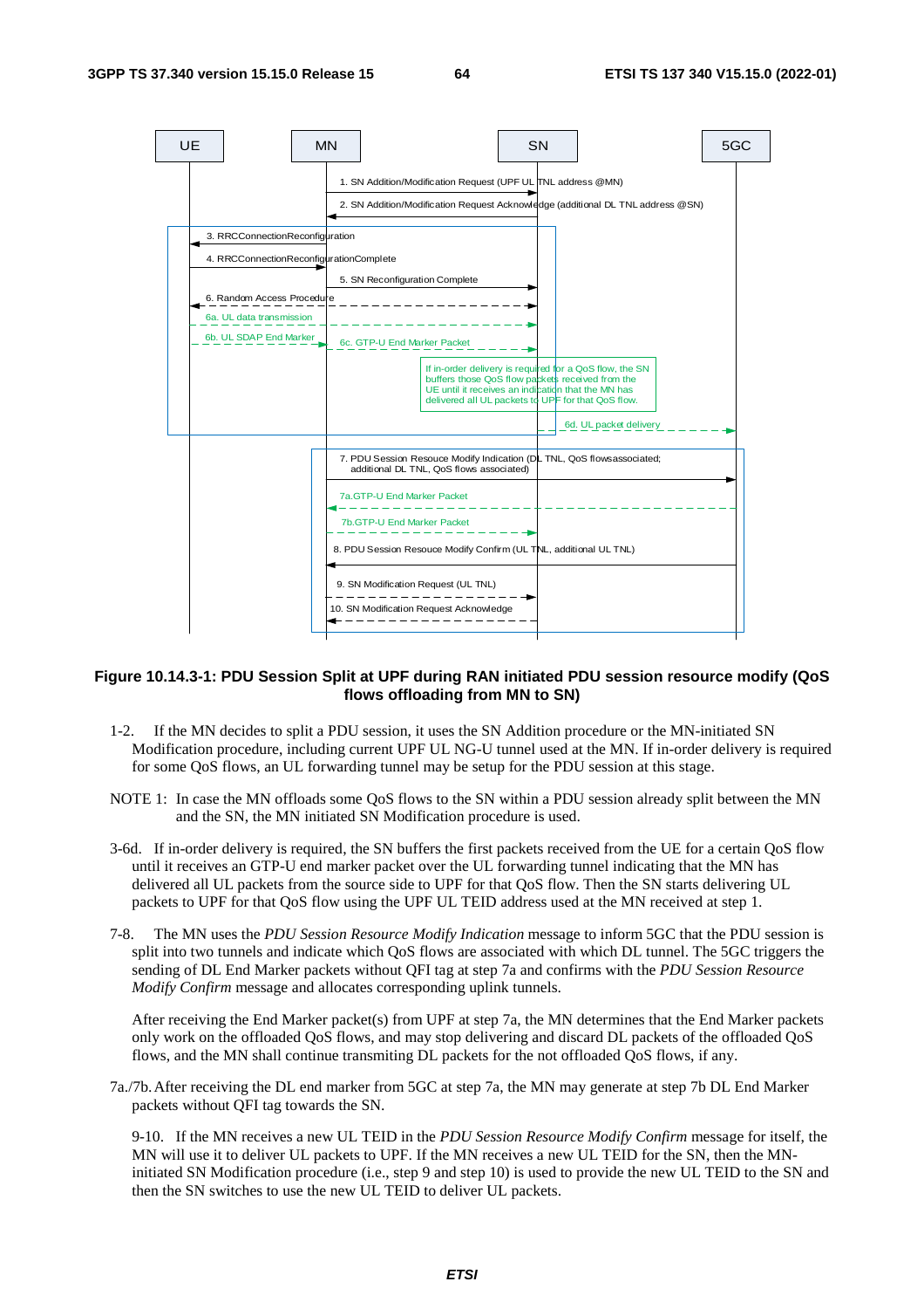UE MN SN 5GC

1. SN Addition/Modification Request (UPF UL TNL address @MN)

2. SN Addition/Modification Request Acknowledge (additional DL TNL address @SN)

3. RRCConnectionReconfiguration

4. RRCConnectionReconfigurationComplete

5. SN Reconfiguration Complete

6. Random Access Procedure

6a. UL data transmission

6b. UL SDAP End Marker

6c. GTP-U End Marker Packet

If in-order delivery is required for a QoS flow, the SN buffers those QoS flow packets received from the UE until it receives an indication that the MN has delivered all UL packets to UPF for that QoS flow.

6d. UL packet delivery

7. PDU Session Resouce Modify Indication (DL TNL, QoS flowsassociated; additional DL TNL, QoS flows associated)

7a.GTP-U End Marker Packet

7b.GTP-U End Marker Packet

8. PDU Session Resouce Modify Confirm (UL TNL, additional UL TNL)

9. SN Modification Request (UL TNL)

10. SN Modification Request Acknowledge

**Figure 10.14.3-1: PDU Session Split at UPF during RAN initiated PDU session resource modify (QoS flows offloading from MN to SN)**

1-2. If the MN decides to split a PDU session, it uses the SN Addition procedure or the MN-initiated SN Modification procedure, including current UPF UL NG-U tunnel used at the MN. If in-order delivery is required for some QoS flows, an UL forwarding tunnel may be setup for the PDU session at this stage.

NOTE 1: In case the MN offloads some QoS flows to the SN within a PDU session already split between the MN and the SN, the MN initiated SN Modification procedure is used.

3-6d. If in-order delivery is required, the SN buffers the first packets received from the UE for a certain QoS flow until it receives an GTP-U end marker packet over the UL forwarding tunnel indicating that the MN has delivered all UL packets from the source side to UPF for that QoS flow. Then the SN starts delivering UL packets to UPF for that QoS flow using the UPF UL TEID address used at the MN received at step 1.

7-8. The MN uses the *PDU Session Resource Modify Indication* message to inform 5GC that the PDU session is split into two tunnels and indicate which QoS flows are associated with which DL tunnel. The 5GC triggers the sending of DL End Marker packets without QFI tag at step 7a and confirms with the *PDU Session Resource Modify Confirm* message and allocates corresponding uplink tunnels.

After receiving the End Marker packet(s) from UPF at step 7a, the MN determines that the End Marker packets only work on the offloaded QoS flows, and may stop delivering and discard DL packets of the offloaded QoS flows, and the MN shall continue transmiting DL packets for the not offloaded QoS flows, if any.

7a./7b. After receiving the DL end marker from 5GC at step 7a, the MN may generate at step 7b DL End Marker packets without QFI tag towards the SN.

9-10. If the MN receives a new UL TEID in the *PDU Session Resource Modify Confirm* message for itself, the MN will use it to deliver UL packets to UPF. If the MN receives a new UL TEID for the SN, then the MN-initiated SN Modification procedure (i.e., step 9 and step 10) is used to provide the new UL TEID to the SN and then the SN switches to use the new UL TEID to deliver UL packets.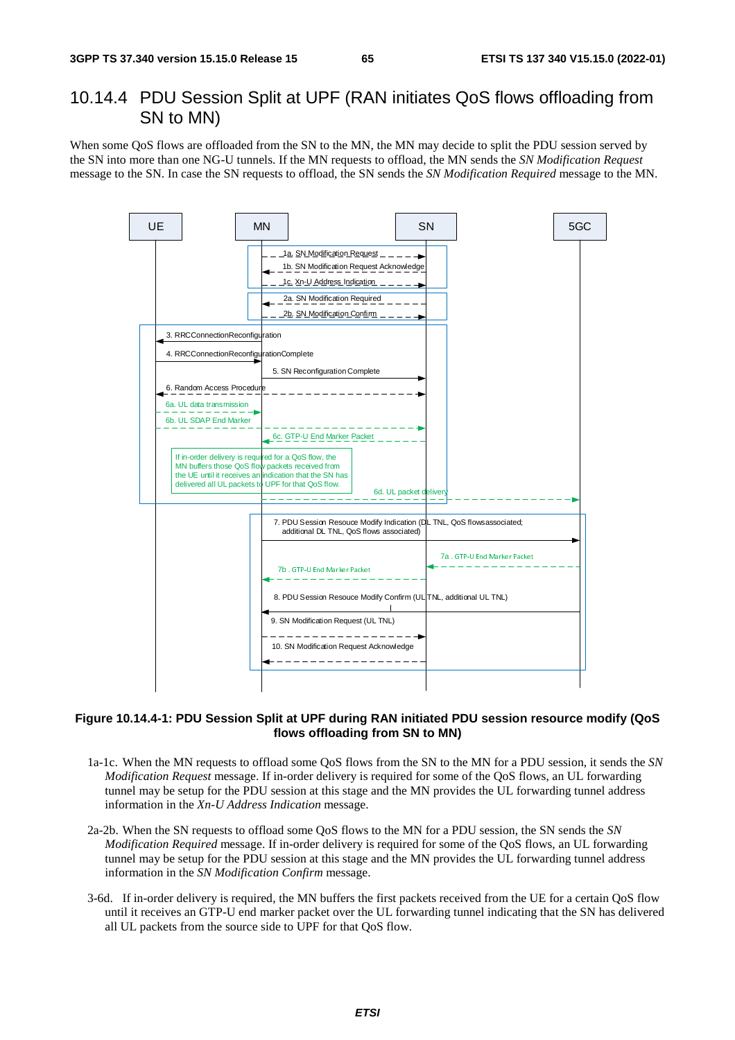## 10.14.4 PDU Session Split at UPF (RAN initiates QoS flows offloading from SN to MN)

When some QoS flows are offloaded from the SN to the MN, the MN may decide to split the PDU session served by the SN into more than one NG-U tunnels. If the MN requests to offload, the MN sends the *SN Modification Request* message to the SN. In case the SN requests to offload, the SN sends the *SN Modification Required* message to the MN.

**Figure 10.14.4-1: PDU Session Split at UPF during RAN initiated PDU session resource modify (QoS flows offloading from SN to MN)**

1a-1c. When the MN requests to offload some QoS flows from the SN to the MN for a PDU session, it sends the *SN Modification Request* message. If in-order delivery is required for some of the QoS flows, an UL forwarding tunnel may be setup for the PDU session at this stage and the MN provides the UL forwarding tunnel address information in the *Xn-U Address Indication* message.

2a-2b. When the SN requests to offload some QoS flows to the MN for a PDU session, the SN sends the *SN Modification Required* message. If in-order delivery is required for some of the QoS flows, an UL forwarding tunnel may be setup for the PDU session at this stage and the MN provides the UL forwarding tunnel address information in the *SN Modification Confirm* message.

3-6d. If in-order delivery is required, the MN buffers the first packets received from the UE for a certain QoS flow until it receives an GTP-U end marker packet over the UL forwarding tunnel indicating that the SN has delivered all UL packets from the source side to UPF for that QoS flow.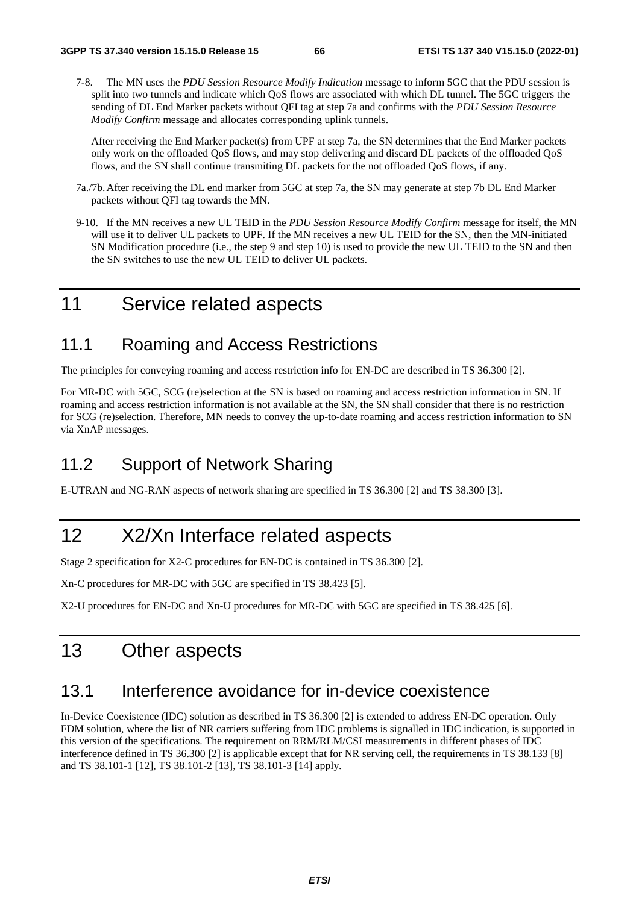7-8. The MN uses the *PDU Session Resource Modify Indication* message to inform 5GC that the PDU session is split into two tunnels and indicate which QoS flows are associated with which DL tunnel. The 5GC triggers the sending of DL End Marker packets without QFI tag at step 7a and confirms with the *PDU Session Resource Modify Confirm* message and allocates corresponding uplink tunnels.

After receiving the End Marker packet(s) from UPF at step 7a, the SN determines that the End Marker packets only work on the offloaded QoS flows, and may stop delivering and discard DL packets of the offloaded QoS flows, and the SN shall continue transmiting DL packets for the not offloaded QoS flows, if any.

7a./7b. After receiving the DL end marker from 5GC at step 7a, the SN may generate at step 7b DL End Marker packets without QFI tag towards the MN.

9-10. If the MN receives a new UL TEID in the *PDU Session Resource Modify Confirm* message for itself, the MN will use it to deliver UL packets to UPF. If the MN receives a new UL TEID for the SN, then the MN-initiated SN Modification procedure (i.e., the step 9 and step 10) is used to provide the new UL TEID to the SN and then the SN switches to use the new UL TEID to deliver UL packets.

# 11 Service related aspects

## 11.1 Roaming and Access Restrictions

The principles for conveying roaming and access restriction info for EN-DC are described in TS 36.300 [2].

For MR-DC with 5GC, SCG (re)selection at the SN is based on roaming and access restriction information in SN. If roaming and access restriction information is not available at the SN, the SN shall consider that there is no restriction for SCG (re)selection. Therefore, MN needs to convey the up-to-date roaming and access restriction information to SN via XnAP messages.

## 11.2 Support of Network Sharing

E-UTRAN and NG-RAN aspects of network sharing are specified in TS 36.300 [2] and TS 38.300 [3].

# 12 X2/Xn Interface related aspects

Stage 2 specification for X2-C procedures for EN-DC is contained in TS 36.300 [2].

Xn-C procedures for MR-DC with 5GC are specified in TS 38.423 [5].

X2-U procedures for EN-DC and Xn-U procedures for MR-DC with 5GC are specified in TS 38.425 [6].

# 13 Other aspects

## 13.1 Interference avoidance for in-device coexistence

In-Device Coexistence (IDC) solution as described in TS 36.300 [2] is extended to address EN-DC operation. Only FDM solution, where the list of NR carriers suffering from IDC problems is signalled in IDC indication, is supported in this version of the specifications. The requirement on RRM/RLM/CSI measurements in different phases of IDC interference defined in TS 36.300 [2] is applicable except that for NR serving cell, the requirements in TS 38.133 [8] and TS 38.101-1 [12], TS 38.101-2 [13], TS 38.101-3 [14] apply.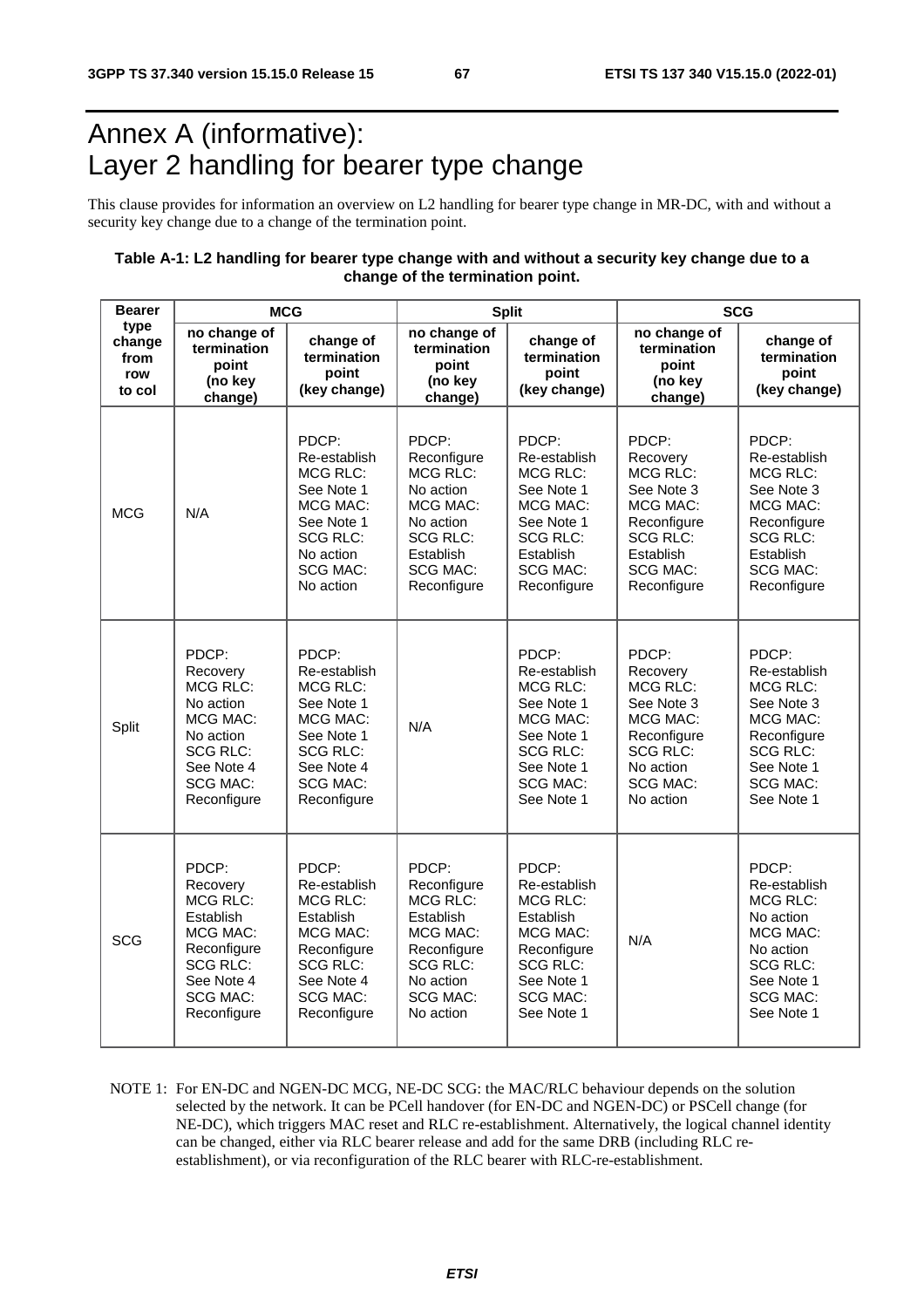# Annex A (informative): Layer 2 handling for bearer type change

This clause provides for information an overview on L2 handling for bearer type change in MR-DC, with and without a security key change due to a change of the termination point.

**Table A-1: L2 handling for bearer type change with and without a security key change due to a change of the termination point.**

| Bearer type change from row to col | MCG | | Split | | SCG | |
|---|---|---|---|---|---|---|
| | no change of termination point (no key change) | change of termination point (key change) | no change of termination point (no key change) | change of termination point (key change) | no change of termination point (no key change) | change of termination point (key change) |
| MCG | N/A | PDCP: Re-establish MCG RLC: See Note 1 MCG MAC: See Note 1 SCG RLC: No action SCG MAC: No action | PDCP: Reconfigure MCG RLC: No action MCG MAC: No action SCG RLC: Establish SCG MAC: Reconfigure | PDCP: Re-establish MCG RLC: See Note 1 MCG MAC: See Note 1 SCG RLC: Establish SCG MAC: Reconfigure | PDCP: Recovery MCG RLC: See Note 3 MCG MAC: Reconfigure SCG RLC: Establish SCG MAC: Reconfigure | PDCP: Re-establish MCG RLC: See Note 3 MCG MAC: Reconfigure SCG RLC: Establish SCG MAC: Reconfigure |
| Split | PDCP: Recovery MCG RLC: No action MCG MAC: No action SCG RLC: See Note 4 SCG MAC: Reconfigure | PDCP: Re-establish MCG RLC: See Note 1 MCG MAC: See Note 1 SCG RLC: See Note 4 SCG MAC: Reconfigure | N/A | PDCP: Re-establish MCG RLC: See Note 1 MCG MAC: See Note 1 SCG RLC: See Note 1 SCG MAC: See Note 1 | PDCP: Recovery MCG RLC: See Note 3 MCG MAC: Reconfigure SCG RLC: No action SCG MAC: No action | PDCP: Re-establish MCG RLC: See Note 3 MCG MAC: Reconfigure SCG RLC: See Note 1 SCG MAC: See Note 1 |
| SCG | PDCP: Recovery MCG RLC: Establish MCG MAC: Reconfigure SCG RLC: See Note 4 SCG MAC: Reconfigure | PDCP: Re-establish MCG RLC: Establish MCG MAC: Reconfigure SCG RLC: See Note 4 SCG MAC: Reconfigure | PDCP: Reconfigure MCG RLC: Establish MCG MAC: Reconfigure SCG RLC: No action SCG MAC: No action | PDCP: Re-establish MCG RLC: Establish MCG MAC: Reconfigure SCG RLC: See Note 1 SCG MAC: See Note 1 | N/A | PDCP: Re-establish MCG RLC: No action MCG MAC: No action SCG RLC: See Note 1 SCG MAC: See Note 1 |

NOTE 1: For EN-DC and NGEN-DC MCG, NE-DC SCG: the MAC/RLC behaviour depends on the solution selected by the network. It can be PCell handover (for EN-DC and NGEN-DC) or PSCell change (for NE-DC), which triggers MAC reset and RLC re-establishment. Alternatively, the logical channel identity can be changed, either via RLC bearer release and add for the same DRB (including RLC re-establishment), or via reconfiguration of the RLC bearer with RLC-re-establishment.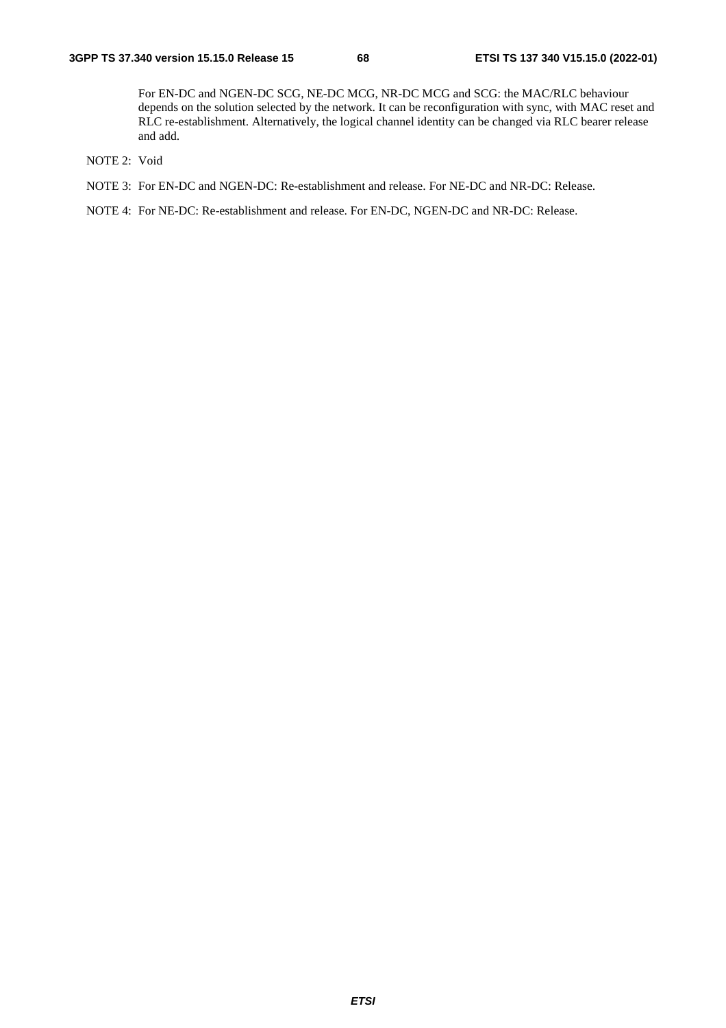For EN-DC and NGEN-DC SCG, NE-DC MCG, NR-DC MCG and SCG: the MAC/RLC behaviour depends on the solution selected by the network. It can be reconfiguration with sync, with MAC reset and RLC re-establishment. Alternatively, the logical channel identity can be changed via RLC bearer release and add.

NOTE 2: Void

NOTE 3: For EN-DC and NGEN-DC: Re-establishment and release. For NE-DC and NR-DC: Release.

NOTE 4: For NE-DC: Re-establishment and release. For EN-DC, NGEN-DC and NR-DC: Release.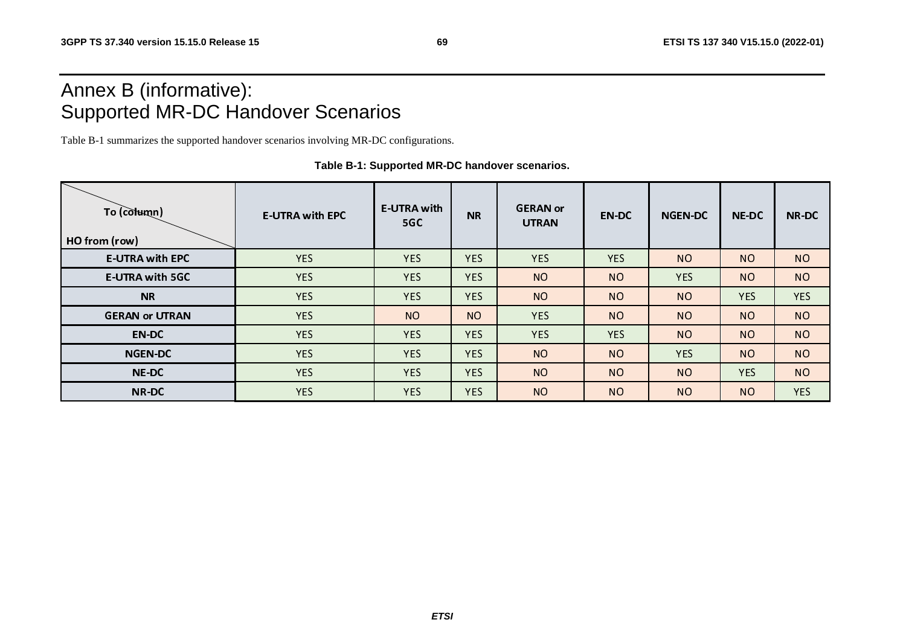# Annex B (informative): Supported MR-DC Handover Scenarios

Table B-1 summarizes the supported handover scenarios involving MR-DC configurations.

**Table B-1: Supported MR-DC handover scenarios.**

| To (column) / HO from (row) | E-UTRA with EPC | E-UTRA with 5GC | NR | GERAN or UTRAN | EN-DC | NGEN-DC | NE-DC | NR-DC |
|---|---|---|---|---|---|---|---|---|
| **E-UTRA with EPC** | YES | YES | YES | YES | YES | NO | NO | NO |
| **E-UTRA with 5GC** | YES | YES | YES | NO | NO | YES | NO | NO |
| **NR** | YES | YES | YES | NO | NO | NO | YES | YES |
| **GERAN or UTRAN** | YES | NO | NO | YES | NO | NO | NO | NO |
| **EN-DC** | YES | YES | YES | YES | YES | NO | NO | NO |
| **NGEN-DC** | YES | YES | YES | NO | NO | YES | NO | NO |
| **NE-DC** | YES | YES | YES | NO | NO | NO | YES | NO |
| **NR-DC** | YES | YES | YES | NO | NO | NO | NO | YES |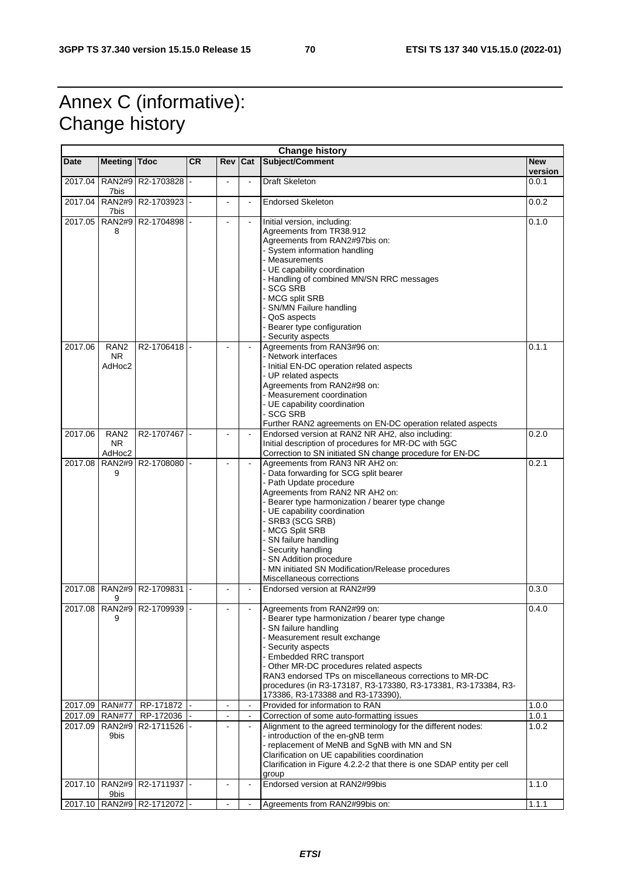# Annex C (informative): Change history

| Change history | | | | | | | |
|---|---|---|---|---|---|---|---|
| **Date** | **Meeting** | **Tdoc** | **CR** | **Rev** | **Cat** | **Subject/Comment** | **New version** |
| 2017.04 | RAN2#97bis | R2-1703828 | - | - | - | Draft Skeleton | 0.0.1 |
| 2017.04 | RAN2#97bis | R2-1703923 | - | - | - | Endorsed Skeleton | 0.0.2 |
| 2017.05 | RAN2#98 | R2-1704898 | - | - | - | Initial version, including:<br>Agreements from TR38.912<br>Agreements from RAN2#97bis on:<br>- System information handling<br>- Measurements<br>- UE capability coordination<br>- Handling of combined MN/SN RRC messages<br>- SCG SRB<br>- MCG split SRB<br>- SN/MN Failure handling<br>- QoS aspects<br>- Bearer type configuration<br>- Security aspects | 0.1.0 |
| 2017.06 | RAN2 NR AdHoc2 | R2-1706418 | - | - | - | Agreements from RAN3#96 on:<br>- Network interfaces<br>- Initial EN-DC operation related aspects<br>- UP related aspects<br>Agreements from RAN2#98 on:<br>- Measurement coordination<br>- UE capability coordination<br>- SCG SRB<br>Further RAN2 agreements on EN-DC operation related aspects | 0.1.1 |
| 2017.06 | RAN2 NR AdHoc2 | R2-1707467 | - | - | - | Endorsed version at RAN2 NR AH2, also including:<br>Initial description of procedures for MR-DC with 5GC<br>Correction to SN initiated SN change procedure for EN-DC | 0.2.0 |
| 2017.08 | RAN2#99 | R2-1708080 | - | - | - | Agreements from RAN3 NR AH2 on:<br>- Data forwarding for SCG split bearer<br>- Path Update procedure<br>Agreements from RAN2 NR AH2 on:<br>- Bearer type harmonization / bearer type change<br>- UE capability coordination<br>- SRB3 (SCG SRB)<br>- MCG Split SRB<br>- SN failure handling<br>- Security handling<br>- SN Addition procedure<br>- MN initiated SN Modification/Release procedures<br>Miscellaneous corrections | 0.2.1 |
| 2017.08 | RAN2#99 | R2-1709831 | - | - | - | Endorsed version at RAN2#99 | 0.3.0 |
| 2017.08 | RAN2#99 | R2-1709939 | - | - | - | Agreements from RAN2#99 on:<br>- Bearer type harmonization / bearer type change<br>- SN failure handling<br>- Measurement result exchange<br>- Security aspects<br>- Embedded RRC transport<br>- Other MR-DC procedures related aspects<br>RAN3 endorsed TPs on miscellaneous corrections to MR-DC procedures (in R3-173187, R3-173380, R3-173381, R3-173384, R3-173386, R3-173388 and R3-173390), | 0.4.0 |
| 2017.09 | RAN#77 | RP-171872 | - | - | - | Provided for information to RAN | 1.0.0 |
| 2017.09 | RAN#77 | RP-172036 | - | - | - | Correction of some auto-formatting issues | 1.0.1 |
| 2017.09 | RAN2#99bis | R2-1711526 | - | - | - | Alignment to the agreed terminology for the different nodes:<br>- introduction of the en-gNB term<br>- replacement of MeNB and SgNB with MN and SN<br>Clarification on UE capabilities coordination<br>Clarification in Figure 4.2.2-2 that there is one SDAP entity per cell group | 1.0.2 |
| 2017.10 | RAN2#99bis | R2-1711937 | - | - | - | Endorsed version at RAN2#99bis | 1.1.0 |
| 2017.10 | RAN2#99bis | R2-1712072 | - | - | - | Agreements from RAN2#99bis on: | 1.1.1 |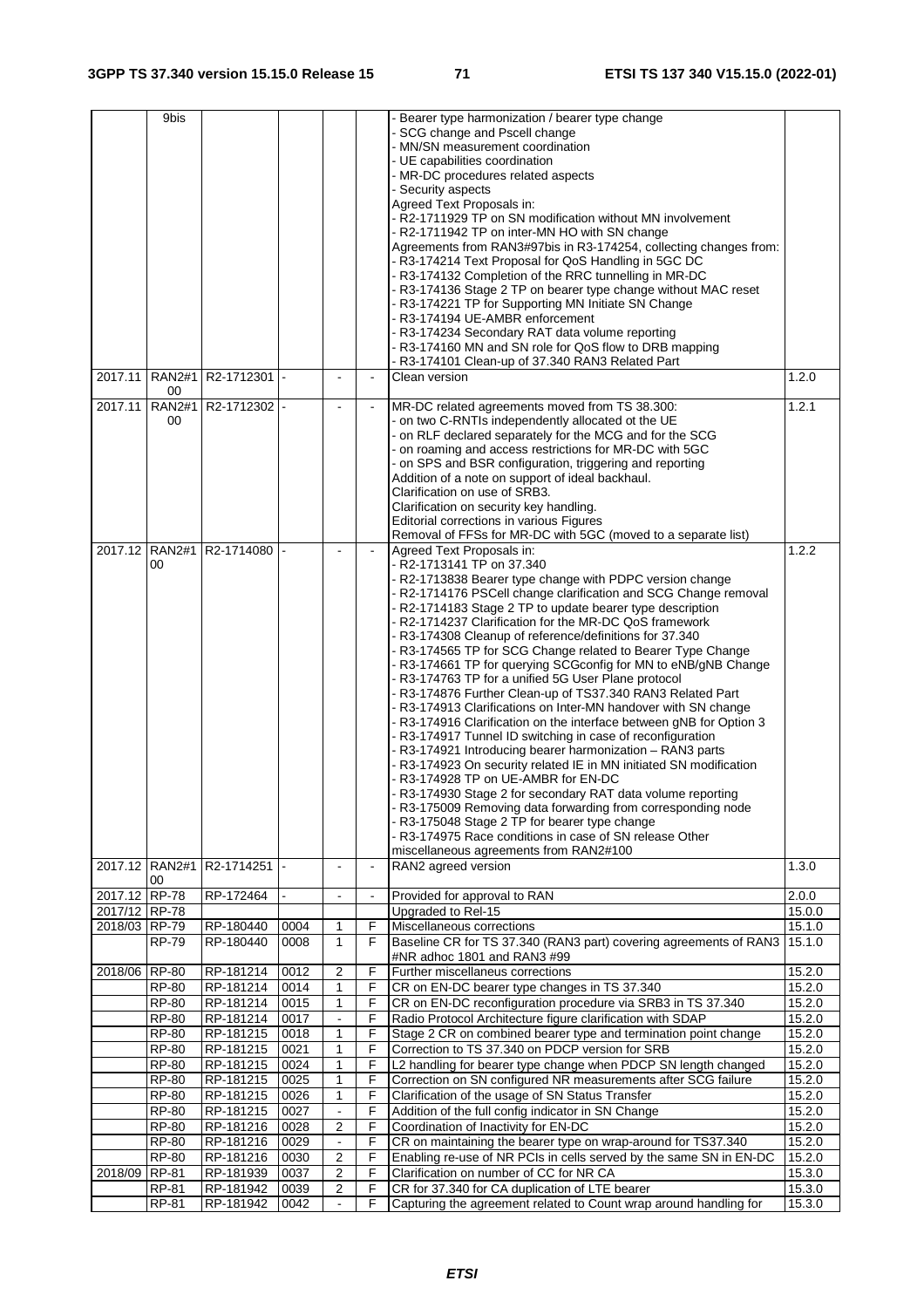| | 9bis | | | | | - Bearer type harmonization / bearer type change<br>- SCG change and Pscell change<br>- MN/SN measurement coordination<br>- UE capabilities coordination<br>- MR-DC procedures related aspects<br>- Security aspects<br>Agreed Text Proposals in:<br>- R2-1711929 TP on SN modification without MN involvement<br>- R2-1711942 TP on inter-MN HO with SN change<br>Agreements from RAN3#97bis in R3-174254, collecting changes from:<br>- R3-174214 Text Proposal for QoS Handling in 5GC DC<br>- R3-174132 Completion of the RRC tunnelling in MR-DC<br>- R3-174136 Stage 2 TP on bearer type change without MAC reset<br>- R3-174221 TP for Supporting MN Initiate SN Change<br>- R3-174194 UE-AMBR enforcement<br>- R3-174234 Secondary RAT data volume reporting<br>- R3-174160 MN and SN role for QoS flow to DRB mapping<br>- R3-174101 Clean-up of 37.340 RAN3 Related Part | |
|---|---|---|---|---|---|---|---|
| 2017.11 | RAN2#100 | R2-1712301 | - | - | - | Clean version | 1.2.0 |
| 2017.11 | RAN2#100 | R2-1712302 | - | - | - | MR-DC related agreements moved from TS 38.300:<br>- on two C-RNTIs independently allocated ot the UE<br>- on RLF declared separately for the MCG and for the SCG<br>- on roaming and access restrictions for MR-DC with 5GC<br>- on SPS and BSR configuration, triggering and reporting<br>Addition of a note on support of ideal backhaul.<br>Clarification on use of SRB3.<br>Clarification on security key handling.<br>Editorial corrections in various Figures<br>Removal of FFSs for MR-DC with 5GC (moved to a separate list) | 1.2.1 |
| 2017.12 | RAN2#100 | R2-1714080 | - | - | - | Agreed Text Proposals in:<br>- R2-1713141 TP on 37.340<br>- R2-1713838 Bearer type change with PDPC version change<br>- R2-1714176 PSCell change clarification and SCG Change removal<br>- R2-1714183 Stage 2 TP to update bearer type description<br>- R2-1714237 Clarification for the MR-DC QoS framework<br>- R3-174308 Cleanup of reference/definitions for 37.340<br>- R3-174565 TP for SCG Change related to Bearer Type Change<br>- R3-174661 TP for querying SCGconfig for MN to eNB/gNB Change<br>- R3-174763 TP for a unified 5G User Plane protocol<br>- R3-174876 Further Clean-up of TS37.340 RAN3 Related Part<br>- R3-174913 Clarifications on Inter-MN handover with SN change<br>- R3-174916 Clarification on the interface between gNB for Option 3<br>- R3-174917 Tunnel ID switching in case of reconfiguration<br>- R3-174921 Introducing bearer harmonization – RAN3 parts<br>- R3-174923 On security related IE in MN initiated SN modification<br>- R3-174928 TP on UE-AMBR for EN-DC<br>- R3-174930 Stage 2 for secondary RAT data volume reporting<br>- R3-175009 Removing data forwarding from corresponding node<br>- R3-175048 Stage 2 TP for bearer type change<br>- R3-174975 Race conditions in case of SN release Other miscellaneous agreements from RAN2#100 | 1.2.2 |
| 2017.12 | RAN2#100 | R2-1714251 | - | - | - | RAN2 agreed version | 1.3.0 |
| 2017.12 | RP-78 | RP-172464 | - | - | - | Provided for approval to RAN | 2.0.0 |
| 2017/12 | RP-78 | | | | | Upgraded to Rel-15 | 15.0.0 |
| 2018/03 | RP-79 | RP-180440 | 0004 | 1 | F | Miscellaneous corrections | 15.1.0 |
| | RP-79 | RP-180440 | 0008 | 1 | F | Baseline CR for TS 37.340 (RAN3 part) covering agreements of RAN3 #NR adhoc 1801 and RAN3 #99 | 15.1.0 |
| 2018/06 | RP-80 | RP-181214 | 0012 | 2 | F | Further miscellaneus corrections | 15.2.0 |
| | RP-80 | RP-181214 | 0014 | 1 | F | CR on EN-DC bearer type changes in TS 37.340 | 15.2.0 |
| | RP-80 | RP-181214 | 0015 | 1 | F | CR on EN-DC reconfiguration procedure via SRB3 in TS 37.340 | 15.2.0 |
| | RP-80 | RP-181214 | 0017 | - | F | Radio Protocol Architecture figure clarification with SDAP | 15.2.0 |
| | RP-80 | RP-181215 | 0018 | 1 | F | Stage 2 CR on combined bearer type and termination point change | 15.2.0 |
| | RP-80 | RP-181215 | 0021 | 1 | F | Correction to TS 37.340 on PDCP version for SRB | 15.2.0 |
| | RP-80 | RP-181215 | 0024 | 1 | F | L2 handling for bearer type change when PDCP SN length changed | 15.2.0 |
| | RP-80 | RP-181215 | 0025 | 1 | F | Correction on SN configured NR measurements after SCG failure | 15.2.0 |
| | RP-80 | RP-181215 | 0026 | 1 | F | Clarification of the usage of SN Status Transfer | 15.2.0 |
| | RP-80 | RP-181215 | 0027 | - | F | Addition of the full config indicator in SN Change | 15.2.0 |
| | RP-80 | RP-181216 | 0028 | 2 | F | Coordination of Inactivity for EN-DC | 15.2.0 |
| | RP-80 | RP-181216 | 0029 | - | F | CR on maintaining the bearer type on wrap-around for TS37.340 | 15.2.0 |
| | RP-80 | RP-181216 | 0030 | 2 | F | Enabling re-use of NR PCIs in cells served by the same SN in EN-DC | 15.2.0 |
| 2018/09 | RP-81 | RP-181939 | 0037 | 2 | F | Clarification on number of CC for NR CA | 15.3.0 |
| | RP-81 | RP-181942 | 0039 | 2 | F | CR for 37.340 for CA duplication of LTE bearer | 15.3.0 |
| | RP-81 | RP-181942 | 0042 | - | F | Capturing the agreement related to Count wrap around handling for | 15.3.0 |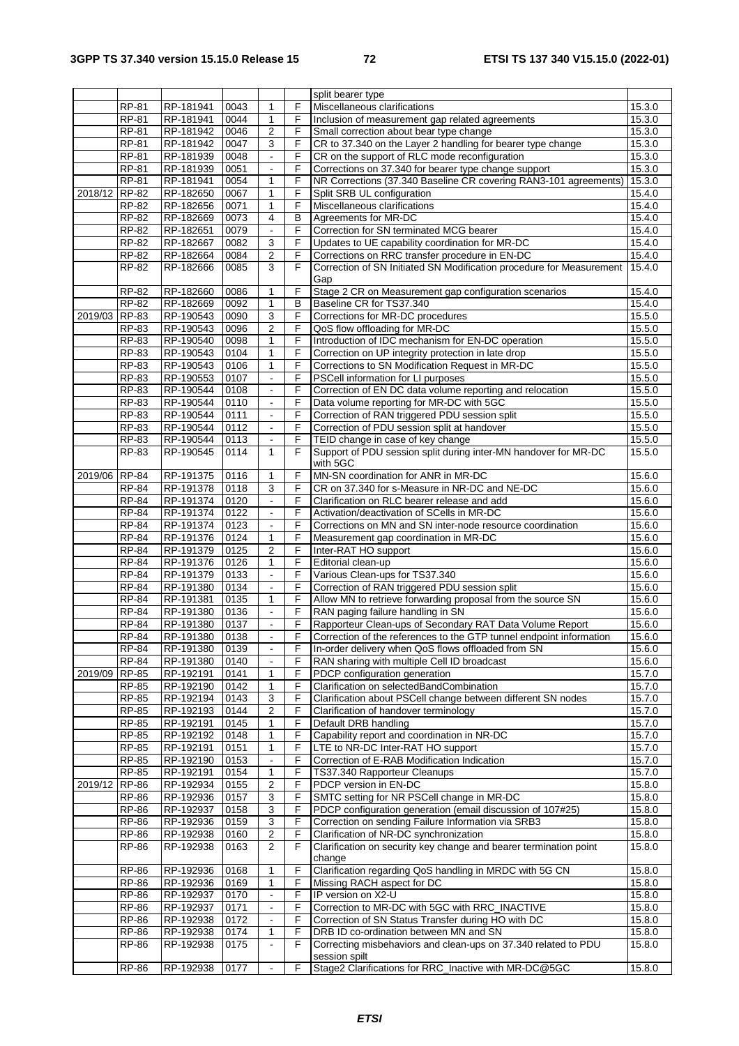| | | | | | | split bearer type | |
|---|---|---|---|---|---|---|---|
| | RP-81 | RP-181941 | 0043 | 1 | F | Miscellaneous clarifications | 15.3.0 |
| | RP-81 | RP-181941 | 0044 | 1 | F | Inclusion of measurement gap related agreements | 15.3.0 |
| | RP-81 | RP-181942 | 0046 | 2 | F | Small correction about bear type change | 15.3.0 |
| | RP-81 | RP-181942 | 0047 | 3 | F | CR to 37.340 on the Layer 2 handling for bearer type change | 15.3.0 |
| | RP-81 | RP-181939 | 0048 | - | F | CR on the support of RLC mode reconfiguration | 15.3.0 |
| | RP-81 | RP-181939 | 0051 | - | F | Corrections on 37.340 for bearer type change support | 15.3.0 |
| | RP-81 | RP-181941 | 0054 | 1 | F | NR Corrections (37.340 Baseline CR covering RAN3-101 agreements) | 15.3.0 |
| 2018/12 | RP-82 | RP-182650 | 0067 | 1 | F | Split SRB UL configuration | 15.4.0 |
| | RP-82 | RP-182656 | 0071 | 1 | F | Miscellaneous clarifications | 15.4.0 |
| | RP-82 | RP-182669 | 0073 | 4 | B | Agreements for MR-DC | 15.4.0 |
| | RP-82 | RP-182651 | 0079 | - | F | Correction for SN terminated MCG bearer | 15.4.0 |
| | RP-82 | RP-182667 | 0082 | 3 | F | Updates to UE capability coordination for MR-DC | 15.4.0 |
| | RP-82 | RP-182664 | 0084 | 2 | F | Corrections on RRC transfer procedure in EN-DC | 15.4.0 |
| | RP-82 | RP-182666 | 0085 | 3 | F | Correction of SN Initiated SN Modification procedure for Measurement Gap | 15.4.0 |
| | RP-82 | RP-182660 | 0086 | 1 | F | Stage 2 CR on Measurement gap configuration scenarios | 15.4.0 |
| | RP-82 | RP-182669 | 0092 | 1 | B | Baseline CR for TS37.340 | 15.4.0 |
| 2019/03 | RP-83 | RP-190543 | 0090 | 3 | F | Corrections for MR-DC procedures | 15.5.0 |
| | RP-83 | RP-190543 | 0096 | 2 | F | QoS flow offloading for MR-DC | 15.5.0 |
| | RP-83 | RP-190540 | 0098 | 1 | F | Introduction of IDC mechanism for EN-DC operation | 15.5.0 |
| | RP-83 | RP-190543 | 0104 | 1 | F | Correction on UP integrity protection in late drop | 15.5.0 |
| | RP-83 | RP-190543 | 0106 | 1 | F | Corrections to SN Modification Request in MR-DC | 15.5.0 |
| | RP-83 | RP-190553 | 0107 | - | F | PSCell information for LI purposes | 15.5.0 |
| | RP-83 | RP-190544 | 0108 | - | F | Correction of EN DC data volume reporting and relocation | 15.5.0 |
| | RP-83 | RP-190544 | 0110 | - | F | Data volume reporting for MR-DC with 5GC | 15.5.0 |
| | RP-83 | RP-190544 | 0111 | - | F | Correction of RAN triggered PDU session split | 15.5.0 |
| | RP-83 | RP-190544 | 0112 | - | F | Correction of PDU session split at handover | 15.5.0 |
| | RP-83 | RP-190544 | 0113 | - | F | TEID change in case of key change | 15.5.0 |
| | RP-83 | RP-190545 | 0114 | 1 | F | Support of PDU session split during inter-MN handover for MR-DC with 5GC | 15.5.0 |
| 2019/06 | RP-84 | RP-191375 | 0116 | 1 | F | MN-SN coordination for ANR in MR-DC | 15.6.0 |
| | RP-84 | RP-191378 | 0118 | 3 | F | CR on 37.340 for s-Measure in NR-DC and NE-DC | 15.6.0 |
| | RP-84 | RP-191374 | 0120 | - | F | Clarification on RLC bearer release and add | 15.6.0 |
| | RP-84 | RP-191374 | 0122 | - | F | Activation/deactivation of SCells in MR-DC | 15.6.0 |
| | RP-84 | RP-191374 | 0123 | - | F | Corrections on MN and SN inter-node resource coordination | 15.6.0 |
| | RP-84 | RP-191376 | 0124 | 1 | F | Measurement gap coordination in MR-DC | 15.6.0 |
| | RP-84 | RP-191379 | 0125 | 2 | F | Inter-RAT HO support | 15.6.0 |
| | RP-84 | RP-191376 | 0126 | 1 | F | Editorial clean-up | 15.6.0 |
| | RP-84 | RP-191379 | 0133 | - | F | Various Clean-ups for TS37.340 | 15.6.0 |
| | RP-84 | RP-191380 | 0134 | - | F | Correction of RAN triggered PDU session split | 15.6.0 |
| | RP-84 | RP-191381 | 0135 | 1 | F | Allow MN to retrieve forwarding proposal from the source SN | 15.6.0 |
| | RP-84 | RP-191380 | 0136 | - | F | RAN paging failure handling in SN | 15.6.0 |
| | RP-84 | RP-191380 | 0137 | - | F | Rapporteur Clean-ups of Secondary RAT Data Volume Report | 15.6.0 |
| | RP-84 | RP-191380 | 0138 | - | F | Correction of the references to the GTP tunnel endpoint information | 15.6.0 |
| | RP-84 | RP-191380 | 0139 | - | F | In-order delivery when QoS flows offloaded from SN | 15.6.0 |
| | RP-84 | RP-191380 | 0140 | - | F | RAN sharing with multiple Cell ID broadcast | 15.6.0 |
| 2019/09 | RP-85 | RP-192191 | 0141 | 1 | F | PDCP configuration generation | 15.7.0 |
| | RP-85 | RP-192190 | 0142 | 1 | F | Clarification on selectedBandCombination | 15.7.0 |
| | RP-85 | RP-192194 | 0143 | 3 | F | Clarification about PSCell change between different SN nodes | 15.7.0 |
| | RP-85 | RP-192193 | 0144 | 2 | F | Clarification of handover terminology | 15.7.0 |
| | RP-85 | RP-192191 | 0145 | 1 | F | Default DRB handling | 15.7.0 |
| | RP-85 | RP-192192 | 0148 | 1 | F | Capability report and coordination in NR-DC | 15.7.0 |
| | RP-85 | RP-192191 | 0151 | 1 | F | LTE to NR-DC Inter-RAT HO support | 15.7.0 |
| | RP-85 | RP-192190 | 0153 | - | F | Correction of E-RAB Modification Indication | 15.7.0 |
| | RP-85 | RP-192191 | 0154 | 1 | F | TS37.340 Rapporteur Cleanups | 15.7.0 |
| 2019/12 | RP-86 | RP-192934 | 0155 | 2 | F | PDCP version in EN-DC | 15.8.0 |
| | RP-86 | RP-192936 | 0157 | 3 | F | SMTC setting for NR PSCell change in MR-DC | 15.8.0 |
| | RP-86 | RP-192937 | 0158 | 3 | F | PDCP configuration generation (email discussion of 107#25) | 15.8.0 |
| | RP-86 | RP-192936 | 0159 | 3 | F | Correction on sending Failure Information via SRB3 | 15.8.0 |
| | RP-86 | RP-192938 | 0160 | 2 | F | Clarification of NR-DC synchronization | 15.8.0 |
| | RP-86 | RP-192938 | 0163 | 2 | F | Clarification on security key change and bearer termination point change | 15.8.0 |
| | RP-86 | RP-192936 | 0168 | 1 | F | Clarification regarding QoS handling in MRDC with 5G CN | 15.8.0 |
| | RP-86 | RP-192936 | 0169 | 1 | F | Missing RACH aspect for DC | 15.8.0 |
| | RP-86 | RP-192937 | 0170 | - | F | IP version on X2-U | 15.8.0 |
| | RP-86 | RP-192937 | 0171 | - | F | Correction to MR-DC with 5GC with RRC_INACTIVE | 15.8.0 |
| | RP-86 | RP-192938 | 0172 | - | F | Correction of SN Status Transfer during HO with DC | 15.8.0 |
| | RP-86 | RP-192938 | 0174 | 1 | F | DRB ID co-ordination between MN and SN | 15.8.0 |
| | RP-86 | RP-192938 | 0175 | - | F | Correcting misbehaviors and clean-ups on 37.340 related to PDU session spilt | 15.8.0 |
| | RP-86 | RP-192938 | 0177 | - | F | Stage2 Clarifications for RRC_Inactive with MR-DC@5GC | 15.8.0 |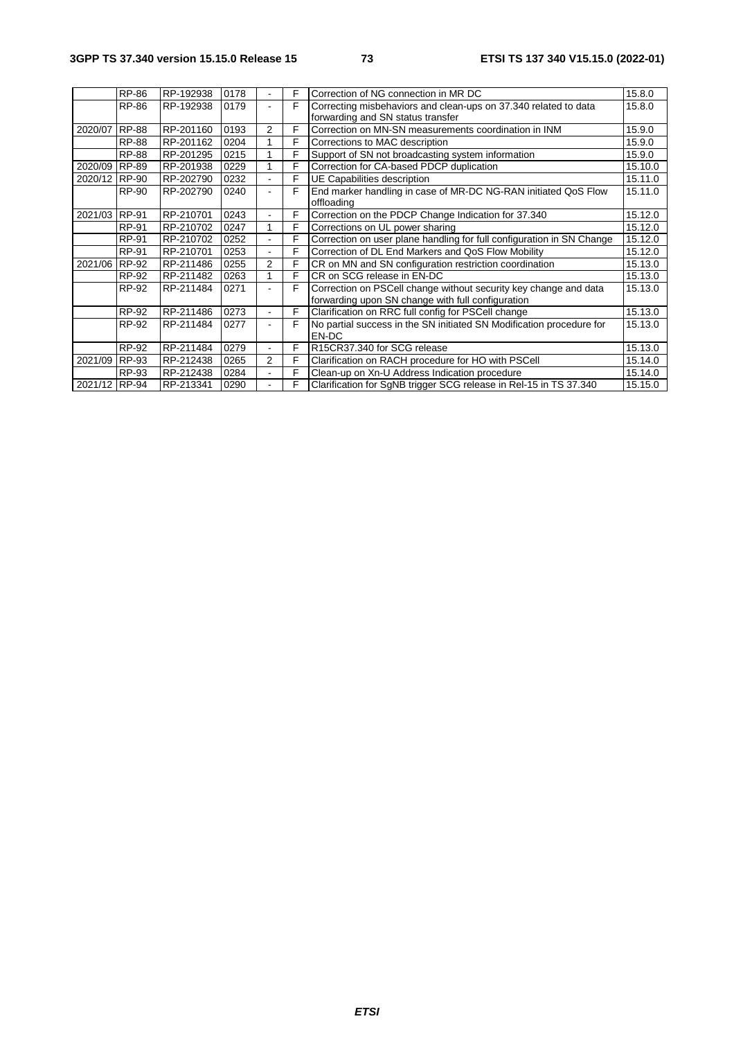|  | RP-86 | RP-192938 | 0178 | - | F | Correction of NG connection in MR DC | 15.8.0 |
|---|---|---|---|---|---|---|---|
|  | RP-86 | RP-192938 | 0179 | - | F | Correcting misbehaviors and clean-ups on 37.340 related to data forwarding and SN status transfer | 15.8.0 |
| 2020/07 | RP-88 | RP-201160 | 0193 | 2 | F | Correction on MN-SN measurements coordination in INM | 15.9.0 |
|  | RP-88 | RP-201162 | 0204 | 1 | F | Corrections to MAC description | 15.9.0 |
|  | RP-88 | RP-201295 | 0215 | 1 | F | Support of SN not broadcasting system information | 15.9.0 |
| 2020/09 | RP-89 | RP-201938 | 0229 | 1 | F | Correction for CA-based PDCP duplication | 15.10.0 |
| 2020/12 | RP-90 | RP-202790 | 0232 | - | F | UE Capabilities description | 15.11.0 |
|  | RP-90 | RP-202790 | 0240 | - | F | End marker handling in case of MR-DC NG-RAN initiated QoS Flow offloading | 15.11.0 |
| 2021/03 | RP-91 | RP-210701 | 0243 | - | F | Correction on the PDCP Change Indication for 37.340 | 15.12.0 |
|  | RP-91 | RP-210702 | 0247 | 1 | F | Corrections on UL power sharing | 15.12.0 |
|  | RP-91 | RP-210702 | 0252 | - | F | Correction on user plane handling for full configuration in SN Change | 15.12.0 |
|  | RP-91 | RP-210701 | 0253 | - | F | Correction of DL End Markers and QoS Flow Mobility | 15.12.0 |
| 2021/06 | RP-92 | RP-211486 | 0255 | 2 | F | CR on MN and SN configuration restriction coordination | 15.13.0 |
|  | RP-92 | RP-211482 | 0263 | 1 | F | CR on SCG release in EN-DC | 15.13.0 |
|  | RP-92 | RP-211484 | 0271 | - | F | Correction on PSCell change without security key change and data forwarding upon SN change with full configuration | 15.13.0 |
|  | RP-92 | RP-211486 | 0273 | - | F | Clarification on RRC full config for PSCell change | 15.13.0 |
|  | RP-92 | RP-211484 | 0277 | - | F | No partial success in the SN initiated SN Modification procedure for EN-DC | 15.13.0 |
|  | RP-92 | RP-211484 | 0279 | - | F | R15CR37.340 for SCG release | 15.13.0 |
| 2021/09 | RP-93 | RP-212438 | 0265 | 2 | F | Clarification on RACH procedure for HO with PSCell | 15.14.0 |
|  | RP-93 | RP-212438 | 0284 | - | F | Clean-up on Xn-U Address Indication procedure | 15.14.0 |
| 2021/12 | RP-94 | RP-213341 | 0290 | - | F | Clarification for SgNB trigger SCG release in Rel-15 in TS 37.340 | 15.15.0 |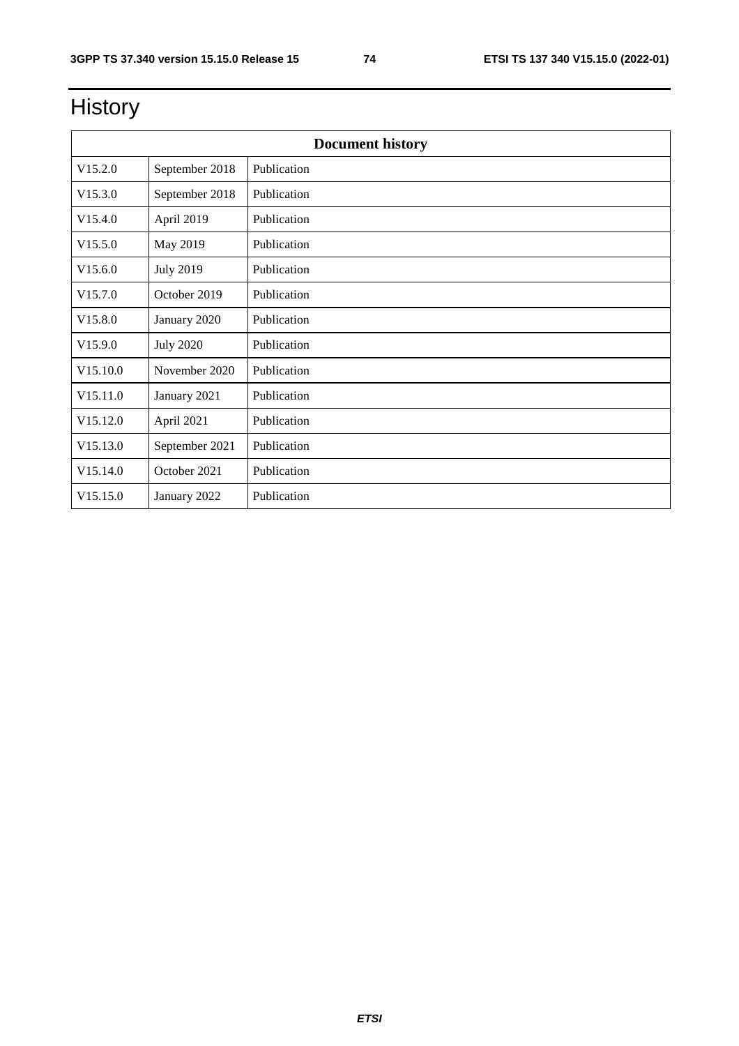# History

| Document history | | |
|---|---|---|
| V15.2.0 | September 2018 | Publication |
| V15.3.0 | September 2018 | Publication |
| V15.4.0 | April 2019 | Publication |
| V15.5.0 | May 2019 | Publication |
| V15.6.0 | July 2019 | Publication |
| V15.7.0 | October 2019 | Publication |
| V15.8.0 | January 2020 | Publication |
| V15.9.0 | July 2020 | Publication |
| V15.10.0 | November 2020 | Publication |
| V15.11.0 | January 2021 | Publication |
| V15.12.0 | April 2021 | Publication |
| V15.13.0 | September 2021 | Publication |
| V15.14.0 | October 2021 | Publication |
| V15.15.0 | January 2022 | Publication |